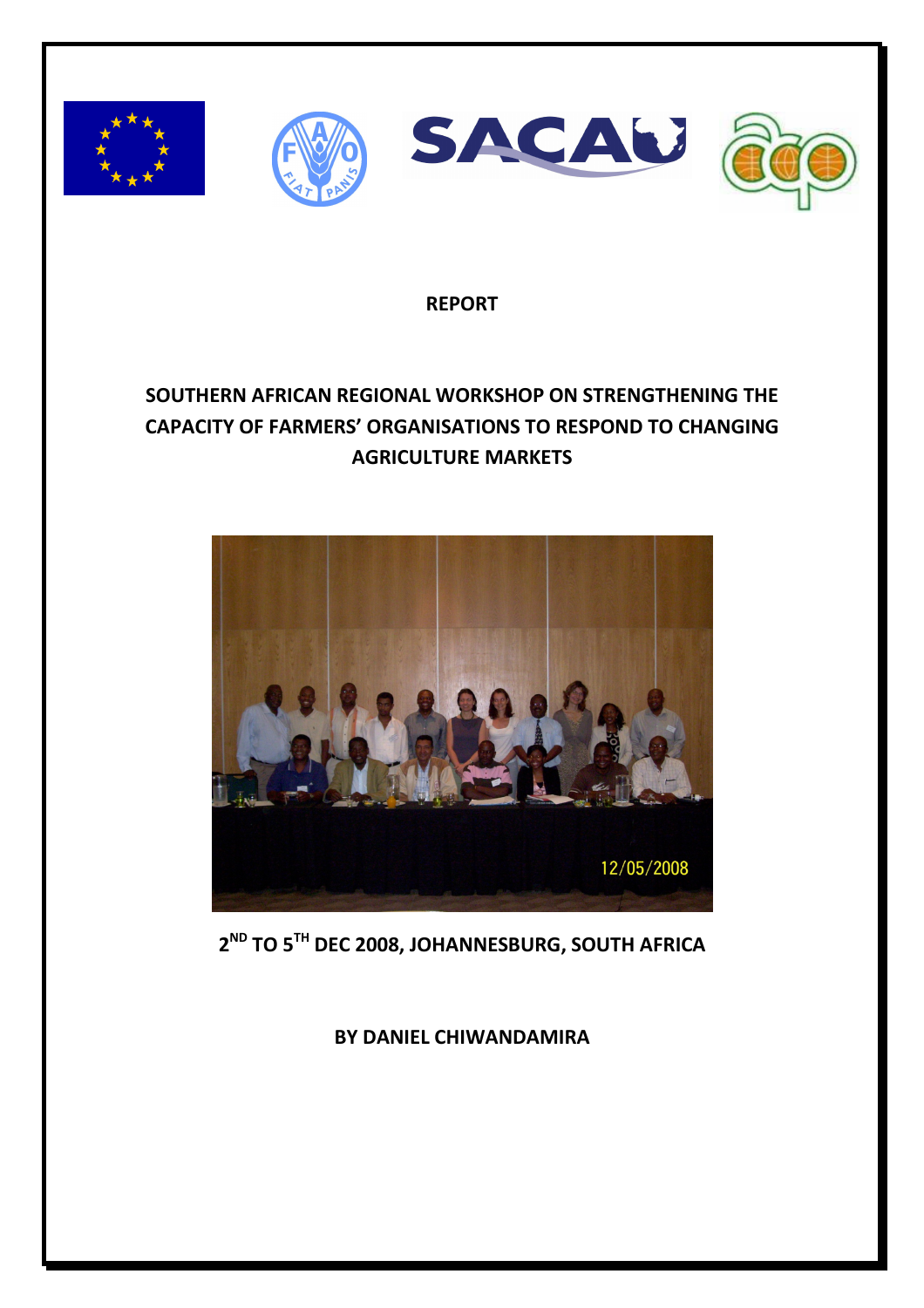**REPORT**

# SOUTHERN AFRICAN REGIONAL WORKSHOP ON STRENGTHENING THE CAPACITY OF FARMERS' ORGANISATIONS TO RESPOND TO CHANGING AGRICULTURE MARKETS

**2ND TO 5TH DEC 2008, JOHANNESBURG, SOUTH AFRICA**

**BY DANIEL CHIWANDAMIRA**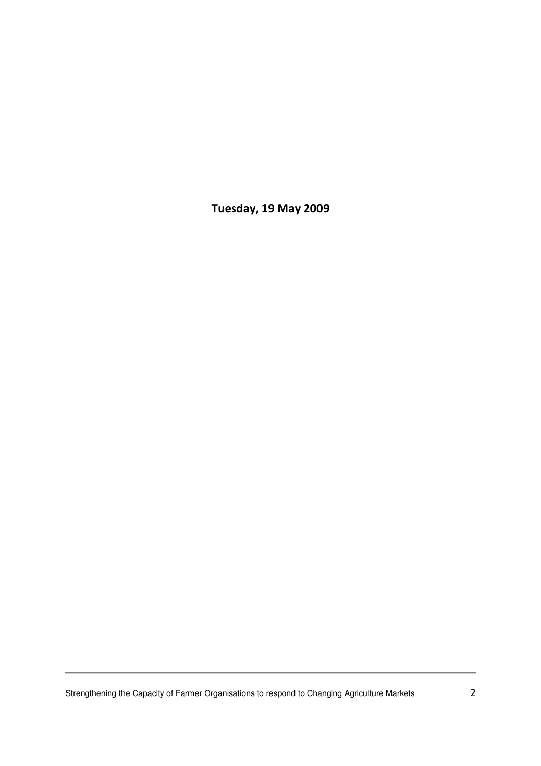**Tuesday, 19 May 2009**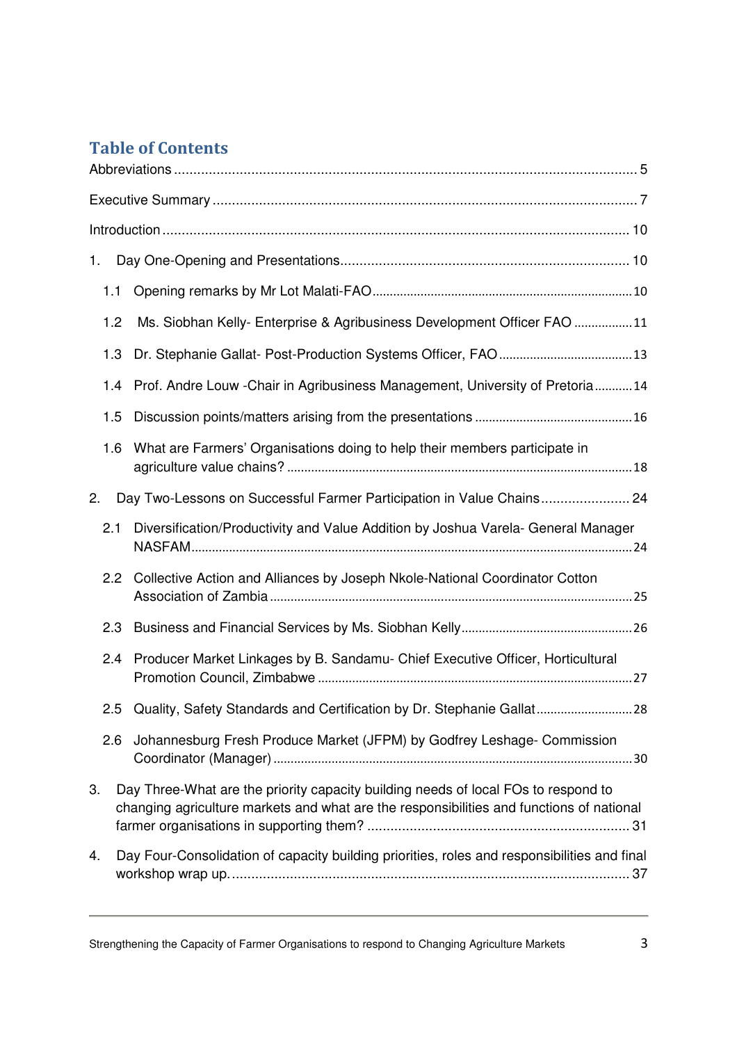# Table of Contents

Abbreviations ........................................................................................................................ 5

Executive Summary ............................................................................................................. 7

Introduction .......................................................................................................................... 10

1. Day One-Opening and Presentations.......................................................................... 10

   1.1 Opening remarks by Mr Lot Malati-FAO.......................................................................... 10

   1.2 Ms. Siobhan Kelly- Enterprise & Agribusiness Development Officer FAO ................. 11

   1.3 Dr. Stephanie Gallat- Post-Production Systems Officer, FAO ...................................... 13

   1.4 Prof. Andre Louw -Chair in Agribusiness Management, University of Pretoria........... 14

   1.5 Discussion points/matters arising from the presentations ............................................. 16

   1.6 What are Farmers' Organisations doing to help their members participate in agriculture value chains? .................................................................................................... 18

2. Day Two-Lessons on Successful Farmer Participation in Value Chains....................... 24

   2.1 Diversification/Productivity and Value Addition by Joshua Varela- General Manager NASFAM.............................................................................................................................. 24

   2.2 Collective Action and Alliances by Joseph Nkole-National Coordinator Cotton Association of Zambia ........................................................................................................ 25

   2.3 Business and Financial Services by Ms. Siobhan Kelly................................................. 26

   2.4 Producer Market Linkages by B. Sandamu- Chief Executive Officer, Horticultural Promotion Council, Zimbabwe .......................................................................................... 27

   2.5 Quality, Safety Standards and Certification by Dr. Stephanie Gallat............................ 28

   2.6 Johannesburg Fresh Produce Market (JFPM) by Godfrey Leshage- Commission Coordinator (Manager) ...................................................................................................... 30

3. Day Three-What are the priority capacity building needs of local FOs to respond to changing agriculture markets and what are the responsibilities and functions of national farmer organisations in supporting them? .................................................................... 31

4. Day Four-Consolidation of capacity building priorities, roles and responsibilities and final workshop wrap up. ....................................................................................................... 37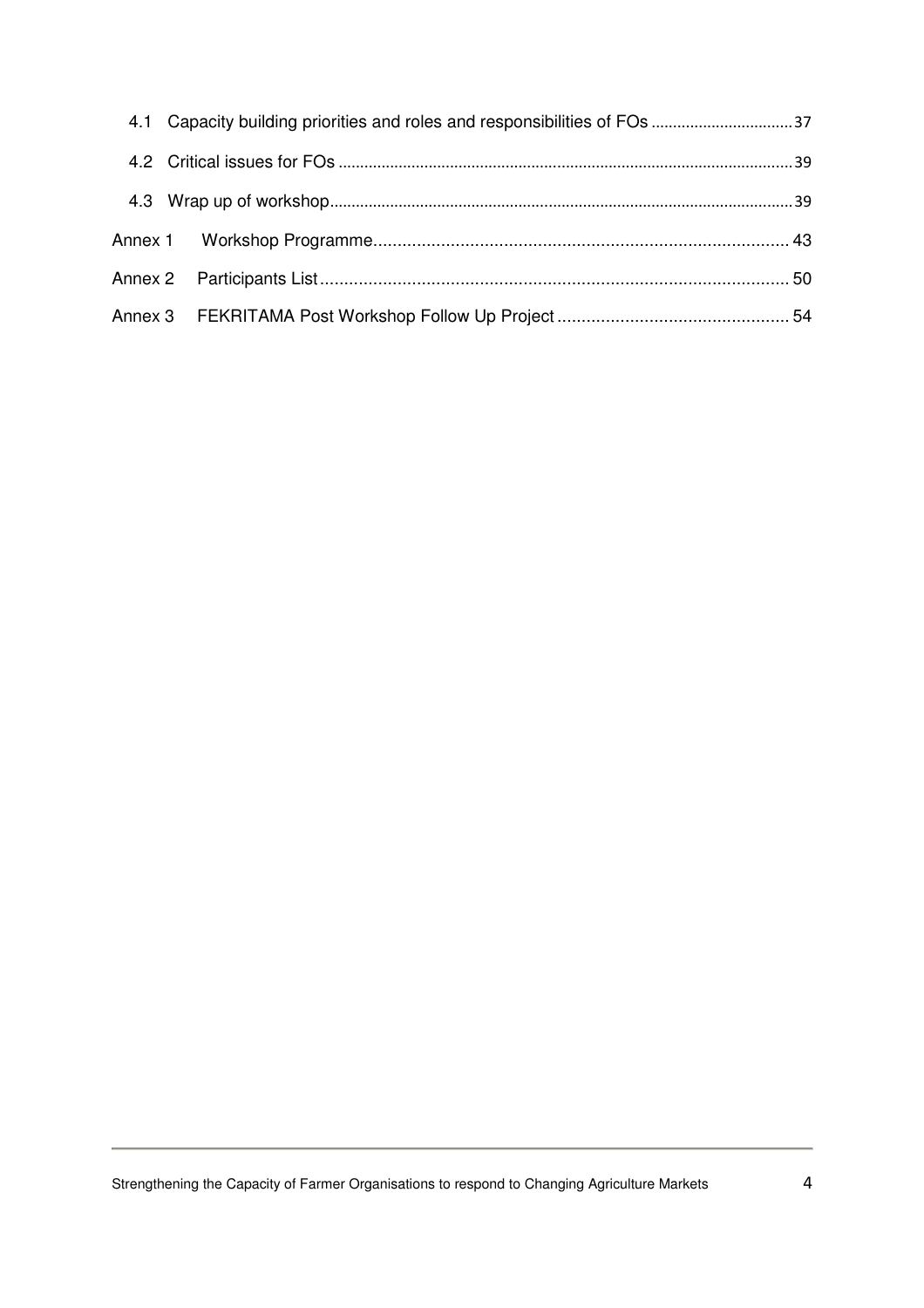4.1 Capacity building priorities and roles and responsibilities of FOs ................................37

4.2 Critical issues for FOs ........................................................................................................39

4.3 Wrap up of workshop..........................................................................................................39

Annex 1 Workshop Programme..................................................................................... 43

Annex 2 Participants List................................................................................................ 50

Annex 3 FEKRITAMA Post Workshop Follow Up Project ................................................ 54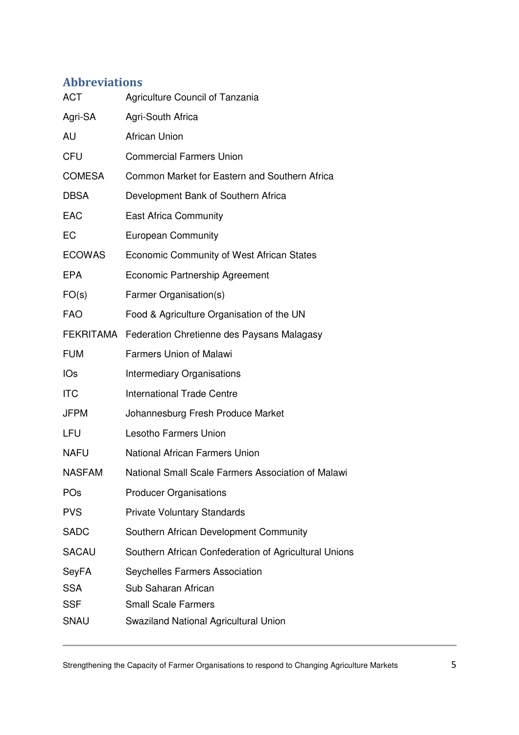## Abbreviations

| | |
|---|---|
| ACT | Agriculture Council of Tanzania |
| Agri-SA | Agri-South Africa |
| AU | African Union |
| CFU | Commercial Farmers Union |
| COMESA | Common Market for Eastern and Southern Africa |
| DBSA | Development Bank of Southern Africa |
| EAC | East Africa Community |
| EC | European Community |
| ECOWAS | Economic Community of West African States |
| EPA | Economic Partnership Agreement |
| FO(s) | Farmer Organisation(s) |
| FAO | Food & Agriculture Organisation of the UN |
| FEKRITAMA | Federation Chretienne des Paysans Malagasy |
| FUM | Farmers Union of Malawi |
| IOs | Intermediary Organisations |
| ITC | International Trade Centre |
| JFPM | Johannesburg Fresh Produce Market |
| LFU | Lesotho Farmers Union |
| NAFU | National African Farmers Union |
| NASFAM | National Small Scale Farmers Association of Malawi |
| POs | Producer Organisations |
| PVS | Private Voluntary Standards |
| SADC | Southern African Development Community |
| SACAU | Southern African Confederation of Agricultural Unions |
| SeyFA | Seychelles Farmers Association |
| SSA | Sub Saharan African |
| SSF | Small Scale Farmers |
| SNAU | Swaziland National Agricultural Union |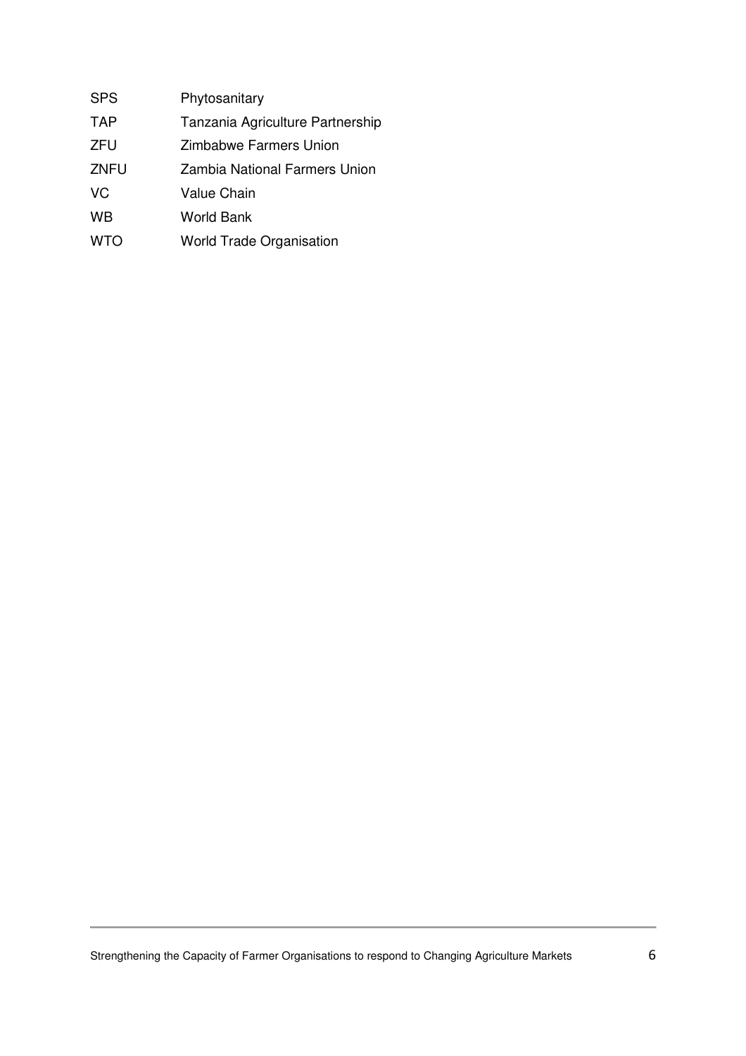| | |
|---|---|
| SPS | Phytosanitary |
| TAP | Tanzania Agriculture Partnership |
| ZFU | Zimbabwe Farmers Union |
| ZNFU | Zambia National Farmers Union |
| VC | Value Chain |
| WB | World Bank |
| WTO | World Trade Organisation |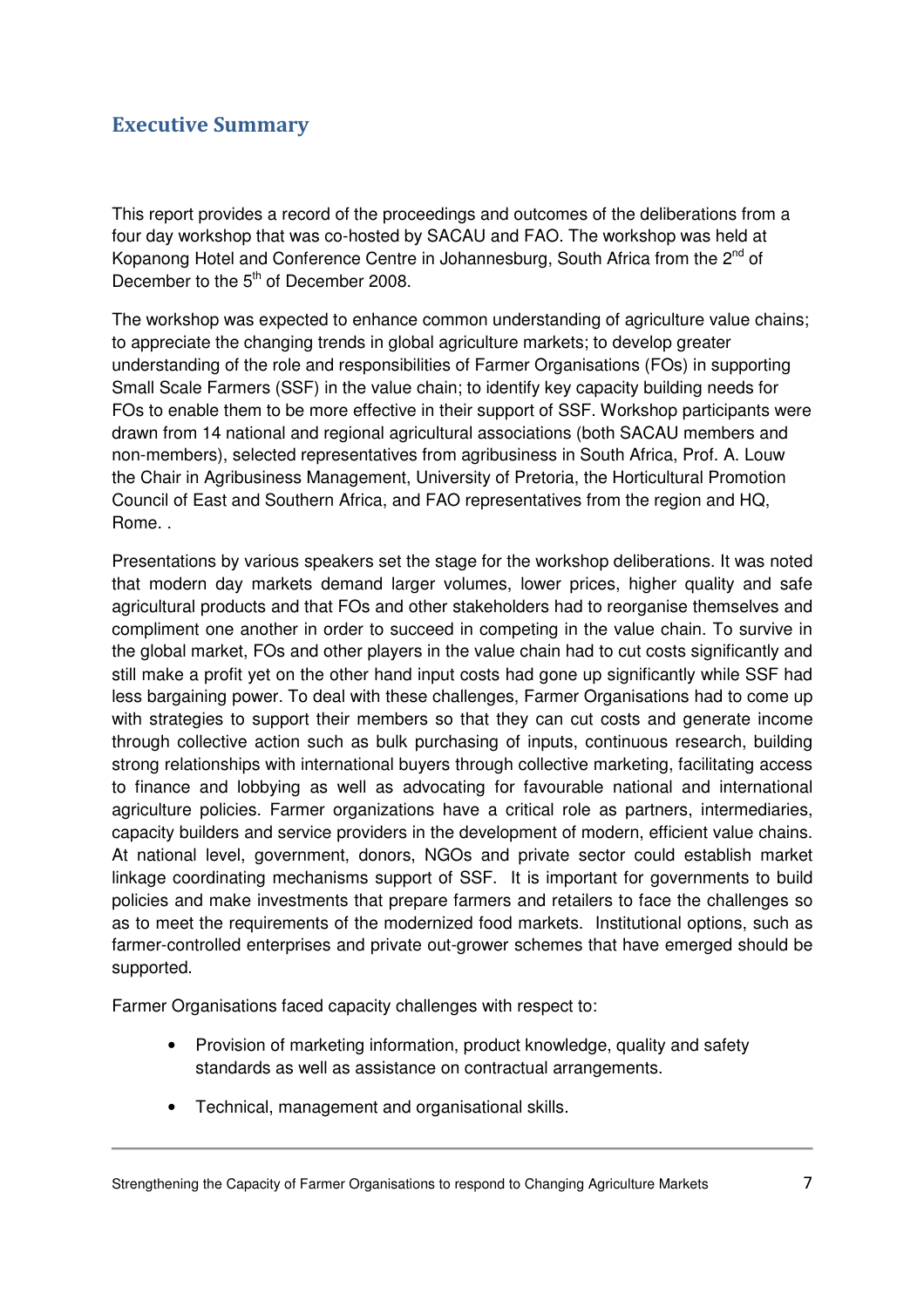## Executive Summary

This report provides a record of the proceedings and outcomes of the deliberations from a four day workshop that was co-hosted by SACAU and FAO. The workshop was held at Kopanong Hotel and Conference Centre in Johannesburg, South Africa from the 2nd of December to the 5th of December 2008.

The workshop was expected to enhance common understanding of agriculture value chains; to appreciate the changing trends in global agriculture markets; to develop greater understanding of the role and responsibilities of Farmer Organisations (FOs) in supporting Small Scale Farmers (SSF) in the value chain; to identify key capacity building needs for FOs to enable them to be more effective in their support of SSF. Workshop participants were drawn from 14 national and regional agricultural associations (both SACAU members and non-members), selected representatives from agribusiness in South Africa, Prof. A. Louw the Chair in Agribusiness Management, University of Pretoria, the Horticultural Promotion Council of East and Southern Africa, and FAO representatives from the region and HQ, Rome. .

Presentations by various speakers set the stage for the workshop deliberations. It was noted that modern day markets demand larger volumes, lower prices, higher quality and safe agricultural products and that FOs and other stakeholders had to reorganise themselves and compliment one another in order to succeed in competing in the value chain. To survive in the global market, FOs and other players in the value chain had to cut costs significantly and still make a profit yet on the other hand input costs had gone up significantly while SSF had less bargaining power. To deal with these challenges, Farmer Organisations had to come up with strategies to support their members so that they can cut costs and generate income through collective action such as bulk purchasing of inputs, continuous research, building strong relationships with international buyers through collective marketing, facilitating access to finance and lobbying as well as advocating for favourable national and international agriculture policies. Farmer organizations have a critical role as partners, intermediaries, capacity builders and service providers in the development of modern, efficient value chains. At national level, government, donors, NGOs and private sector could establish market linkage coordinating mechanisms support of SSF. It is important for governments to build policies and make investments that prepare farmers and retailers to face the challenges so as to meet the requirements of the modernized food markets. Institutional options, such as farmer-controlled enterprises and private out-grower schemes that have emerged should be supported.

Farmer Organisations faced capacity challenges with respect to:

- Provision of marketing information, product knowledge, quality and safety standards as well as assistance on contractual arrangements.
- Technical, management and organisational skills.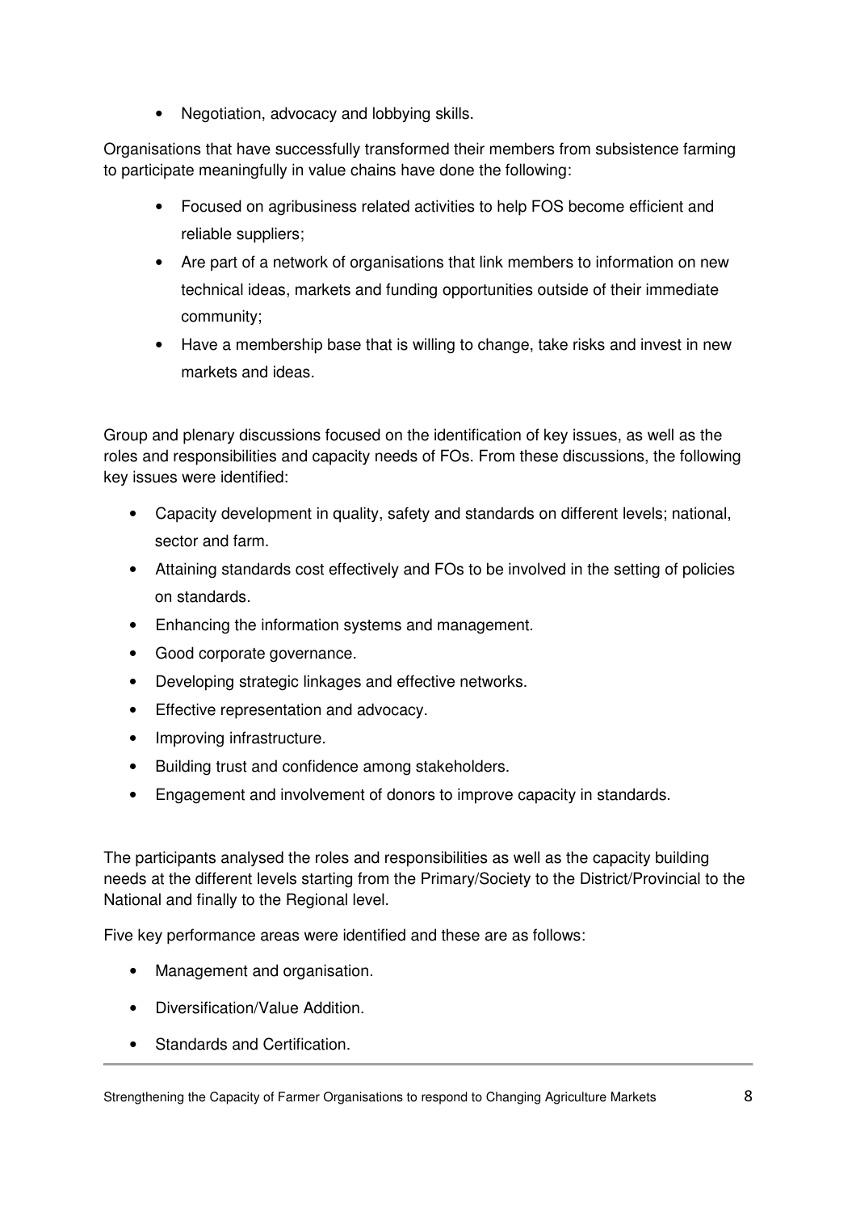- Negotiation, advocacy and lobbying skills.

Organisations that have successfully transformed their members from subsistence farming to participate meaningfully in value chains have done the following:

- Focused on agribusiness related activities to help FOS become efficient and reliable suppliers;
- Are part of a network of organisations that link members to information on new technical ideas, markets and funding opportunities outside of their immediate community;
- Have a membership base that is willing to change, take risks and invest in new markets and ideas.

Group and plenary discussions focused on the identification of key issues, as well as the roles and responsibilities and capacity needs of FOs. From these discussions, the following key issues were identified:

- Capacity development in quality, safety and standards on different levels; national, sector and farm.
- Attaining standards cost effectively and FOs to be involved in the setting of policies on standards.
- Enhancing the information systems and management.
- Good corporate governance.
- Developing strategic linkages and effective networks.
- Effective representation and advocacy.
- Improving infrastructure.
- Building trust and confidence among stakeholders.
- Engagement and involvement of donors to improve capacity in standards.

The participants analysed the roles and responsibilities as well as the capacity building needs at the different levels starting from the Primary/Society to the District/Provincial to the National and finally to the Regional level.

Five key performance areas were identified and these are as follows:

- Management and organisation.
- Diversification/Value Addition.
- Standards and Certification.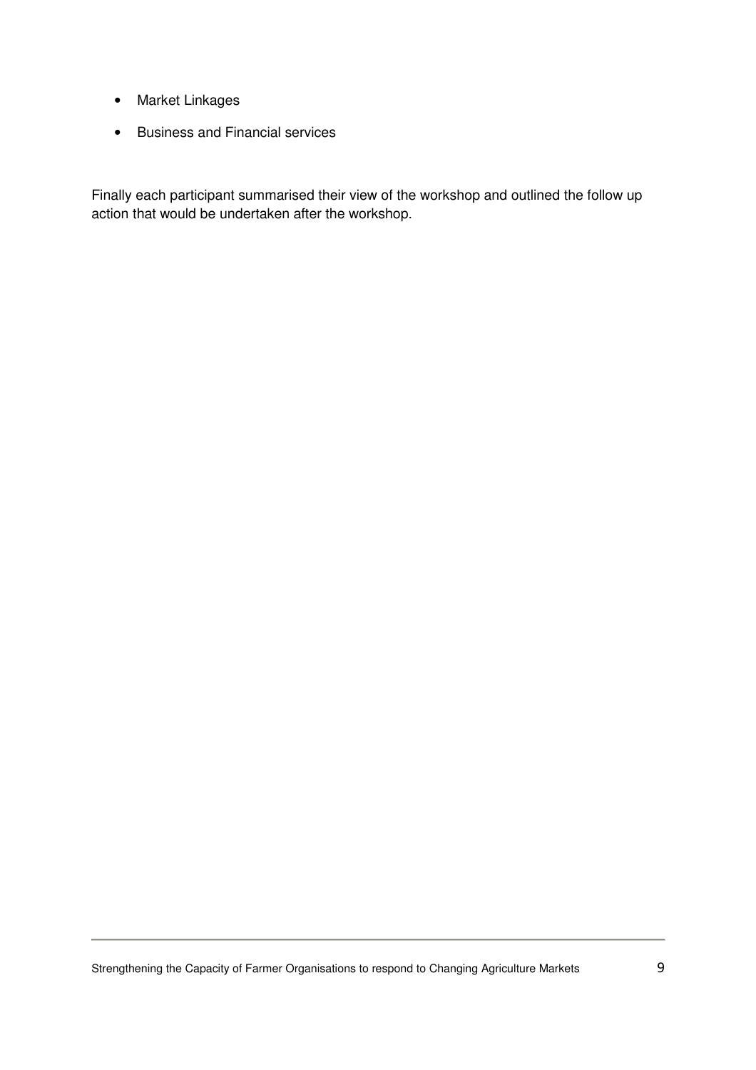- Market Linkages
- Business and Financial services

Finally each participant summarised their view of the workshop and outlined the follow up action that would be undertaken after the workshop.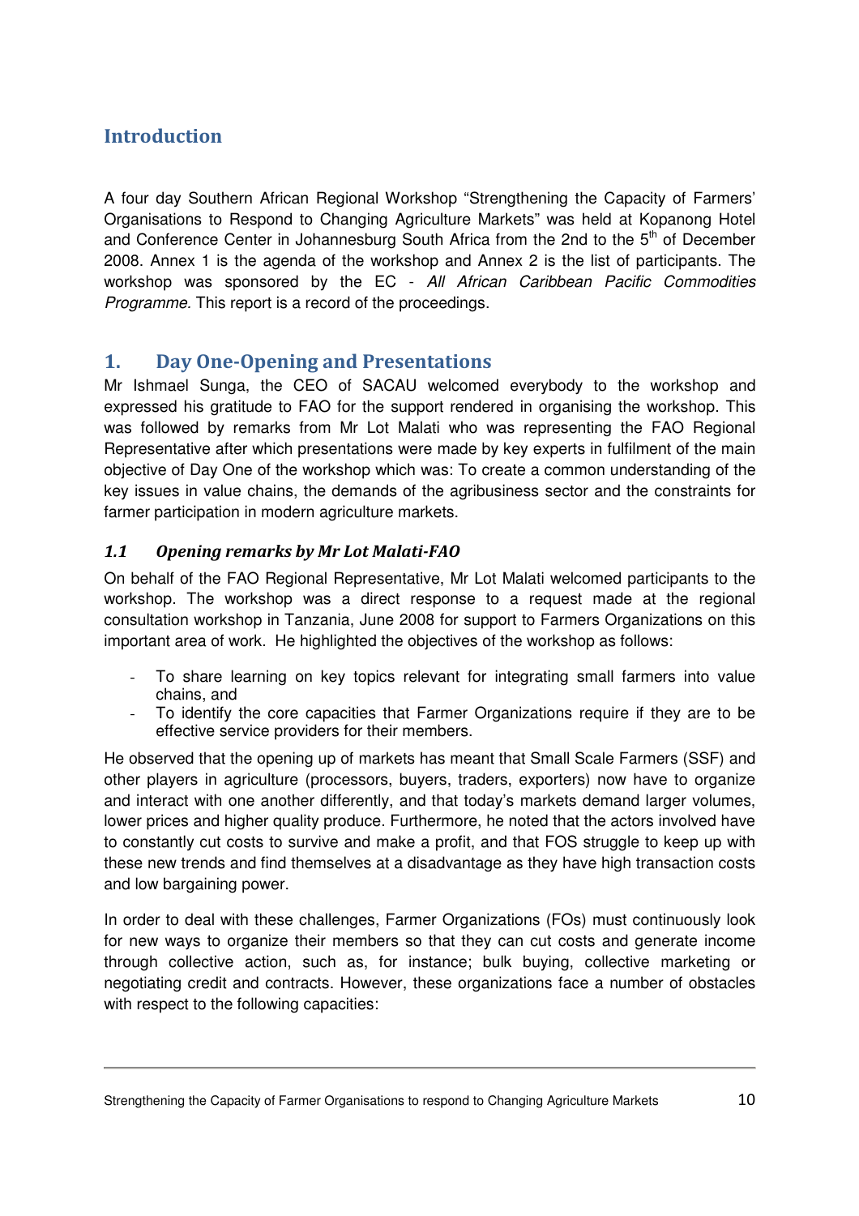## Introduction

A four day Southern African Regional Workshop "Strengthening the Capacity of Farmers' Organisations to Respond to Changing Agriculture Markets" was held at Kopanong Hotel and Conference Center in Johannesburg South Africa from the 2nd to the 5th of December 2008. Annex 1 is the agenda of the workshop and Annex 2 is the list of participants. The workshop was sponsored by the EC - *All African Caribbean Pacific Commodities Programme.* This report is a record of the proceedings.

## 1. Day One-Opening and Presentations

Mr Ishmael Sunga, the CEO of SACAU welcomed everybody to the workshop and expressed his gratitude to FAO for the support rendered in organising the workshop. This was followed by remarks from Mr Lot Malati who was representing the FAO Regional Representative after which presentations were made by key experts in fulfilment of the main objective of Day One of the workshop which was: To create a common understanding of the key issues in value chains, the demands of the agribusiness sector and the constraints for farmer participation in modern agriculture markets.

### *1.1 Opening remarks by Mr Lot Malati-FAO*

On behalf of the FAO Regional Representative, Mr Lot Malati welcomed participants to the workshop. The workshop was a direct response to a request made at the regional consultation workshop in Tanzania, June 2008 for support to Farmers Organizations on this important area of work. He highlighted the objectives of the workshop as follows:

- To share learning on key topics relevant for integrating small farmers into value chains, and
- To identify the core capacities that Farmer Organizations require if they are to be effective service providers for their members.

He observed that the opening up of markets has meant that Small Scale Farmers (SSF) and other players in agriculture (processors, buyers, traders, exporters) now have to organize and interact with one another differently, and that today's markets demand larger volumes, lower prices and higher quality produce. Furthermore, he noted that the actors involved have to constantly cut costs to survive and make a profit, and that FOS struggle to keep up with these new trends and find themselves at a disadvantage as they have high transaction costs and low bargaining power.

In order to deal with these challenges, Farmer Organizations (FOs) must continuously look for new ways to organize their members so that they can cut costs and generate income through collective action, such as, for instance; bulk buying, collective marketing or negotiating credit and contracts. However, these organizations face a number of obstacles with respect to the following capacities: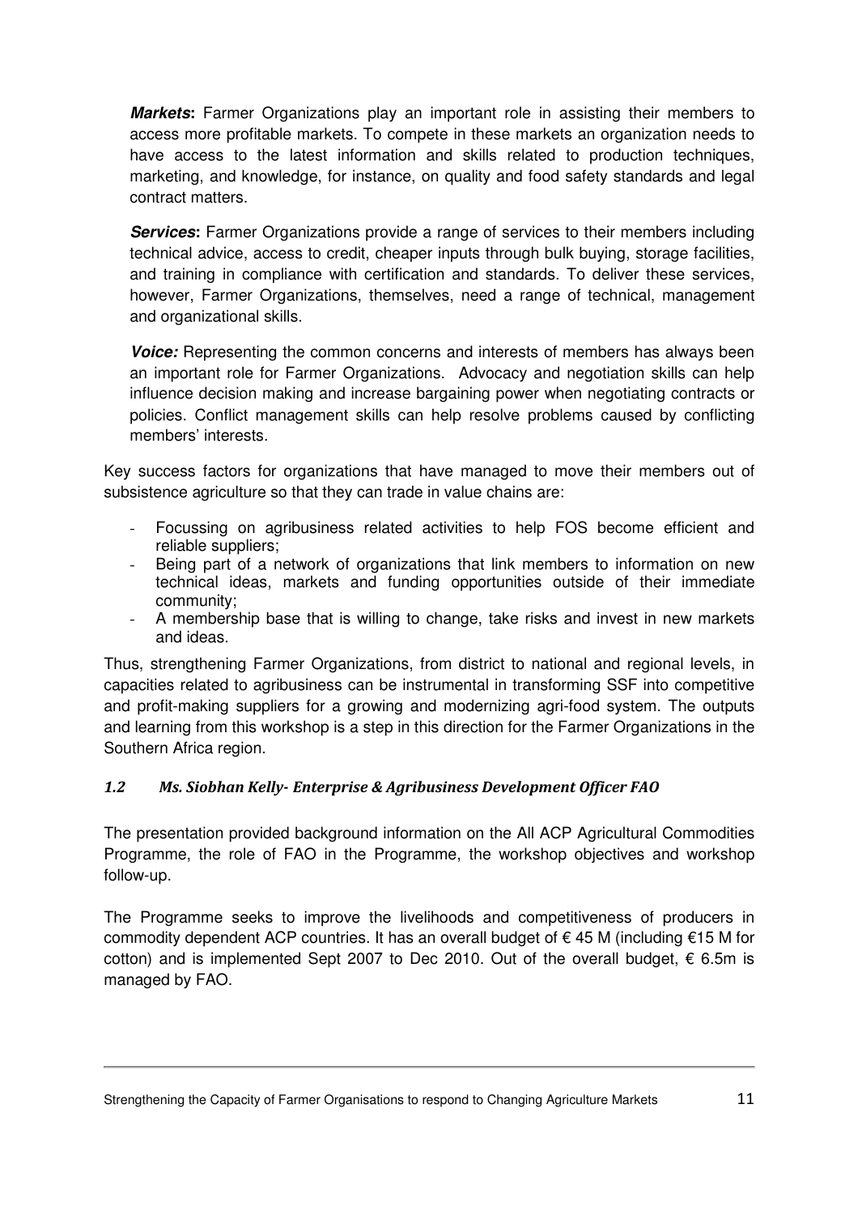***Markets*:** Farmer Organizations play an important role in assisting their members to access more profitable markets. To compete in these markets an organization needs to have access to the latest information and skills related to production techniques, marketing, and knowledge, for instance, on quality and food safety standards and legal contract matters.

***Services*:** Farmer Organizations provide a range of services to their members including technical advice, access to credit, cheaper inputs through bulk buying, storage facilities, and training in compliance with certification and standards. To deliver these services, however, Farmer Organizations, themselves, need a range of technical, management and organizational skills.

***Voice:*** Representing the common concerns and interests of members has always been an important role for Farmer Organizations. Advocacy and negotiation skills can help influence decision making and increase bargaining power when negotiating contracts or policies. Conflict management skills can help resolve problems caused by conflicting members' interests.

Key success factors for organizations that have managed to move their members out of subsistence agriculture so that they can trade in value chains are:

- Focussing on agribusiness related activities to help FOS become efficient and reliable suppliers;
- Being part of a network of organizations that link members to information on new technical ideas, markets and funding opportunities outside of their immediate community;
- A membership base that is willing to change, take risks and invest in new markets and ideas.

Thus, strengthening Farmer Organizations, from district to national and regional levels, in capacities related to agribusiness can be instrumental in transforming SSF into competitive and profit-making suppliers for a growing and modernizing agri-food system. The outputs and learning from this workshop is a step in this direction for the Farmer Organizations in the Southern Africa region.

### *1.2 Ms. Siobhan Kelly- Enterprise & Agribusiness Development Officer FAO*

The presentation provided background information on the All ACP Agricultural Commodities Programme, the role of FAO in the Programme, the workshop objectives and workshop follow-up.

The Programme seeks to improve the livelihoods and competitiveness of producers in commodity dependent ACP countries. It has an overall budget of € 45 M (including €15 M for cotton) and is implemented Sept 2007 to Dec 2010. Out of the overall budget, € 6.5m is managed by FAO.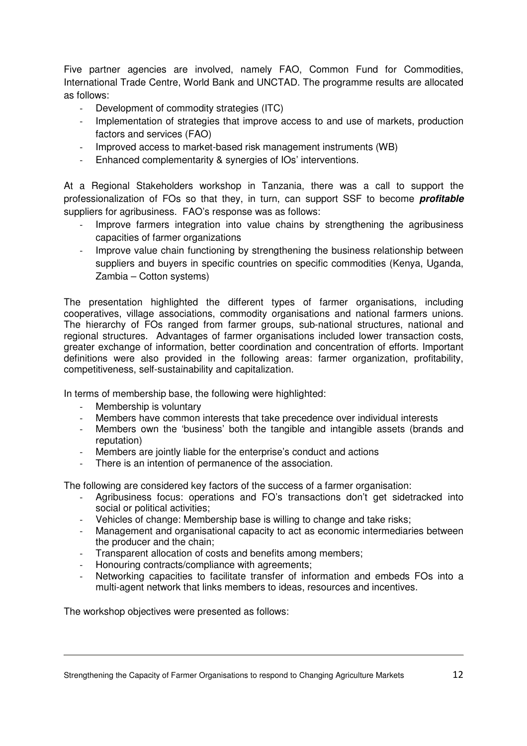Five partner agencies are involved, namely FAO, Common Fund for Commodities, International Trade Centre, World Bank and UNCTAD. The programme results are allocated as follows:

- Development of commodity strategies (ITC)
- Implementation of strategies that improve access to and use of markets, production factors and services (FAO)
- Improved access to market-based risk management instruments (WB)
- Enhanced complementarity & synergies of IOs' interventions.

At a Regional Stakeholders workshop in Tanzania, there was a call to support the professionalization of FOs so that they, in turn, can support SSF to become ***profitable*** suppliers for agribusiness. FAO's response was as follows:

- Improve farmers integration into value chains by strengthening the agribusiness capacities of farmer organizations
- Improve value chain functioning by strengthening the business relationship between suppliers and buyers in specific countries on specific commodities (Kenya, Uganda, Zambia – Cotton systems)

The presentation highlighted the different types of farmer organisations, including cooperatives, village associations, commodity organisations and national farmers unions. The hierarchy of FOs ranged from farmer groups, sub-national structures, national and regional structures. Advantages of farmer organisations included lower transaction costs, greater exchange of information, better coordination and concentration of efforts. Important definitions were also provided in the following areas: farmer organization, profitability, competitiveness, self-sustainability and capitalization.

In terms of membership base, the following were highlighted:

- Membership is voluntary
- Members have common interests that take precedence over individual interests
- Members own the 'business' both the tangible and intangible assets (brands and reputation)
- Members are jointly liable for the enterprise's conduct and actions
- There is an intention of permanence of the association.

The following are considered key factors of the success of a farmer organisation:

- Agribusiness focus: operations and FO's transactions don't get sidetracked into social or political activities;
- Vehicles of change: Membership base is willing to change and take risks;
- Management and organisational capacity to act as economic intermediaries between the producer and the chain;
- Transparent allocation of costs and benefits among members;
- Honouring contracts/compliance with agreements;
- Networking capacities to facilitate transfer of information and embeds FOs into a multi-agent network that links members to ideas, resources and incentives.

The workshop objectives were presented as follows: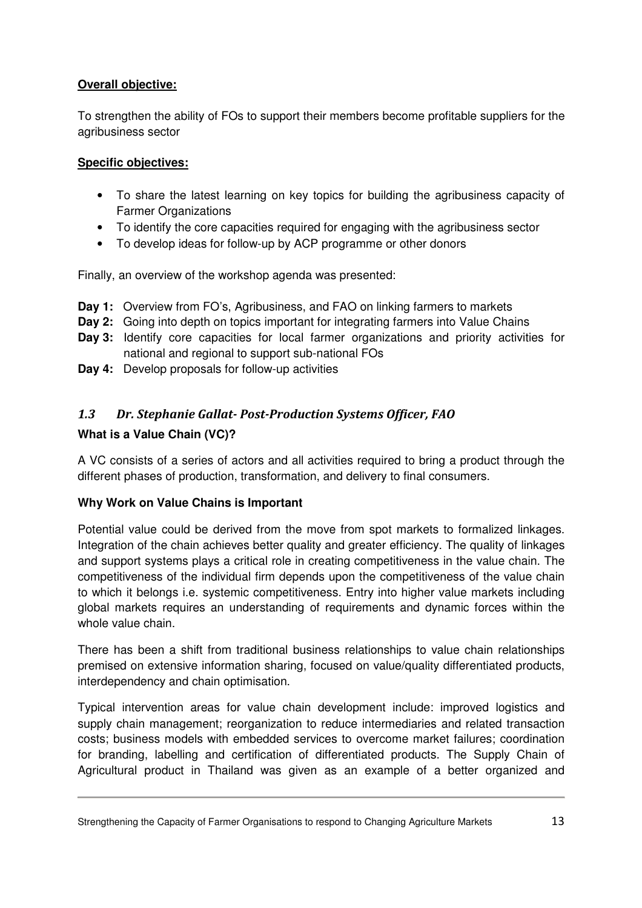**Overall objective:**

To strengthen the ability of FOs to support their members become profitable suppliers for the agribusiness sector

**Specific objectives:**

- To share the latest learning on key topics for building the agribusiness capacity of Farmer Organizations
- To identify the core capacities required for engaging with the agribusiness sector
- To develop ideas for follow-up by ACP programme or other donors

Finally, an overview of the workshop agenda was presented:

**Day 1:** Overview from FO's, Agribusiness, and FAO on linking farmers to markets
**Day 2:** Going into depth on topics important for integrating farmers into Value Chains
**Day 3:** Identify core capacities for local farmer organizations and priority activities for national and regional to support sub-national FOs
**Day 4:** Develop proposals for follow-up activities

### *1.3 Dr. Stephanie Gallat- Post-Production Systems Officer, FAO*

**What is a Value Chain (VC)?**

A VC consists of a series of actors and all activities required to bring a product through the different phases of production, transformation, and delivery to final consumers.

**Why Work on Value Chains is Important**

Potential value could be derived from the move from spot markets to formalized linkages. Integration of the chain achieves better quality and greater efficiency. The quality of linkages and support systems plays a critical role in creating competitiveness in the value chain. The competitiveness of the individual firm depends upon the competitiveness of the value chain to which it belongs i.e. systemic competitiveness. Entry into higher value markets including global markets requires an understanding of requirements and dynamic forces within the whole value chain.

There has been a shift from traditional business relationships to value chain relationships premised on extensive information sharing, focused on value/quality differentiated products, interdependency and chain optimisation.

Typical intervention areas for value chain development include: improved logistics and supply chain management; reorganization to reduce intermediaries and related transaction costs; business models with embedded services to overcome market failures; coordination for branding, labelling and certification of differentiated products. The Supply Chain of Agricultural product in Thailand was given as an example of a better organized and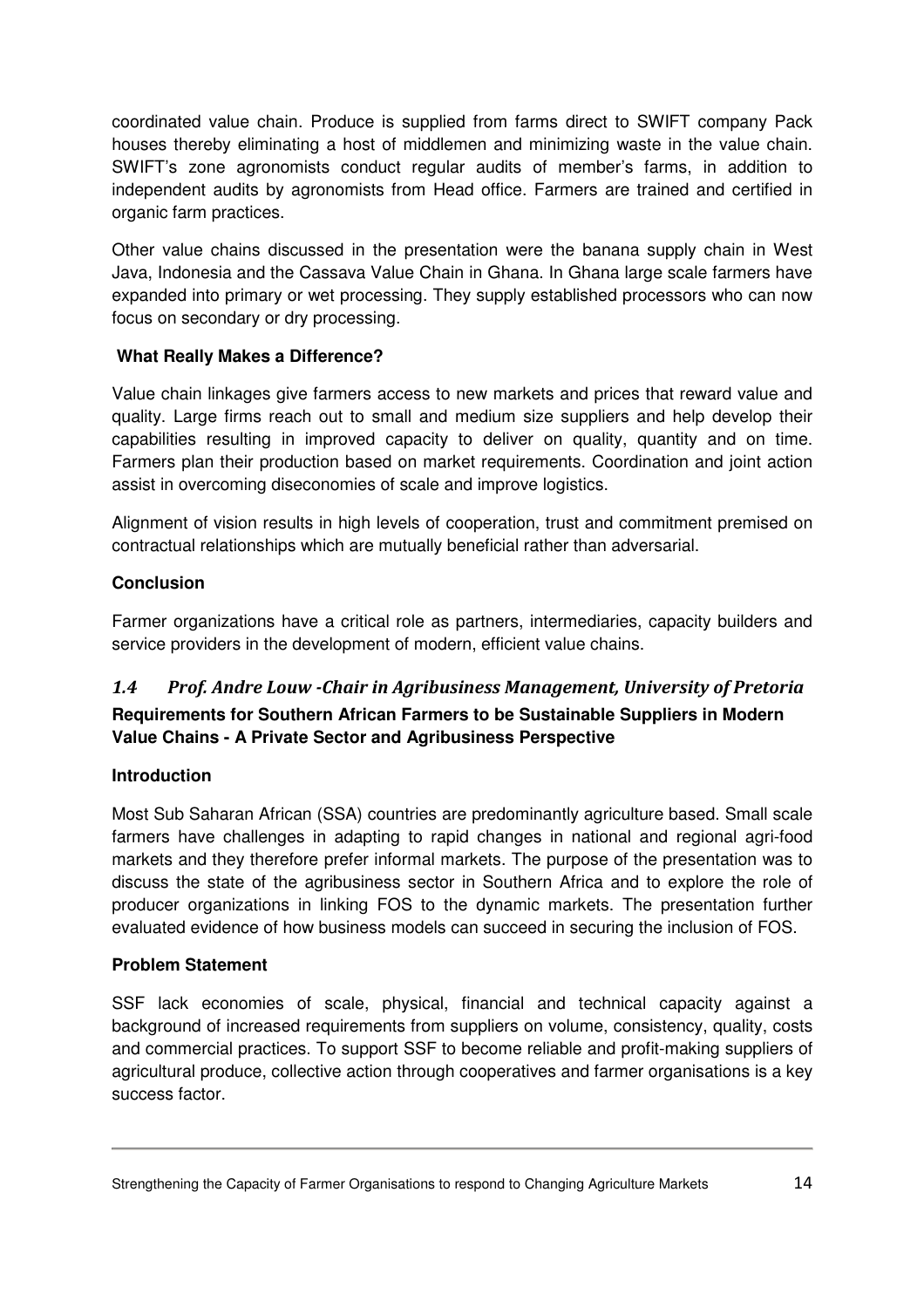coordinated value chain. Produce is supplied from farms direct to SWIFT company Pack houses thereby eliminating a host of middlemen and minimizing waste in the value chain. SWIFT's zone agronomists conduct regular audits of member's farms, in addition to independent audits by agronomists from Head office. Farmers are trained and certified in organic farm practices.

Other value chains discussed in the presentation were the banana supply chain in West Java, Indonesia and the Cassava Value Chain in Ghana. In Ghana large scale farmers have expanded into primary or wet processing. They supply established processors who can now focus on secondary or dry processing.

**What Really Makes a Difference?**

Value chain linkages give farmers access to new markets and prices that reward value and quality. Large firms reach out to small and medium size suppliers and help develop their capabilities resulting in improved capacity to deliver on quality, quantity and on time. Farmers plan their production based on market requirements. Coordination and joint action assist in overcoming diseconomies of scale and improve logistics.

Alignment of vision results in high levels of cooperation, trust and commitment premised on contractual relationships which are mutually beneficial rather than adversarial.

**Conclusion**

Farmer organizations have a critical role as partners, intermediaries, capacity builders and service providers in the development of modern, efficient value chains.

### *1.4 Prof. Andre Louw -Chair in Agribusiness Management, University of Pretoria*

**Requirements for Southern African Farmers to be Sustainable Suppliers in Modern Value Chains - A Private Sector and Agribusiness Perspective**

**Introduction**

Most Sub Saharan African (SSA) countries are predominantly agriculture based. Small scale farmers have challenges in adapting to rapid changes in national and regional agri-food markets and they therefore prefer informal markets. The purpose of the presentation was to discuss the state of the agribusiness sector in Southern Africa and to explore the role of producer organizations in linking FOS to the dynamic markets. The presentation further evaluated evidence of how business models can succeed in securing the inclusion of FOS.

**Problem Statement**

SSF lack economies of scale, physical, financial and technical capacity against a background of increased requirements from suppliers on volume, consistency, quality, costs and commercial practices. To support SSF to become reliable and profit-making suppliers of agricultural produce, collective action through cooperatives and farmer organisations is a key success factor.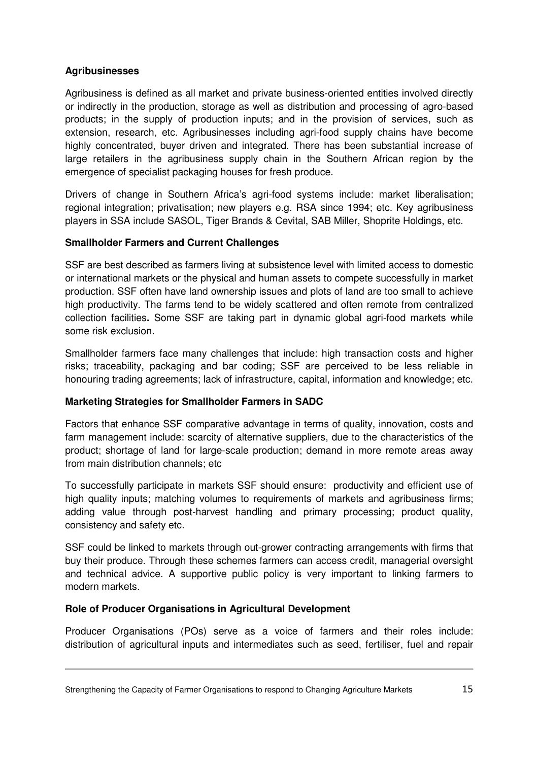**Agribusinesses**

Agribusiness is defined as all market and private business-oriented entities involved directly or indirectly in the production, storage as well as distribution and processing of agro-based products; in the supply of production inputs; and in the provision of services, such as extension, research, etc. Agribusinesses including agri-food supply chains have become highly concentrated, buyer driven and integrated. There has been substantial increase of large retailers in the agribusiness supply chain in the Southern African region by the emergence of specialist packaging houses for fresh produce.

Drivers of change in Southern Africa's agri-food systems include: market liberalisation; regional integration; privatisation; new players e.g. RSA since 1994; etc. Key agribusiness players in SSA include SASOL, Tiger Brands & Cevital, SAB Miller, Shoprite Holdings, etc.

**Smallholder Farmers and Current Challenges**

SSF are best described as farmers living at subsistence level with limited access to domestic or international markets or the physical and human assets to compete successfully in market production. SSF often have land ownership issues and plots of land are too small to achieve high productivity. The farms tend to be widely scattered and often remote from centralized collection facilities**.** Some SSF are taking part in dynamic global agri-food markets while some risk exclusion.

Smallholder farmers face many challenges that include: high transaction costs and higher risks; traceability, packaging and bar coding; SSF are perceived to be less reliable in honouring trading agreements; lack of infrastructure, capital, information and knowledge; etc.

**Marketing Strategies for Smallholder Farmers in SADC**

Factors that enhance SSF comparative advantage in terms of quality, innovation, costs and farm management include: scarcity of alternative suppliers, due to the characteristics of the product; shortage of land for large-scale production; demand in more remote areas away from main distribution channels; etc

To successfully participate in markets SSF should ensure: productivity and efficient use of high quality inputs; matching volumes to requirements of markets and agribusiness firms; adding value through post-harvest handling and primary processing; product quality, consistency and safety etc.

SSF could be linked to markets through out-grower contracting arrangements with firms that buy their produce. Through these schemes farmers can access credit, managerial oversight and technical advice. A supportive public policy is very important to linking farmers to modern markets.

**Role of Producer Organisations in Agricultural Development**

Producer Organisations (POs) serve as a voice of farmers and their roles include: distribution of agricultural inputs and intermediates such as seed, fertiliser, fuel and repair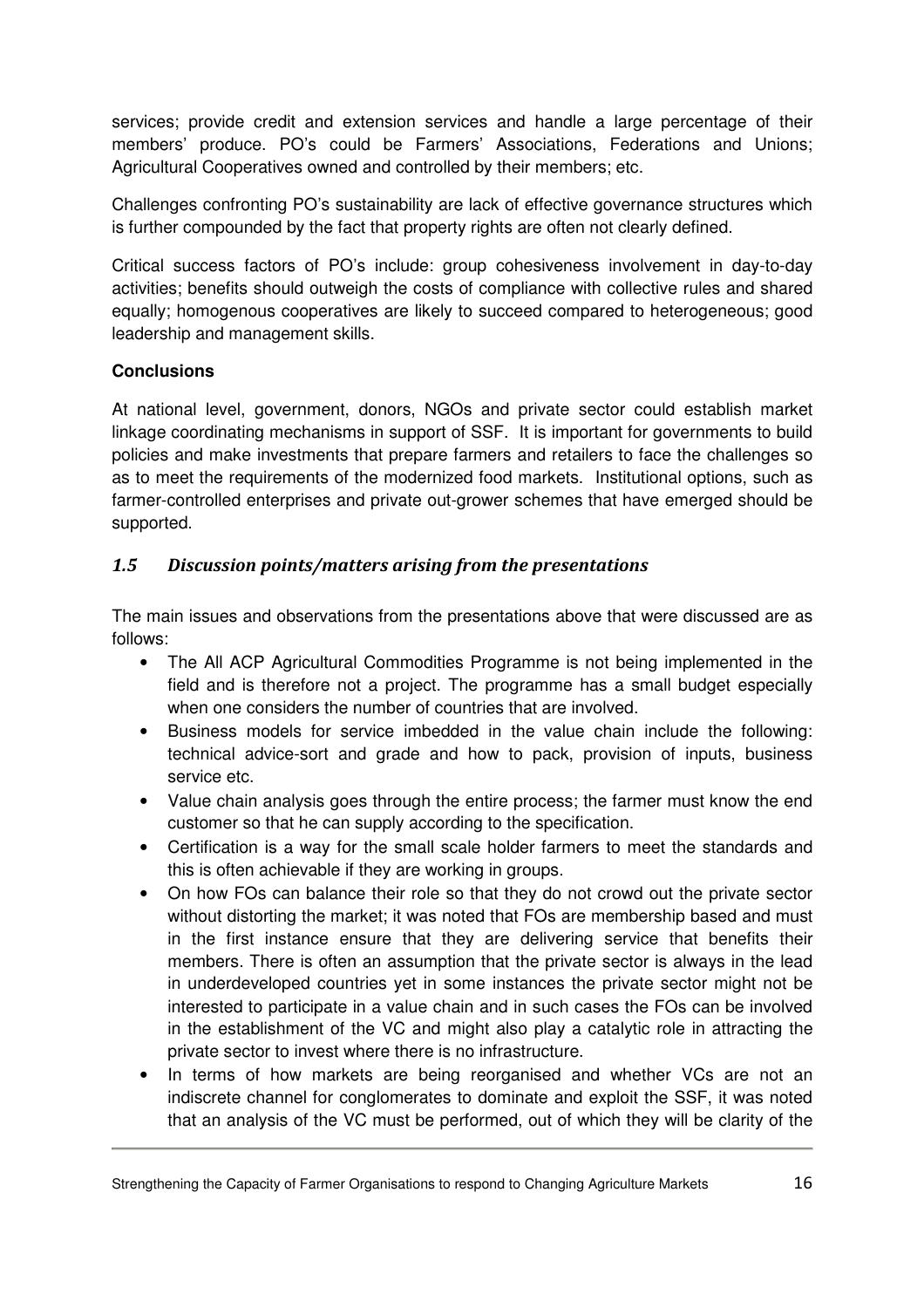services; provide credit and extension services and handle a large percentage of their members' produce. PO's could be Farmers' Associations, Federations and Unions; Agricultural Cooperatives owned and controlled by their members; etc.

Challenges confronting PO's sustainability are lack of effective governance structures which is further compounded by the fact that property rights are often not clearly defined.

Critical success factors of PO's include: group cohesiveness involvement in day-to-day activities; benefits should outweigh the costs of compliance with collective rules and shared equally; homogenous cooperatives are likely to succeed compared to heterogeneous; good leadership and management skills.

**Conclusions**

At national level, government, donors, NGOs and private sector could establish market linkage coordinating mechanisms in support of SSF. It is important for governments to build policies and make investments that prepare farmers and retailers to face the challenges so as to meet the requirements of the modernized food markets. Institutional options, such as farmer-controlled enterprises and private out-grower schemes that have emerged should be supported.

### *1.5 Discussion points/matters arising from the presentations*

The main issues and observations from the presentations above that were discussed are as follows:

- The All ACP Agricultural Commodities Programme is not being implemented in the field and is therefore not a project. The programme has a small budget especially when one considers the number of countries that are involved.
- Business models for service imbedded in the value chain include the following: technical advice-sort and grade and how to pack, provision of inputs, business service etc.
- Value chain analysis goes through the entire process; the farmer must know the end customer so that he can supply according to the specification.
- Certification is a way for the small scale holder farmers to meet the standards and this is often achievable if they are working in groups.
- On how FOs can balance their role so that they do not crowd out the private sector without distorting the market; it was noted that FOs are membership based and must in the first instance ensure that they are delivering service that benefits their members. There is often an assumption that the private sector is always in the lead in underdeveloped countries yet in some instances the private sector might not be interested to participate in a value chain and in such cases the FOs can be involved in the establishment of the VC and might also play a catalytic role in attracting the private sector to invest where there is no infrastructure.
- In terms of how markets are being reorganised and whether VCs are not an indiscrete channel for conglomerates to dominate and exploit the SSF, it was noted that an analysis of the VC must be performed, out of which they will be clarity of the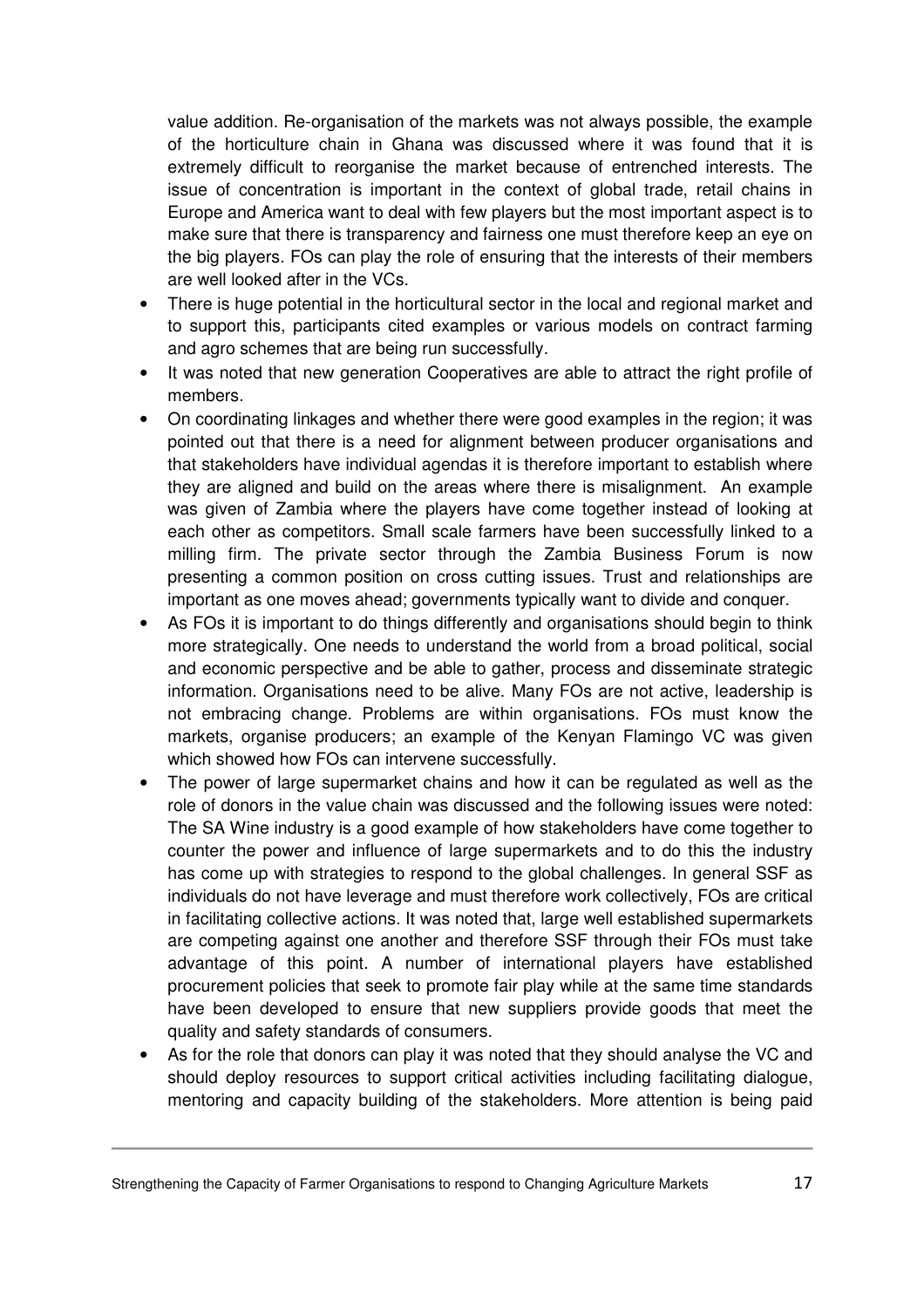value addition. Re-organisation of the markets was not always possible, the example of the horticulture chain in Ghana was discussed where it was found that it is extremely difficult to reorganise the market because of entrenched interests. The issue of concentration is important in the context of global trade, retail chains in Europe and America want to deal with few players but the most important aspect is to make sure that there is transparency and fairness one must therefore keep an eye on the big players. FOs can play the role of ensuring that the interests of their members are well looked after in the VCs.

- There is huge potential in the horticultural sector in the local and regional market and to support this, participants cited examples or various models on contract farming and agro schemes that are being run successfully.
- It was noted that new generation Cooperatives are able to attract the right profile of members.
- On coordinating linkages and whether there were good examples in the region; it was pointed out that there is a need for alignment between producer organisations and that stakeholders have individual agendas it is therefore important to establish where they are aligned and build on the areas where there is misalignment. An example was given of Zambia where the players have come together instead of looking at each other as competitors. Small scale farmers have been successfully linked to a milling firm. The private sector through the Zambia Business Forum is now presenting a common position on cross cutting issues. Trust and relationships are important as one moves ahead; governments typically want to divide and conquer.
- As FOs it is important to do things differently and organisations should begin to think more strategically. One needs to understand the world from a broad political, social and economic perspective and be able to gather, process and disseminate strategic information. Organisations need to be alive. Many FOs are not active, leadership is not embracing change. Problems are within organisations. FOs must know the markets, organise producers; an example of the Kenyan Flamingo VC was given which showed how FOs can intervene successfully.
- The power of large supermarket chains and how it can be regulated as well as the role of donors in the value chain was discussed and the following issues were noted: The SA Wine industry is a good example of how stakeholders have come together to counter the power and influence of large supermarkets and to do this the industry has come up with strategies to respond to the global challenges. In general SSF as individuals do not have leverage and must therefore work collectively, FOs are critical in facilitating collective actions. It was noted that, large well established supermarkets are competing against one another and therefore SSF through their FOs must take advantage of this point. A number of international players have established procurement policies that seek to promote fair play while at the same time standards have been developed to ensure that new suppliers provide goods that meet the quality and safety standards of consumers.
- As for the role that donors can play it was noted that they should analyse the VC and should deploy resources to support critical activities including facilitating dialogue, mentoring and capacity building of the stakeholders. More attention is being paid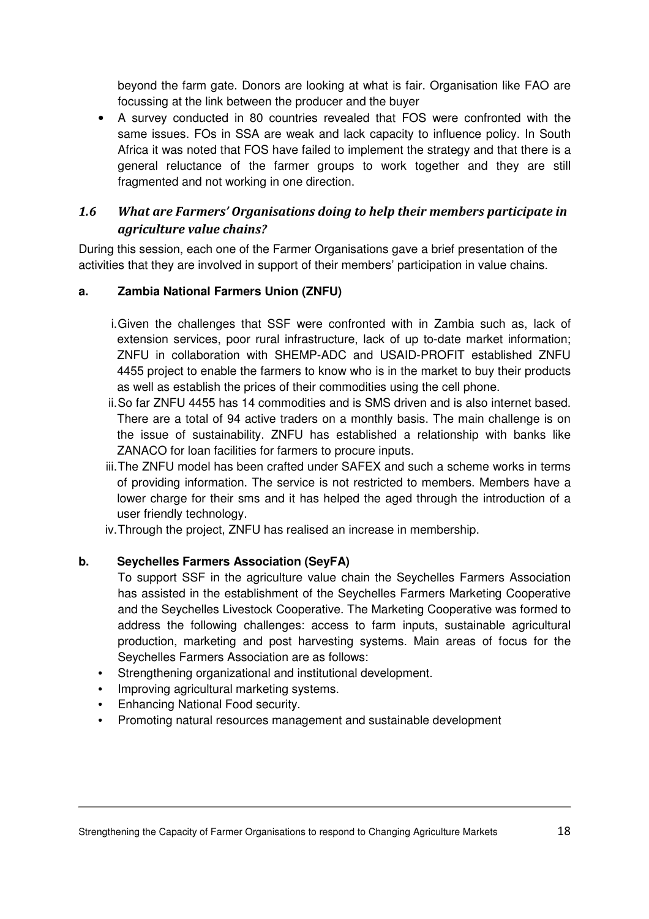beyond the farm gate. Donors are looking at what is fair. Organisation like FAO are focussing at the link between the producer and the buyer

- A survey conducted in 80 countries revealed that FOS were confronted with the same issues. FOs in SSA are weak and lack capacity to influence policy. In South Africa it was noted that FOS have failed to implement the strategy and that there is a general reluctance of the farmer groups to work together and they are still fragmented and not working in one direction.

### *1.6 What are Farmers' Organisations doing to help their members participate in agriculture value chains?*

During this session, each one of the Farmer Organisations gave a brief presentation of the activities that they are involved in support of their members' participation in value chains.

**a. Zambia National Farmers Union (ZNFU)**

i. Given the challenges that SSF were confronted with in Zambia such as, lack of extension services, poor rural infrastructure, lack of up to-date market information; ZNFU in collaboration with SHEMP-ADC and USAID-PROFIT established ZNFU 4455 project to enable the farmers to know who is in the market to buy their products as well as establish the prices of their commodities using the cell phone.

ii. So far ZNFU 4455 has 14 commodities and is SMS driven and is also internet based. There are a total of 94 active traders on a monthly basis. The main challenge is on the issue of sustainability. ZNFU has established a relationship with banks like ZANACO for loan facilities for farmers to procure inputs.

iii. The ZNFU model has been crafted under SAFEX and such a scheme works in terms of providing information. The service is not restricted to members. Members have a lower charge for their sms and it has helped the aged through the introduction of a user friendly technology.

iv. Through the project, ZNFU has realised an increase in membership.

**b. Seychelles Farmers Association (SeyFA)**

To support SSF in the agriculture value chain the Seychelles Farmers Association has assisted in the establishment of the Seychelles Farmers Marketing Cooperative and the Seychelles Livestock Cooperative. The Marketing Cooperative was formed to address the following challenges: access to farm inputs, sustainable agricultural production, marketing and post harvesting systems. Main areas of focus for the Seychelles Farmers Association are as follows:

- Strengthening organizational and institutional development.
- Improving agricultural marketing systems.
- Enhancing National Food security.
- Promoting natural resources management and sustainable development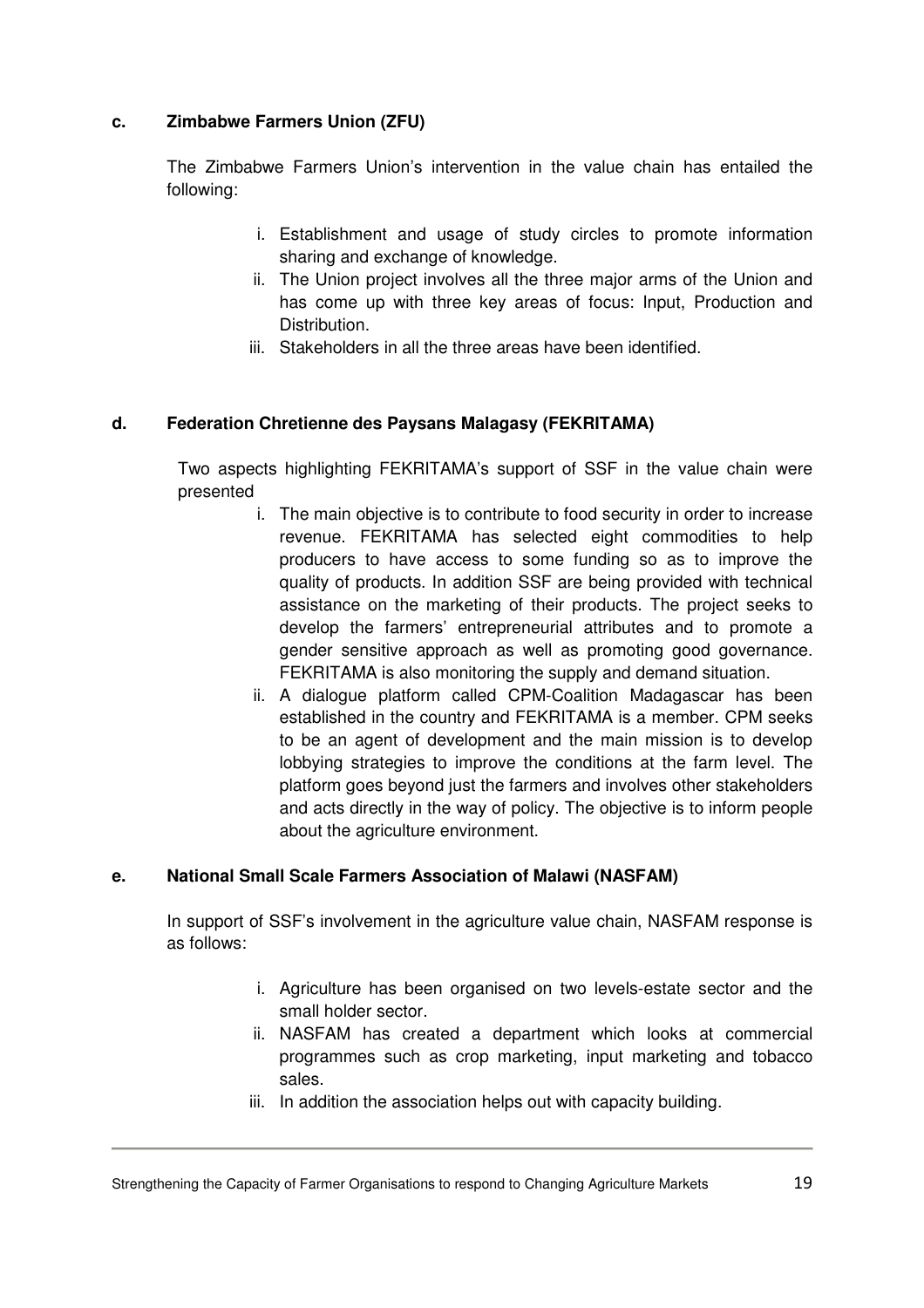#### c. Zimbabwe Farmers Union (ZFU)

The Zimbabwe Farmers Union's intervention in the value chain has entailed the following:

i. Establishment and usage of study circles to promote information sharing and exchange of knowledge.
ii. The Union project involves all the three major arms of the Union and has come up with three key areas of focus: Input, Production and Distribution.
iii. Stakeholders in all the three areas have been identified.

#### d. Federation Chretienne des Paysans Malagasy (FEKRITAMA)

Two aspects highlighting FEKRITAMA's support of SSF in the value chain were presented

i. The main objective is to contribute to food security in order to increase revenue. FEKRITAMA has selected eight commodities to help producers to have access to some funding so as to improve the quality of products. In addition SSF are being provided with technical assistance on the marketing of their products. The project seeks to develop the farmers' entrepreneurial attributes and to promote a gender sensitive approach as well as promoting good governance. FEKRITAMA is also monitoring the supply and demand situation.
ii. A dialogue platform called CPM-Coalition Madagascar has been established in the country and FEKRITAMA is a member. CPM seeks to be an agent of development and the main mission is to develop lobbying strategies to improve the conditions at the farm level. The platform goes beyond just the farmers and involves other stakeholders and acts directly in the way of policy. The objective is to inform people about the agriculture environment.

#### e. National Small Scale Farmers Association of Malawi (NASFAM)

In support of SSF's involvement in the agriculture value chain, NASFAM response is as follows:

i. Agriculture has been organised on two levels-estate sector and the small holder sector.
ii. NASFAM has created a department which looks at commercial programmes such as crop marketing, input marketing and tobacco sales.
iii. In addition the association helps out with capacity building.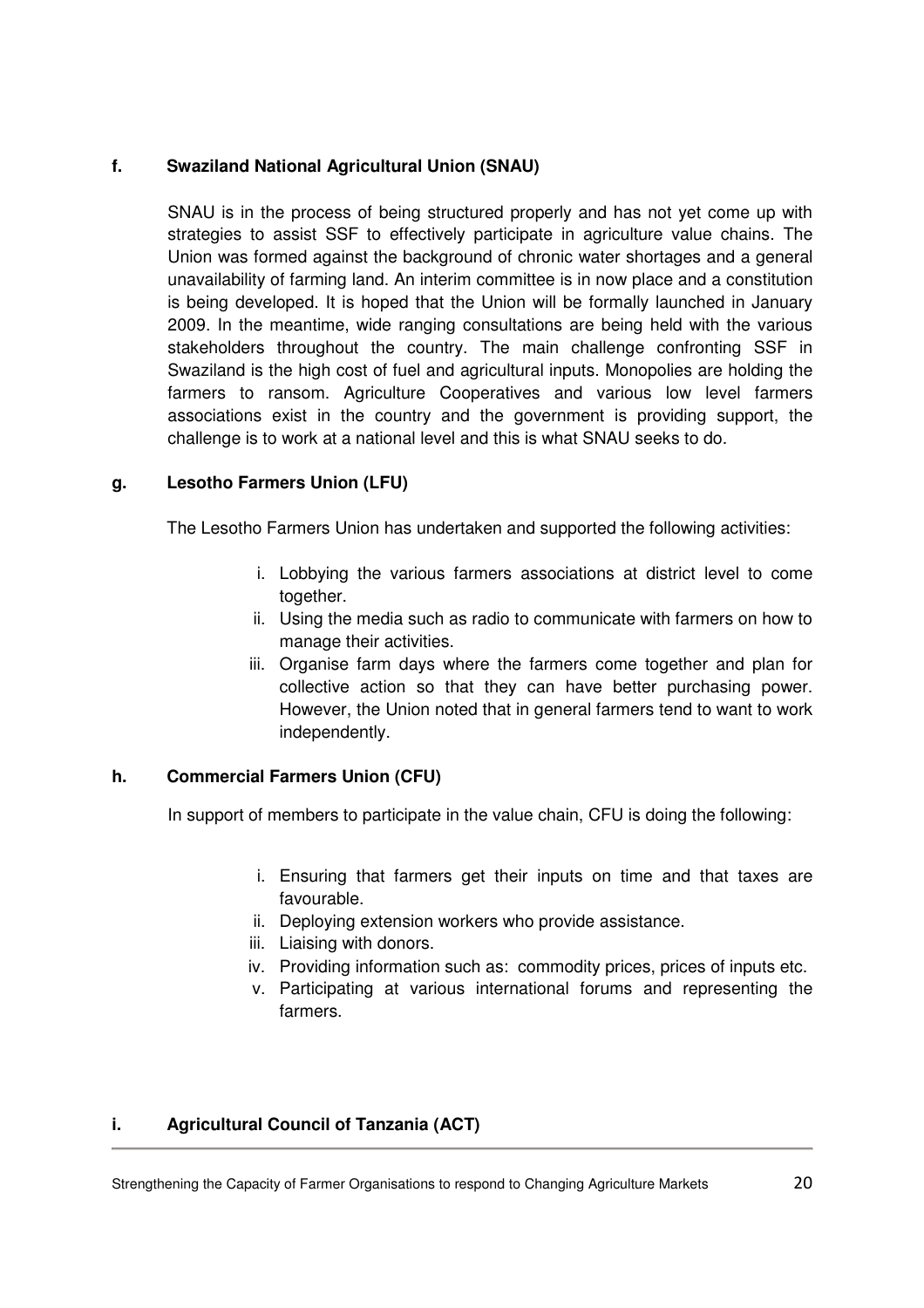#### f. Swaziland National Agricultural Union (SNAU)

SNAU is in the process of being structured properly and has not yet come up with strategies to assist SSF to effectively participate in agriculture value chains. The Union was formed against the background of chronic water shortages and a general unavailability of farming land. An interim committee is in now place and a constitution is being developed. It is hoped that the Union will be formally launched in January 2009. In the meantime, wide ranging consultations are being held with the various stakeholders throughout the country. The main challenge confronting SSF in Swaziland is the high cost of fuel and agricultural inputs. Monopolies are holding the farmers to ransom. Agriculture Cooperatives and various low level farmers associations exist in the country and the government is providing support, the challenge is to work at a national level and this is what SNAU seeks to do.

#### g. Lesotho Farmers Union (LFU)

The Lesotho Farmers Union has undertaken and supported the following activities:

i. Lobbying the various farmers associations at district level to come together.
ii. Using the media such as radio to communicate with farmers on how to manage their activities.
iii. Organise farm days where the farmers come together and plan for collective action so that they can have better purchasing power. However, the Union noted that in general farmers tend to want to work independently.

#### h. Commercial Farmers Union (CFU)

In support of members to participate in the value chain, CFU is doing the following:

i. Ensuring that farmers get their inputs on time and that taxes are favourable.
ii. Deploying extension workers who provide assistance.
iii. Liaising with donors.
iv. Providing information such as: commodity prices, prices of inputs etc.
v. Participating at various international forums and representing the farmers.

#### i. Agricultural Council of Tanzania (ACT)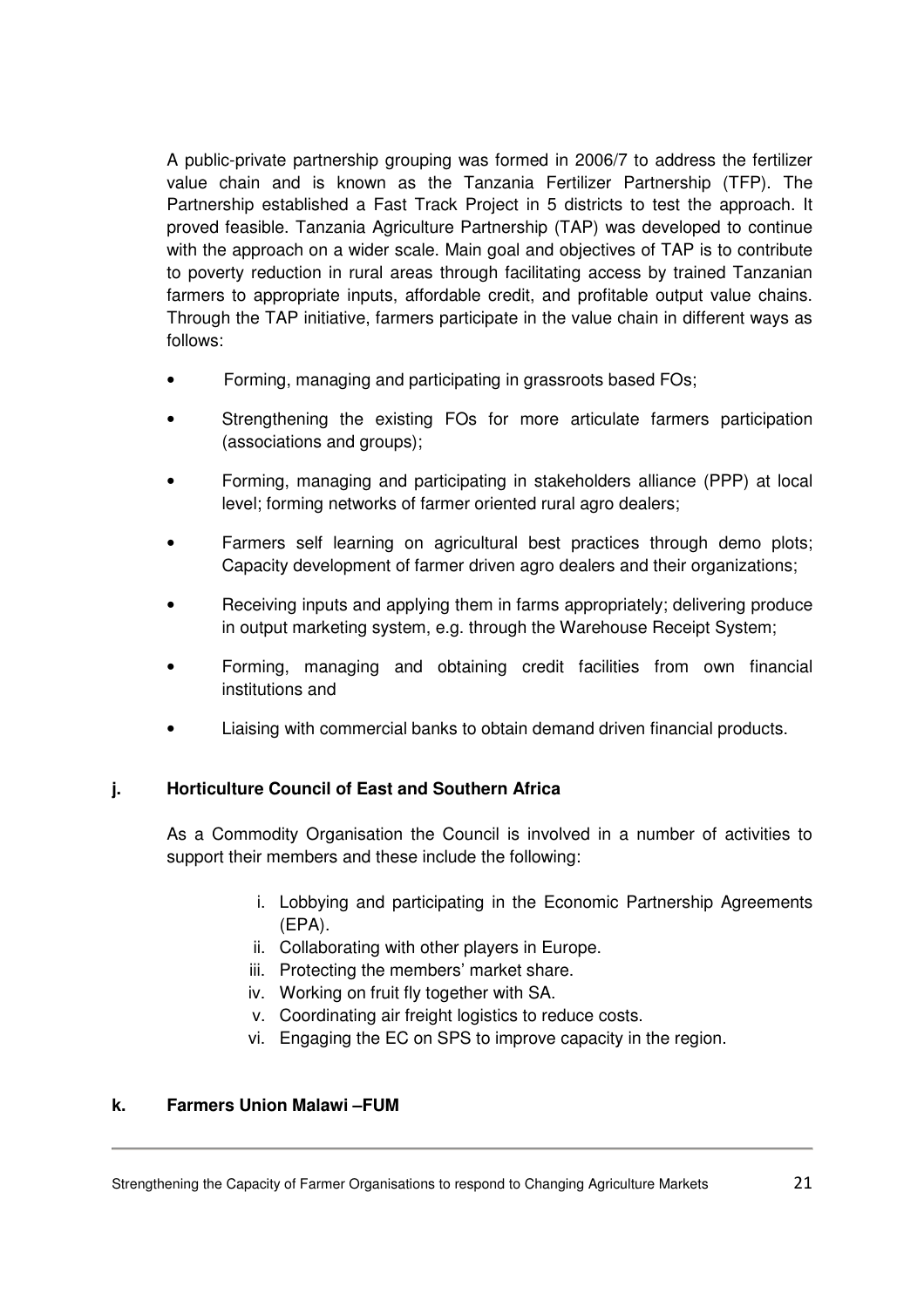A public-private partnership grouping was formed in 2006/7 to address the fertilizer value chain and is known as the Tanzania Fertilizer Partnership (TFP). The Partnership established a Fast Track Project in 5 districts to test the approach. It proved feasible. Tanzania Agriculture Partnership (TAP) was developed to continue with the approach on a wider scale. Main goal and objectives of TAP is to contribute to poverty reduction in rural areas through facilitating access by trained Tanzanian farmers to appropriate inputs, affordable credit, and profitable output value chains. Through the TAP initiative, farmers participate in the value chain in different ways as follows:

- Forming, managing and participating in grassroots based FOs;
- Strengthening the existing FOs for more articulate farmers participation (associations and groups);
- Forming, managing and participating in stakeholders alliance (PPP) at local level; forming networks of farmer oriented rural agro dealers;
- Farmers self learning on agricultural best practices through demo plots; Capacity development of farmer driven agro dealers and their organizations;
- Receiving inputs and applying them in farms appropriately; delivering produce in output marketing system, e.g. through the Warehouse Receipt System;
- Forming, managing and obtaining credit facilities from own financial institutions and
- Liaising with commercial banks to obtain demand driven financial products.

#### j. Horticulture Council of East and Southern Africa

As a Commodity Organisation the Council is involved in a number of activities to support their members and these include the following:

i. Lobbying and participating in the Economic Partnership Agreements (EPA).
ii. Collaborating with other players in Europe.
iii. Protecting the members' market share.
iv. Working on fruit fly together with SA.
v. Coordinating air freight logistics to reduce costs.
vi. Engaging the EC on SPS to improve capacity in the region.

#### k. Farmers Union Malawi –FUM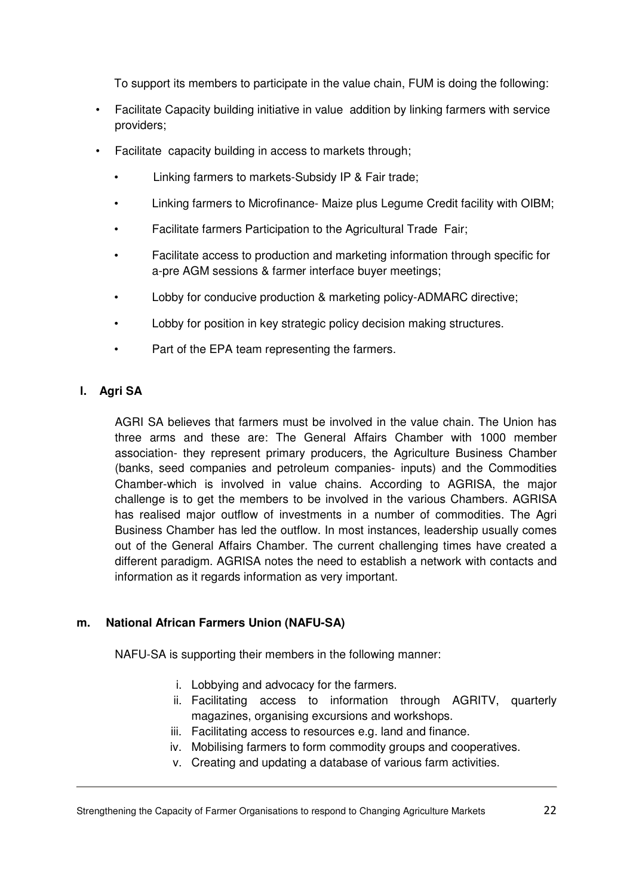To support its members to participate in the value chain, FUM is doing the following:

- Facilitate Capacity building initiative in value addition by linking farmers with service providers;
- Facilitate capacity building in access to markets through;
  - Linking farmers to markets-Subsidy IP & Fair trade;
  - Linking farmers to Microfinance- Maize plus Legume Credit facility with OIBM;
  - Facilitate farmers Participation to the Agricultural Trade Fair;
  - Facilitate access to production and marketing information through specific for a-pre AGM sessions & farmer interface buyer meetings;
  - Lobby for conducive production & marketing policy-ADMARC directive;
  - Lobby for position in key strategic policy decision making structures.
  - Part of the EPA team representing the farmers.

### l. Agri SA

AGRI SA believes that farmers must be involved in the value chain. The Union has three arms and these are: The General Affairs Chamber with 1000 member association- they represent primary producers, the Agriculture Business Chamber (banks, seed companies and petroleum companies- inputs) and the Commodities Chamber-which is involved in value chains. According to AGRISA, the major challenge is to get the members to be involved in the various Chambers. AGRISA has realised major outflow of investments in a number of commodities. The Agri Business Chamber has led the outflow. In most instances, leadership usually comes out of the General Affairs Chamber. The current challenging times have created a different paradigm. AGRISA notes the need to establish a network with contacts and information as it regards information as very important.

### m. National African Farmers Union (NAFU-SA)

NAFU-SA is supporting their members in the following manner:

i. Lobbying and advocacy for the farmers.
ii. Facilitating access to information through AGRITV, quarterly magazines, organising excursions and workshops.
iii. Facilitating access to resources e.g. land and finance.
iv. Mobilising farmers to form commodity groups and cooperatives.
v. Creating and updating a database of various farm activities.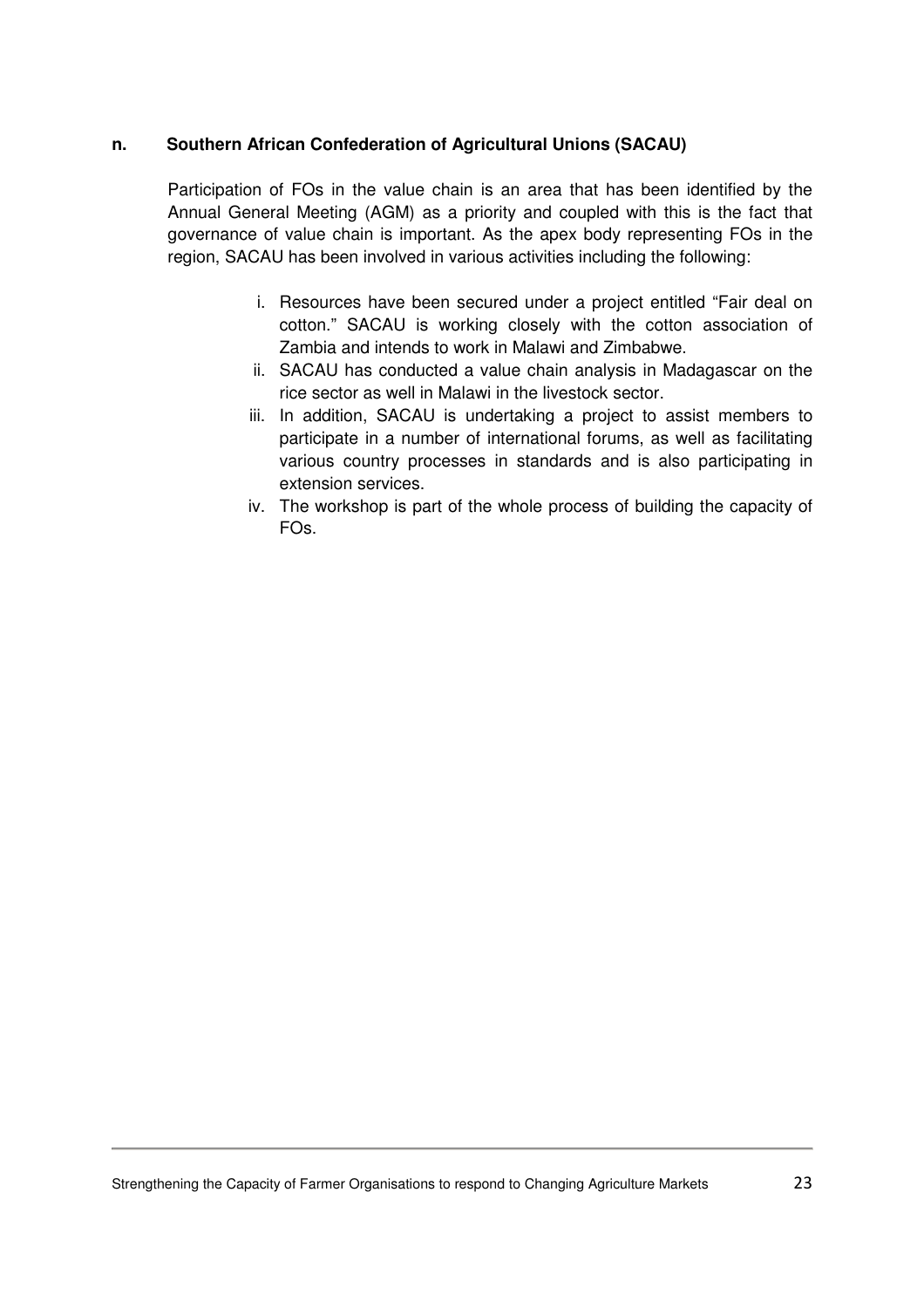**n. Southern African Confederation of Agricultural Unions (SACAU)**

Participation of FOs in the value chain is an area that has been identified by the Annual General Meeting (AGM) as a priority and coupled with this is the fact that governance of value chain is important. As the apex body representing FOs in the region, SACAU has been involved in various activities including the following:

i. Resources have been secured under a project entitled "Fair deal on cotton." SACAU is working closely with the cotton association of Zambia and intends to work in Malawi and Zimbabwe.
ii. SACAU has conducted a value chain analysis in Madagascar on the rice sector as well in Malawi in the livestock sector.
iii. In addition, SACAU is undertaking a project to assist members to participate in a number of international forums, as well as facilitating various country processes in standards and is also participating in extension services.
iv. The workshop is part of the whole process of building the capacity of FOs.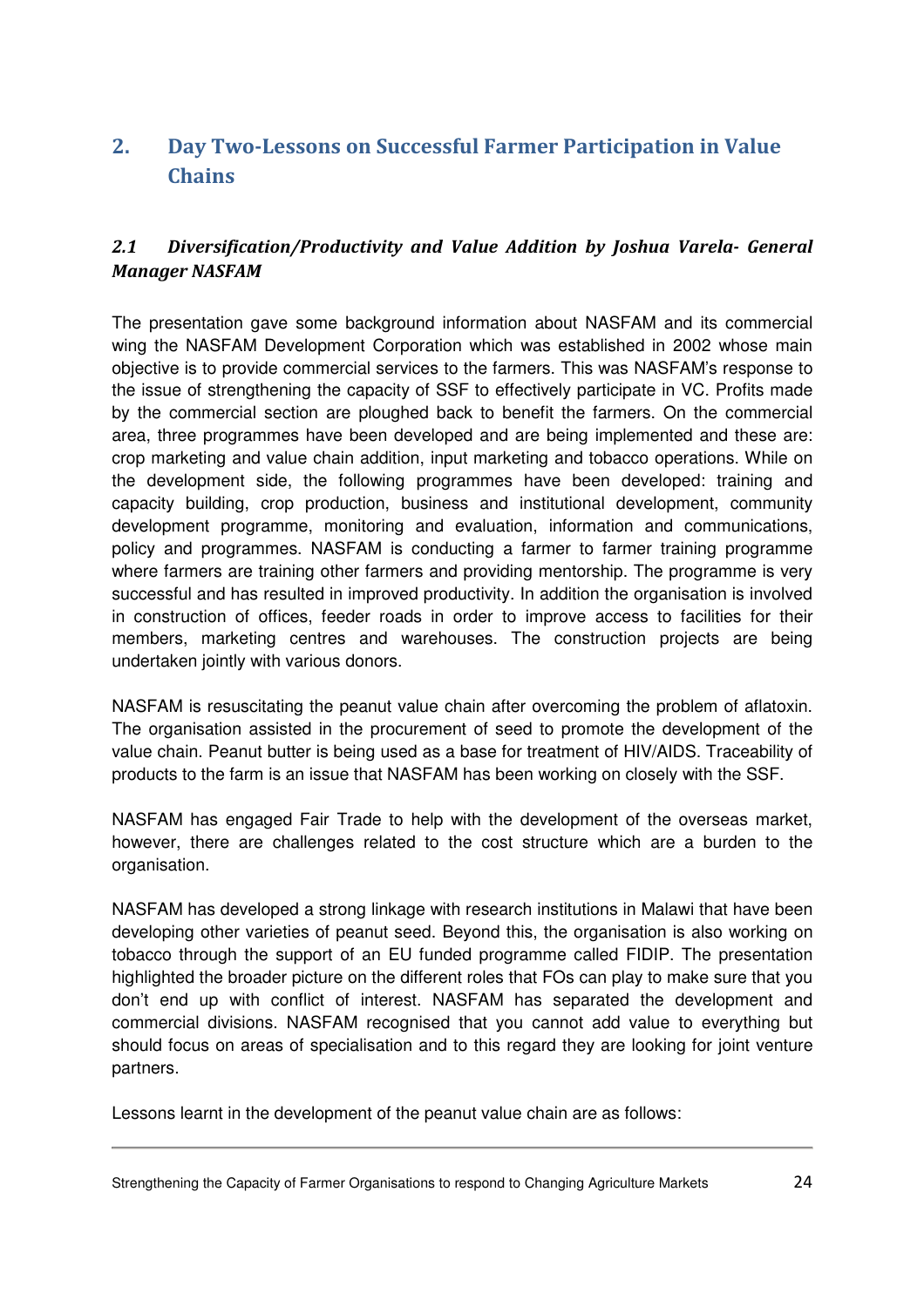## 2. Day Two-Lessons on Successful Farmer Participation in Value Chains

### *2.1 Diversification/Productivity and Value Addition by Joshua Varela- General Manager NASFAM*

The presentation gave some background information about NASFAM and its commercial wing the NASFAM Development Corporation which was established in 2002 whose main objective is to provide commercial services to the farmers. This was NASFAM's response to the issue of strengthening the capacity of SSF to effectively participate in VC. Profits made by the commercial section are ploughed back to benefit the farmers. On the commercial area, three programmes have been developed and are being implemented and these are: crop marketing and value chain addition, input marketing and tobacco operations. While on the development side, the following programmes have been developed: training and capacity building, crop production, business and institutional development, community development programme, monitoring and evaluation, information and communications, policy and programmes. NASFAM is conducting a farmer to farmer training programme where farmers are training other farmers and providing mentorship. The programme is very successful and has resulted in improved productivity. In addition the organisation is involved in construction of offices, feeder roads in order to improve access to facilities for their members, marketing centres and warehouses. The construction projects are being undertaken jointly with various donors.

NASFAM is resuscitating the peanut value chain after overcoming the problem of aflatoxin. The organisation assisted in the procurement of seed to promote the development of the value chain. Peanut butter is being used as a base for treatment of HIV/AIDS. Traceability of products to the farm is an issue that NASFAM has been working on closely with the SSF.

NASFAM has engaged Fair Trade to help with the development of the overseas market, however, there are challenges related to the cost structure which are a burden to the organisation.

NASFAM has developed a strong linkage with research institutions in Malawi that have been developing other varieties of peanut seed. Beyond this, the organisation is also working on tobacco through the support of an EU funded programme called FIDIP. The presentation highlighted the broader picture on the different roles that FOs can play to make sure that you don't end up with conflict of interest. NASFAM has separated the development and commercial divisions. NASFAM recognised that you cannot add value to everything but should focus on areas of specialisation and to this regard they are looking for joint venture partners.

Lessons learnt in the development of the peanut value chain are as follows: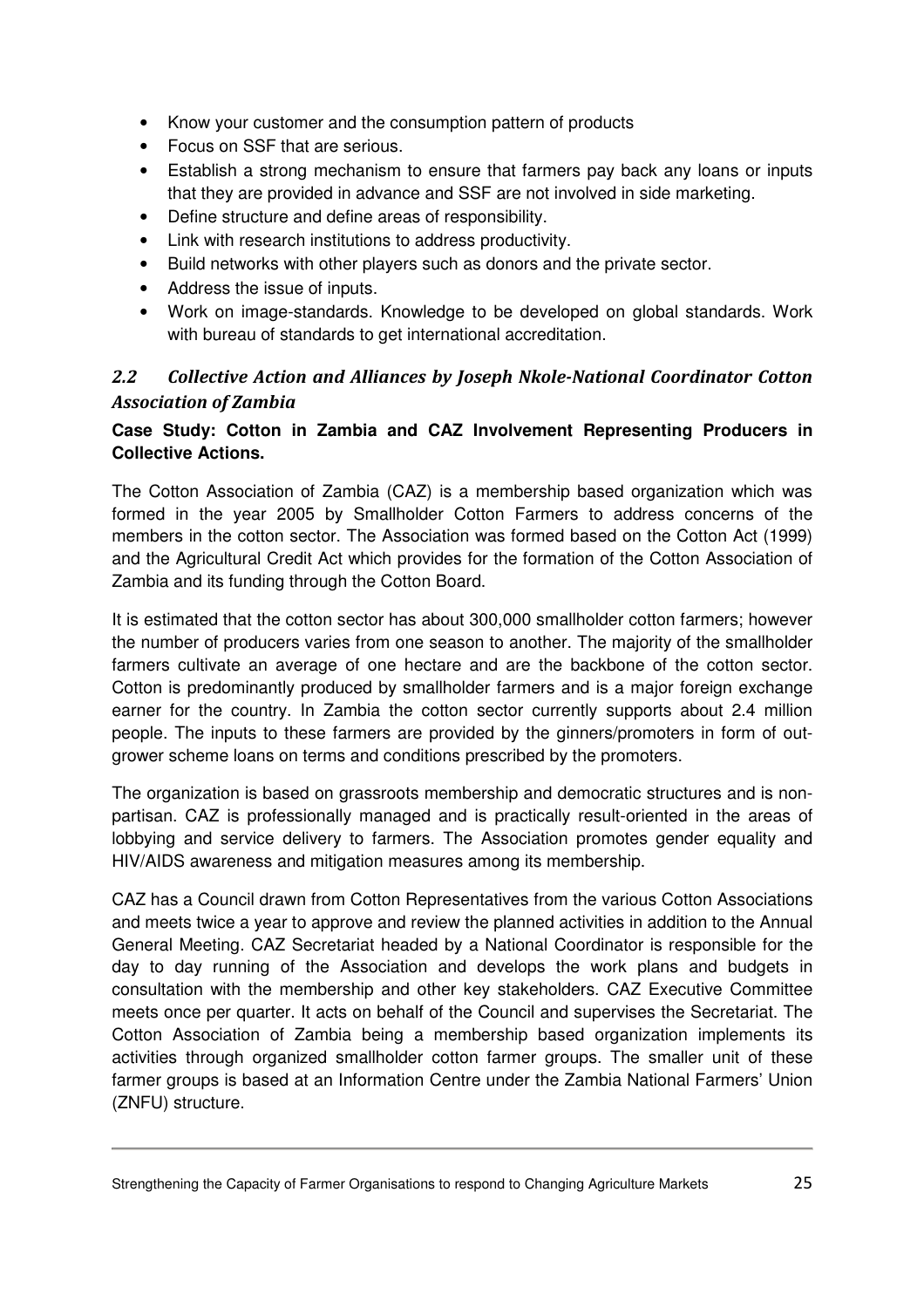- Know your customer and the consumption pattern of products
- Focus on SSF that are serious.
- Establish a strong mechanism to ensure that farmers pay back any loans or inputs that they are provided in advance and SSF are not involved in side marketing.
- Define structure and define areas of responsibility.
- Link with research institutions to address productivity.
- Build networks with other players such as donors and the private sector.
- Address the issue of inputs.
- Work on image-standards. Knowledge to be developed on global standards. Work with bureau of standards to get international accreditation.

## *2.2 Collective Action and Alliances by Joseph Nkole-National Coordinator Cotton Association of Zambia*

**Case Study: Cotton in Zambia and CAZ Involvement Representing Producers in Collective Actions.**

The Cotton Association of Zambia (CAZ) is a membership based organization which was formed in the year 2005 by Smallholder Cotton Farmers to address concerns of the members in the cotton sector. The Association was formed based on the Cotton Act (1999) and the Agricultural Credit Act which provides for the formation of the Cotton Association of Zambia and its funding through the Cotton Board.

It is estimated that the cotton sector has about 300,000 smallholder cotton farmers; however the number of producers varies from one season to another. The majority of the smallholder farmers cultivate an average of one hectare and are the backbone of the cotton sector. Cotton is predominantly produced by smallholder farmers and is a major foreign exchange earner for the country. In Zambia the cotton sector currently supports about 2.4 million people. The inputs to these farmers are provided by the ginners/promoters in form of out-grower scheme loans on terms and conditions prescribed by the promoters.

The organization is based on grassroots membership and democratic structures and is non-partisan. CAZ is professionally managed and is practically result-oriented in the areas of lobbying and service delivery to farmers. The Association promotes gender equality and HIV/AIDS awareness and mitigation measures among its membership.

CAZ has a Council drawn from Cotton Representatives from the various Cotton Associations and meets twice a year to approve and review the planned activities in addition to the Annual General Meeting. CAZ Secretariat headed by a National Coordinator is responsible for the day to day running of the Association and develops the work plans and budgets in consultation with the membership and other key stakeholders. CAZ Executive Committee meets once per quarter. It acts on behalf of the Council and supervises the Secretariat. The Cotton Association of Zambia being a membership based organization implements its activities through organized smallholder cotton farmer groups. The smaller unit of these farmer groups is based at an Information Centre under the Zambia National Farmers' Union (ZNFU) structure.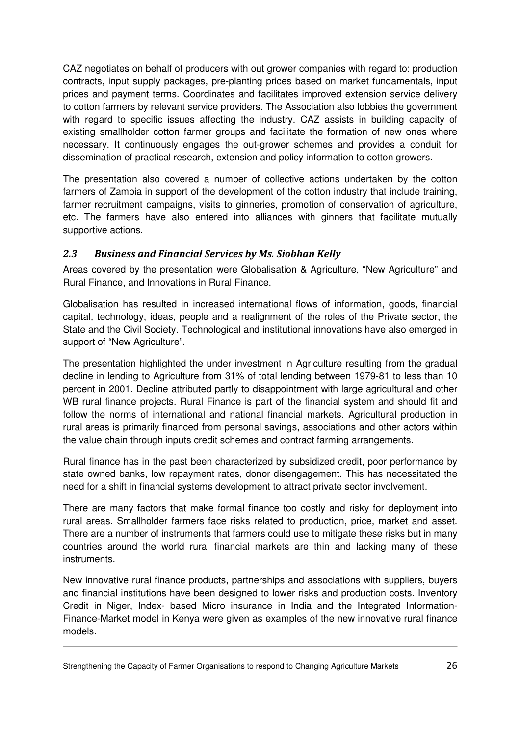CAZ negotiates on behalf of producers with out grower companies with regard to: production contracts, input supply packages, pre-planting prices based on market fundamentals, input prices and payment terms. Coordinates and facilitates improved extension service delivery to cotton farmers by relevant service providers. The Association also lobbies the government with regard to specific issues affecting the industry. CAZ assists in building capacity of existing smallholder cotton farmer groups and facilitate the formation of new ones where necessary. It continuously engages the out-grower schemes and provides a conduit for dissemination of practical research, extension and policy information to cotton growers.

The presentation also covered a number of collective actions undertaken by the cotton farmers of Zambia in support of the development of the cotton industry that include training, farmer recruitment campaigns, visits to ginneries, promotion of conservation of agriculture, etc. The farmers have also entered into alliances with ginners that facilitate mutually supportive actions.

### *2.3 Business and Financial Services by Ms. Siobhan Kelly*

Areas covered by the presentation were Globalisation & Agriculture, "New Agriculture" and Rural Finance, and Innovations in Rural Finance.

Globalisation has resulted in increased international flows of information, goods, financial capital, technology, ideas, people and a realignment of the roles of the Private sector, the State and the Civil Society. Technological and institutional innovations have also emerged in support of "New Agriculture".

The presentation highlighted the under investment in Agriculture resulting from the gradual decline in lending to Agriculture from 31% of total lending between 1979-81 to less than 10 percent in 2001. Decline attributed partly to disappointment with large agricultural and other WB rural finance projects. Rural Finance is part of the financial system and should fit and follow the norms of international and national financial markets. Agricultural production in rural areas is primarily financed from personal savings, associations and other actors within the value chain through inputs credit schemes and contract farming arrangements.

Rural finance has in the past been characterized by subsidized credit, poor performance by state owned banks, low repayment rates, donor disengagement. This has necessitated the need for a shift in financial systems development to attract private sector involvement.

There are many factors that make formal finance too costly and risky for deployment into rural areas. Smallholder farmers face risks related to production, price, market and asset. There are a number of instruments that farmers could use to mitigate these risks but in many countries around the world rural financial markets are thin and lacking many of these instruments.

New innovative rural finance products, partnerships and associations with suppliers, buyers and financial institutions have been designed to lower risks and production costs. Inventory Credit in Niger, Index- based Micro insurance in India and the Integrated Information-Finance-Market model in Kenya were given as examples of the new innovative rural finance models.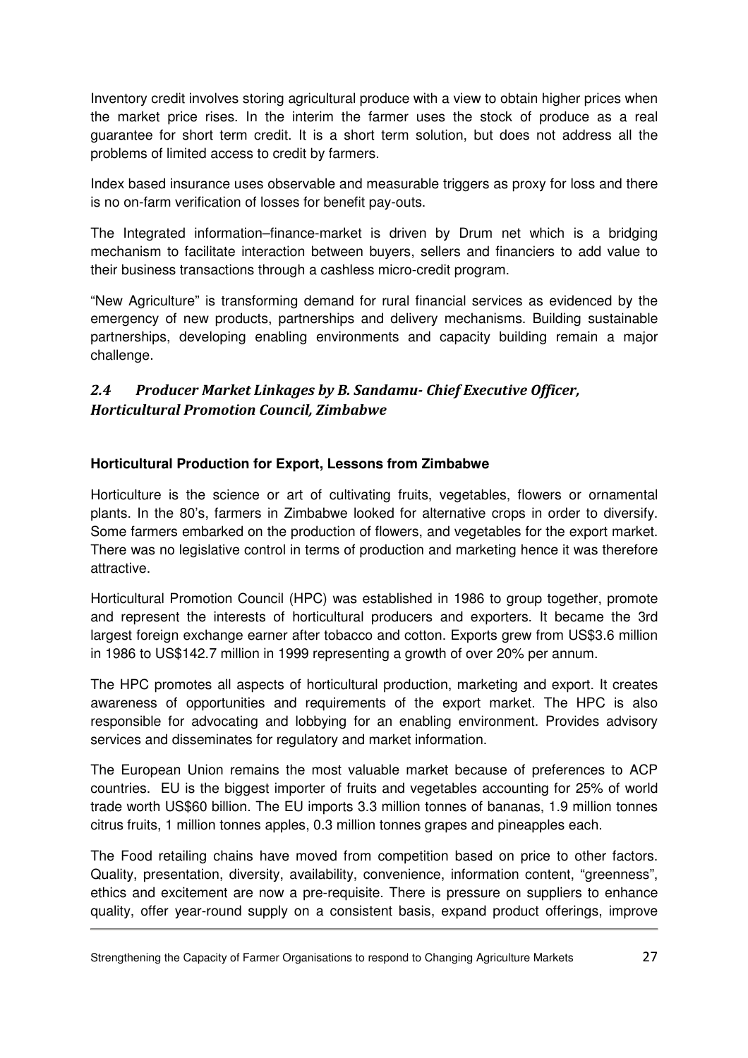Inventory credit involves storing agricultural produce with a view to obtain higher prices when the market price rises. In the interim the farmer uses the stock of produce as a real guarantee for short term credit. It is a short term solution, but does not address all the problems of limited access to credit by farmers.

Index based insurance uses observable and measurable triggers as proxy for loss and there is no on-farm verification of losses for benefit pay-outs.

The Integrated information–finance-market is driven by Drum net which is a bridging mechanism to facilitate interaction between buyers, sellers and financiers to add value to their business transactions through a cashless micro-credit program.

"New Agriculture" is transforming demand for rural financial services as evidenced by the emergency of new products, partnerships and delivery mechanisms. Building sustainable partnerships, developing enabling environments and capacity building remain a major challenge.

## *2.4 Producer Market Linkages by B. Sandamu- Chief Executive Officer, Horticultural Promotion Council, Zimbabwe*

**Horticultural Production for Export, Lessons from Zimbabwe**

Horticulture is the science or art of cultivating fruits, vegetables, flowers or ornamental plants. In the 80's, farmers in Zimbabwe looked for alternative crops in order to diversify. Some farmers embarked on the production of flowers, and vegetables for the export market. There was no legislative control in terms of production and marketing hence it was therefore attractive.

Horticultural Promotion Council (HPC) was established in 1986 to group together, promote and represent the interests of horticultural producers and exporters. It became the 3rd largest foreign exchange earner after tobacco and cotton. Exports grew from US$3.6 million in 1986 to US$142.7 million in 1999 representing a growth of over 20% per annum.

The HPC promotes all aspects of horticultural production, marketing and export. It creates awareness of opportunities and requirements of the export market. The HPC is also responsible for advocating and lobbying for an enabling environment. Provides advisory services and disseminates for regulatory and market information.

The European Union remains the most valuable market because of preferences to ACP countries. EU is the biggest importer of fruits and vegetables accounting for 25% of world trade worth US$60 billion. The EU imports 3.3 million tonnes of bananas, 1.9 million tonnes citrus fruits, 1 million tonnes apples, 0.3 million tonnes grapes and pineapples each.

The Food retailing chains have moved from competition based on price to other factors. Quality, presentation, diversity, availability, convenience, information content, "greenness", ethics and excitement are now a pre-requisite. There is pressure on suppliers to enhance quality, offer year-round supply on a consistent basis, expand product offerings, improve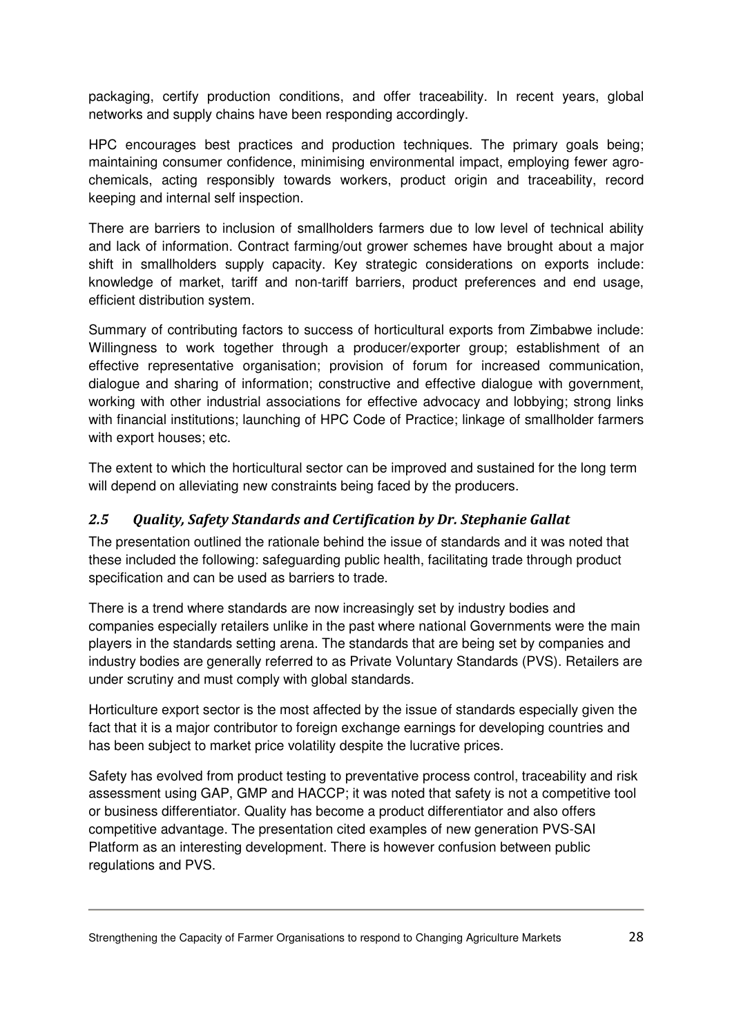packaging, certify production conditions, and offer traceability. In recent years, global networks and supply chains have been responding accordingly.

HPC encourages best practices and production techniques. The primary goals being; maintaining consumer confidence, minimising environmental impact, employing fewer agro-chemicals, acting responsibly towards workers, product origin and traceability, record keeping and internal self inspection.

There are barriers to inclusion of smallholders farmers due to low level of technical ability and lack of information. Contract farming/out grower schemes have brought about a major shift in smallholders supply capacity. Key strategic considerations on exports include: knowledge of market, tariff and non-tariff barriers, product preferences and end usage, efficient distribution system.

Summary of contributing factors to success of horticultural exports from Zimbabwe include: Willingness to work together through a producer/exporter group; establishment of an effective representative organisation; provision of forum for increased communication, dialogue and sharing of information; constructive and effective dialogue with government, working with other industrial associations for effective advocacy and lobbying; strong links with financial institutions; launching of HPC Code of Practice; linkage of smallholder farmers with export houses; etc.

The extent to which the horticultural sector can be improved and sustained for the long term will depend on alleviating new constraints being faced by the producers.

### *2.5 Quality, Safety Standards and Certification by Dr. Stephanie Gallat*

The presentation outlined the rationale behind the issue of standards and it was noted that these included the following: safeguarding public health, facilitating trade through product specification and can be used as barriers to trade.

There is a trend where standards are now increasingly set by industry bodies and companies especially retailers unlike in the past where national Governments were the main players in the standards setting arena. The standards that are being set by companies and industry bodies are generally referred to as Private Voluntary Standards (PVS). Retailers are under scrutiny and must comply with global standards.

Horticulture export sector is the most affected by the issue of standards especially given the fact that it is a major contributor to foreign exchange earnings for developing countries and has been subject to market price volatility despite the lucrative prices.

Safety has evolved from product testing to preventative process control, traceability and risk assessment using GAP, GMP and HACCP; it was noted that safety is not a competitive tool or business differentiator. Quality has become a product differentiator and also offers competitive advantage. The presentation cited examples of new generation PVS-SAI Platform as an interesting development. There is however confusion between public regulations and PVS.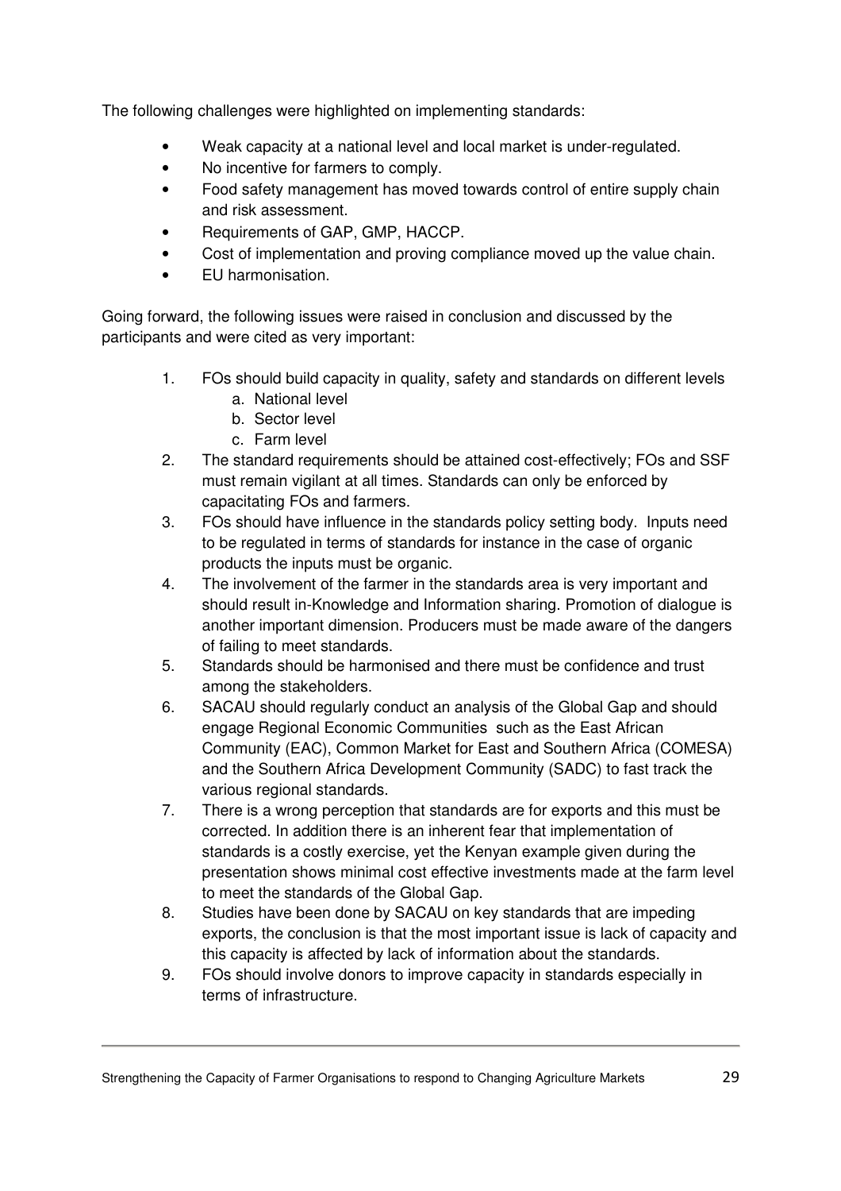The following challenges were highlighted on implementing standards:

- Weak capacity at a national level and local market is under-regulated.
- No incentive for farmers to comply.
- Food safety management has moved towards control of entire supply chain and risk assessment.
- Requirements of GAP, GMP, HACCP.
- Cost of implementation and proving compliance moved up the value chain.
- EU harmonisation.

Going forward, the following issues were raised in conclusion and discussed by the participants and were cited as very important:

1. FOs should build capacity in quality, safety and standards on different levels
    a. National level
    b. Sector level
    c. Farm level
2. The standard requirements should be attained cost-effectively; FOs and SSF must remain vigilant at all times. Standards can only be enforced by capacitating FOs and farmers.
3. FOs should have influence in the standards policy setting body. Inputs need to be regulated in terms of standards for instance in the case of organic products the inputs must be organic.
4. The involvement of the farmer in the standards area is very important and should result in-Knowledge and Information sharing. Promotion of dialogue is another important dimension. Producers must be made aware of the dangers of failing to meet standards.
5. Standards should be harmonised and there must be confidence and trust among the stakeholders.
6. SACAU should regularly conduct an analysis of the Global Gap and should engage Regional Economic Communities such as the East African Community (EAC), Common Market for East and Southern Africa (COMESA) and the Southern Africa Development Community (SADC) to fast track the various regional standards.
7. There is a wrong perception that standards are for exports and this must be corrected. In addition there is an inherent fear that implementation of standards is a costly exercise, yet the Kenyan example given during the presentation shows minimal cost effective investments made at the farm level to meet the standards of the Global Gap.
8. Studies have been done by SACAU on key standards that are impeding exports, the conclusion is that the most important issue is lack of capacity and this capacity is affected by lack of information about the standards.
9. FOs should involve donors to improve capacity in standards especially in terms of infrastructure.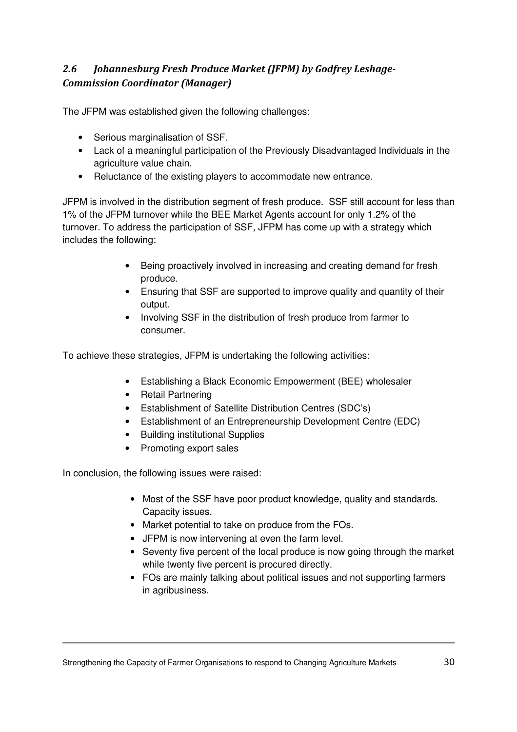## *2.6 Johannesburg Fresh Produce Market (JFPM) by Godfrey Leshage-Commission Coordinator (Manager)*

The JFPM was established given the following challenges:

- Serious marginalisation of SSF.
- Lack of a meaningful participation of the Previously Disadvantaged Individuals in the agriculture value chain.
- Reluctance of the existing players to accommodate new entrance.

JFPM is involved in the distribution segment of fresh produce. SSF still account for less than 1% of the JFPM turnover while the BEE Market Agents account for only 1.2% of the turnover. To address the participation of SSF, JFPM has come up with a strategy which includes the following:

- Being proactively involved in increasing and creating demand for fresh produce.
- Ensuring that SSF are supported to improve quality and quantity of their output.
- Involving SSF in the distribution of fresh produce from farmer to consumer.

To achieve these strategies, JFPM is undertaking the following activities:

- Establishing a Black Economic Empowerment (BEE) wholesaler
- Retail Partnering
- Establishment of Satellite Distribution Centres (SDC's)
- Establishment of an Entrepreneurship Development Centre (EDC)
- Building institutional Supplies
- Promoting export sales

In conclusion, the following issues were raised:

- Most of the SSF have poor product knowledge, quality and standards. Capacity issues.
- Market potential to take on produce from the FOs.
- JFPM is now intervening at even the farm level.
- Seventy five percent of the local produce is now going through the market while twenty five percent is procured directly.
- FOs are mainly talking about political issues and not supporting farmers in agribusiness.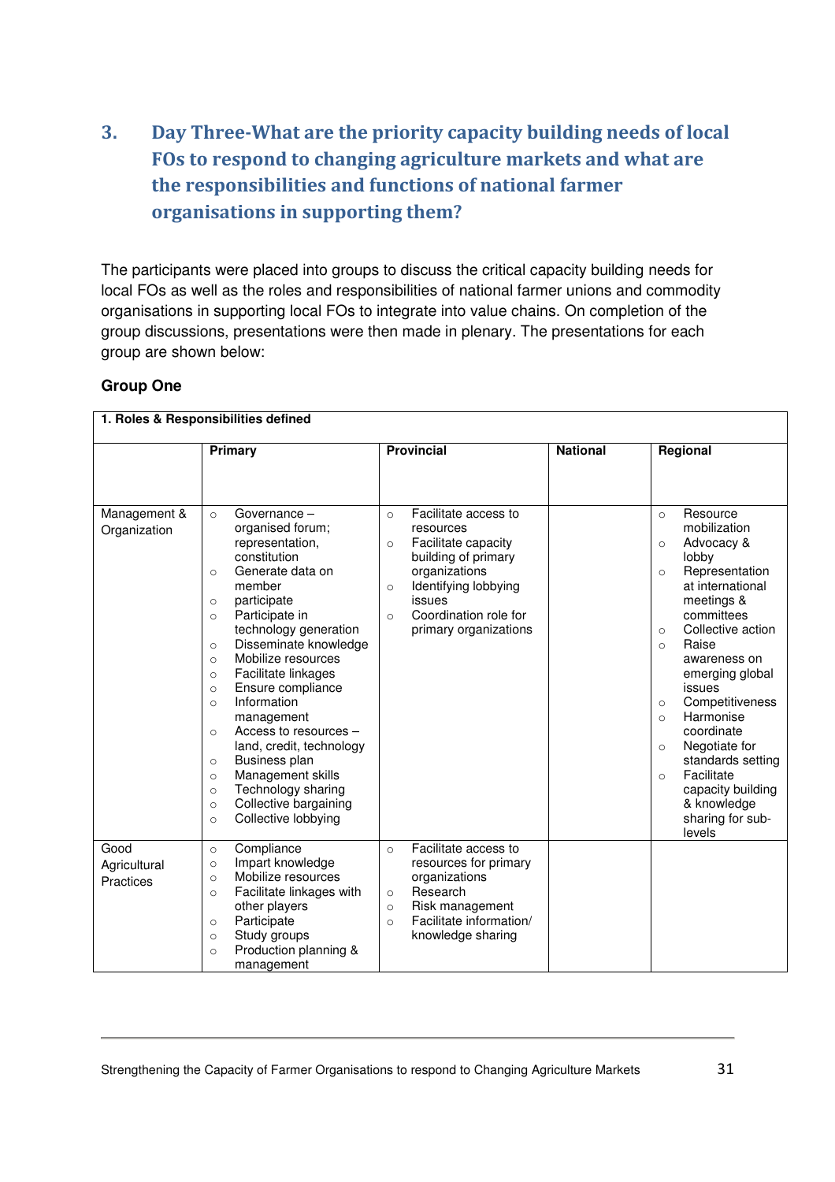## 3. Day Three-What are the priority capacity building needs of local FOs to respond to changing agriculture markets and what are the responsibilities and functions of national farmer organisations in supporting them?

The participants were placed into groups to discuss the critical capacity building needs for local FOs as well as the roles and responsibilities of national farmer unions and commodity organisations in supporting local FOs to integrate into value chains. On completion of the group discussions, presentations were then made in plenary. The presentations for each group are shown below:

### Group One

| **1. Roles & Responsibilities defined** | | | | |
|---|---|---|---|---|
| | **Primary** | **Provincial** | **National** | **Regional** |
| Management & Organization | ○ Governance – organised forum; representation, constitution<br>○ Generate data on member<br>○ participate<br>○ Participate in technology generation<br>○ Disseminate knowledge<br>○ Mobilize resources<br>○ Facilitate linkages<br>○ Ensure compliance<br>○ Information management<br>○ Access to resources – land, credit, technology<br>○ Business plan<br>○ Management skills<br>○ Technology sharing<br>○ Collective bargaining<br>○ Collective lobbying | ○ Facilitate access to resources<br>○ Facilitate capacity building of primary organizations<br>○ Identifying lobbying issues<br>○ Coordination role for primary organizations | | ○ Resource mobilization<br>○ Advocacy & lobby<br>○ Representation at international meetings & committees<br>○ Collective action<br>○ Raise awareness on emerging global issues<br>○ Competitiveness<br>○ Harmonise coordinate<br>○ Negotiate for standards setting<br>○ Facilitate capacity building & knowledge sharing for sub-levels |
| Good Agricultural Practices | ○ Compliance<br>○ Impart knowledge<br>○ Mobilize resources<br>○ Facilitate linkages with other players<br>○ Participate<br>○ Study groups<br>○ Production planning & management | ○ Facilitate access to resources for primary organizations<br>○ Research<br>○ Risk management<br>○ Facilitate information/ knowledge sharing | | |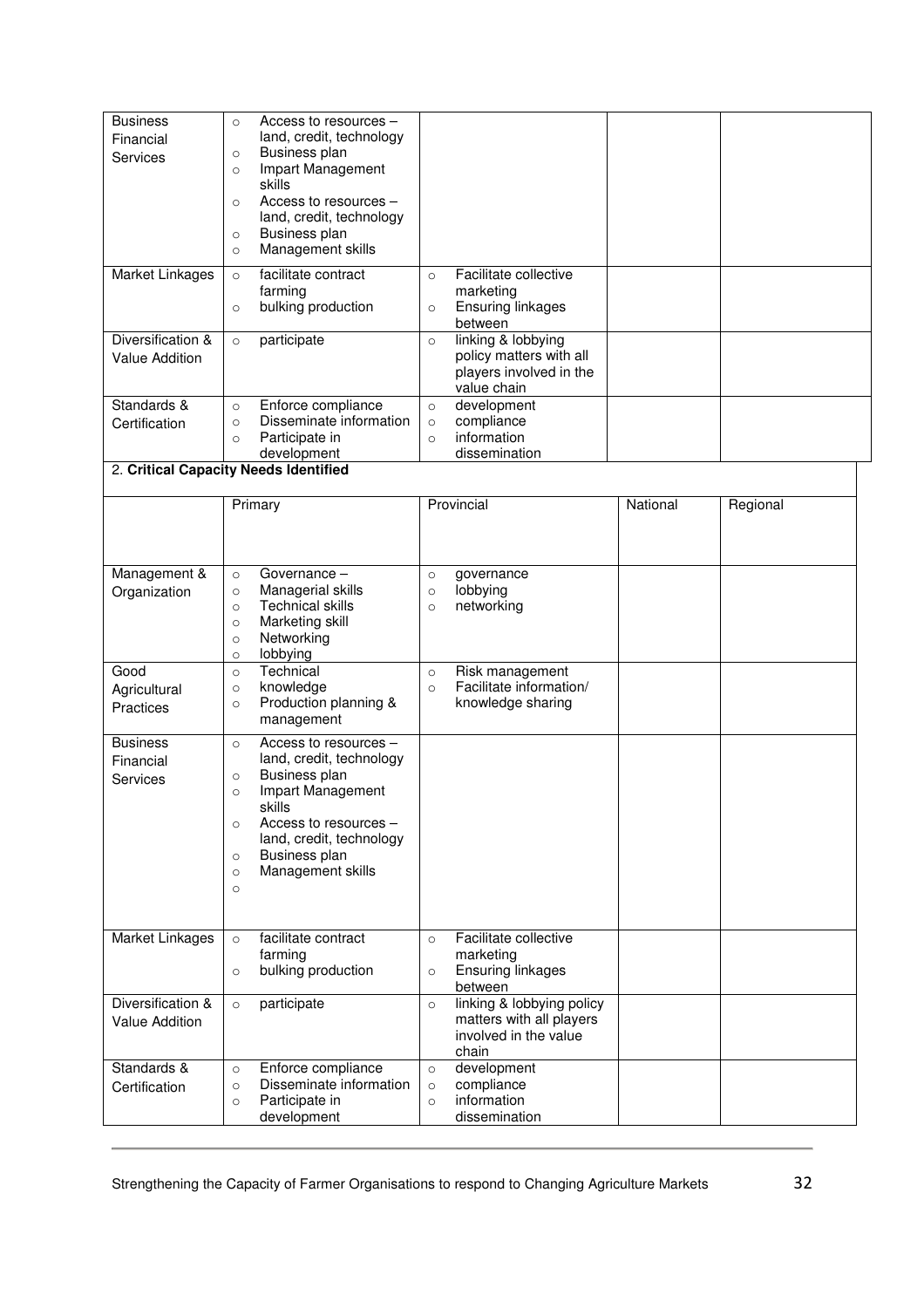| | | | | |
|---|---|---|---|---|
| Business Financial Services | ○ Access to resources – land, credit, technology<br>○ Business plan<br>○ Impart Management skills<br>○ Access to resources – land, credit, technology<br>○ Business plan<br>○ Management skills | | | |
| Market Linkages | ○ facilitate contract farming<br>○ bulking production | ○ Facilitate collective marketing<br>○ Ensuring linkages between | | |
| Diversification & Value Addition | ○ participate | ○ linking & lobbying policy matters with all players involved in the value chain | | |
| Standards & Certification | ○ Enforce compliance<br>○ Disseminate information<br>○ Participate in development | ○ development<br>○ compliance<br>○ information dissemination | | |

2. **Critical Capacity Needs Identified**

| | Primary | Provincial | National | Regional |
|---|---|---|---|---|
| Management & Organization | ○ Governance –<br>○ Managerial skills<br>○ Technical skills<br>○ Marketing skill<br>○ Networking<br>○ lobbying | ○ governance<br>○ lobbying<br>○ networking | | |
| Good Agricultural Practices | ○ Technical<br>○ knowledge<br>○ Production planning & management | ○ Risk management<br>○ Facilitate information/ knowledge sharing | | |
| Business Financial Services | ○ Access to resources – land, credit, technology<br>○ Business plan<br>○ Impart Management skills<br>○ Access to resources – land, credit, technology<br>○ Business plan<br>○ Management skills<br>○ | | | |
| Market Linkages | ○ facilitate contract farming<br>○ bulking production | ○ Facilitate collective marketing<br>○ Ensuring linkages between | | |
| Diversification & Value Addition | ○ participate | ○ linking & lobbying policy matters with all players involved in the value chain | | |
| Standards & Certification | ○ Enforce compliance<br>○ Disseminate information<br>○ Participate in development | ○ development<br>○ compliance<br>○ information dissemination | | |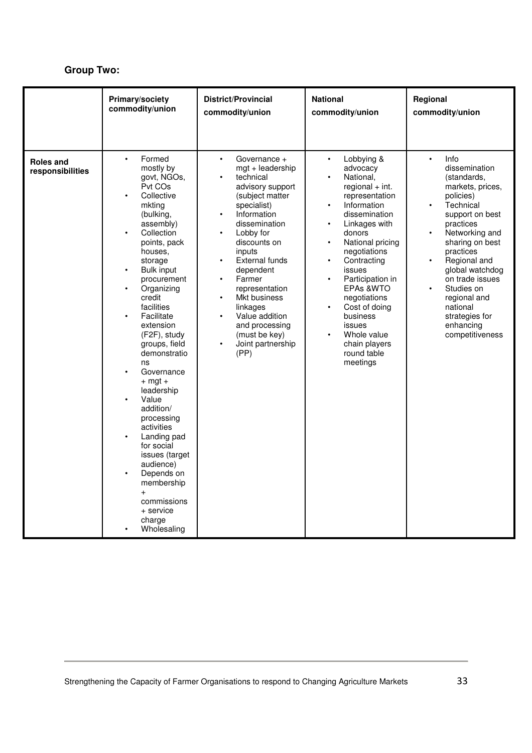**Group Two:**

| | Primary/society commodity/union | District/Provincial commodity/union | National commodity/union | Regional commodity/union |
|---|---|---|---|---|
| **Roles and responsibilities** | • Formed mostly by govt, NGOs, Pvt COs<br>• Collective mkting (bulking, assembly)<br>• Collection points, pack houses, storage<br>• Bulk input procurement<br>• Organizing credit facilities<br>• Facilitate extension (F2F), study groups, field demonstrations<br>• Governance + mgt + leadership<br>• Value addition/ processing activities<br>• Landing pad for social issues (target audience)<br>• Depends on membership + commissions + service charge<br>• Wholesaling | • Governance + mgt + leadership<br>• technical advisory support (subject matter specialist)<br>• Information dissemination<br>• Lobby for discounts on inputs<br>• External funds dependent<br>• Farmer representation<br>• Mkt business linkages<br>• Value addition and processing (must be key)<br>• Joint partnership (PP) | • Lobbying & advocacy<br>• National, regional + int. representation<br>• Information dissemination<br>• Linkages with donors<br>• National pricing negotiations<br>• Contracting issues<br>• Participation in EPAs &WTO negotiations<br>• Cost of doing business issues<br>• Whole value chain players round table meetings | • Info dissemination (standards, markets, prices, policies)<br>• Technical support on best practices<br>• Networking and sharing on best practices<br>• Regional and global watchdog on trade issues<br>• Studies on regional and national strategies for enhancing competitiveness |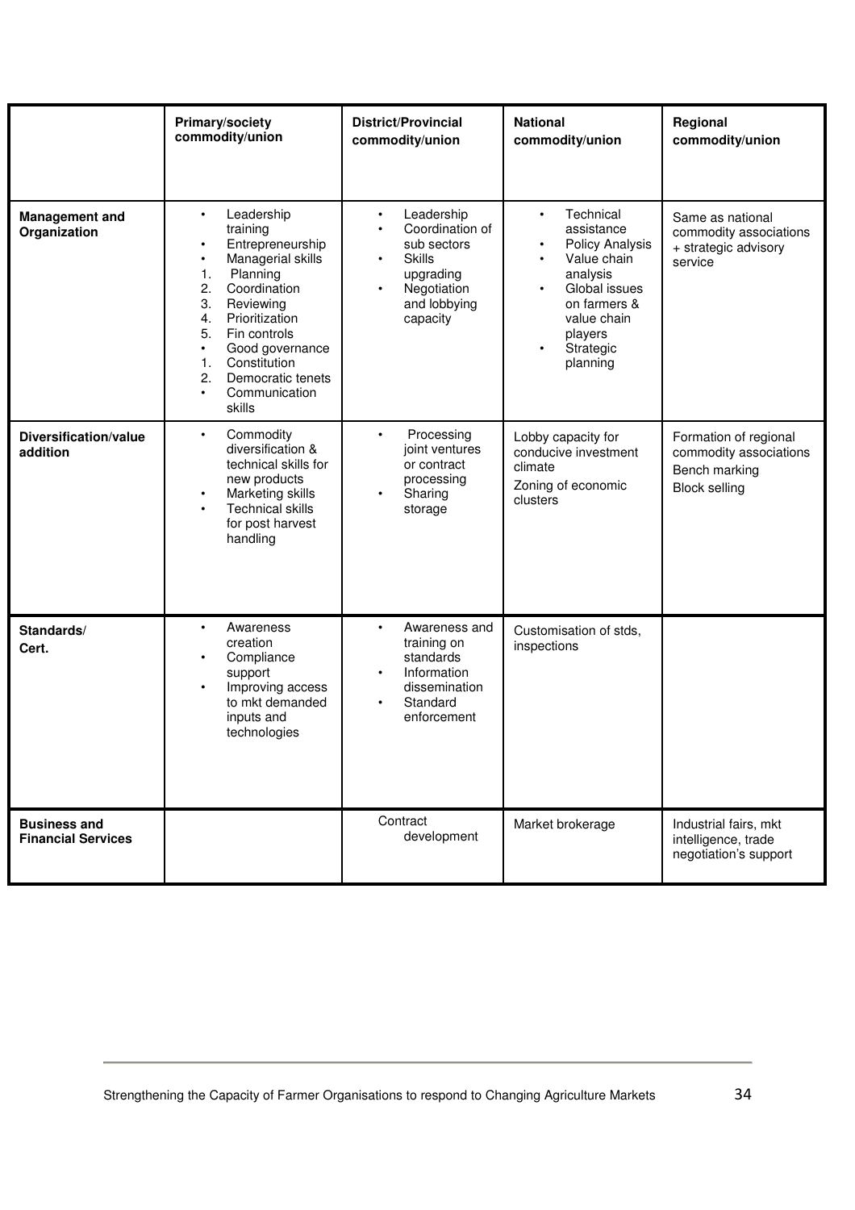| | Primary/society commodity/union | District/Provincial commodity/union | National commodity/union | Regional commodity/union |
|---|---|---|---|---|
| **Management and Organization** | • Leadership training<br>• Entrepreneurship<br>• Managerial skills<br>1. Planning<br>2. Coordination<br>3. Reviewing<br>4. Prioritization<br>5. Fin controls<br>• Good governance<br>1. Constitution<br>2. Democratic tenets<br>• Communication skills | • Leadership<br>• Coordination of sub sectors<br>• Skills upgrading<br>• Negotiation and lobbying capacity | • Technical assistance<br>• Policy Analysis<br>• Value chain analysis<br>• Global issues on farmers & value chain players<br>• Strategic planning | Same as national commodity associations + strategic advisory service |
| **Diversification/value addition** | • Commodity diversification & technical skills for new products<br>• Marketing skills<br>• Technical skills for post harvest handling | • Processing joint ventures or contract processing<br>• Sharing storage | Lobby capacity for conducive investment climate<br>Zoning of economic clusters | Formation of regional commodity associations<br>Bench marking<br>Block selling |
| **Standards/ Cert.** | • Awareness creation<br>• Compliance support<br>• Improving access to mkt demanded inputs and technologies | • Awareness and training on standards<br>• Information dissemination<br>• Standard enforcement | Customisation of stds, inspections | |
| **Business and Financial Services** | | Contract development | Market brokerage | Industrial fairs, mkt intelligence, trade negotiation's support |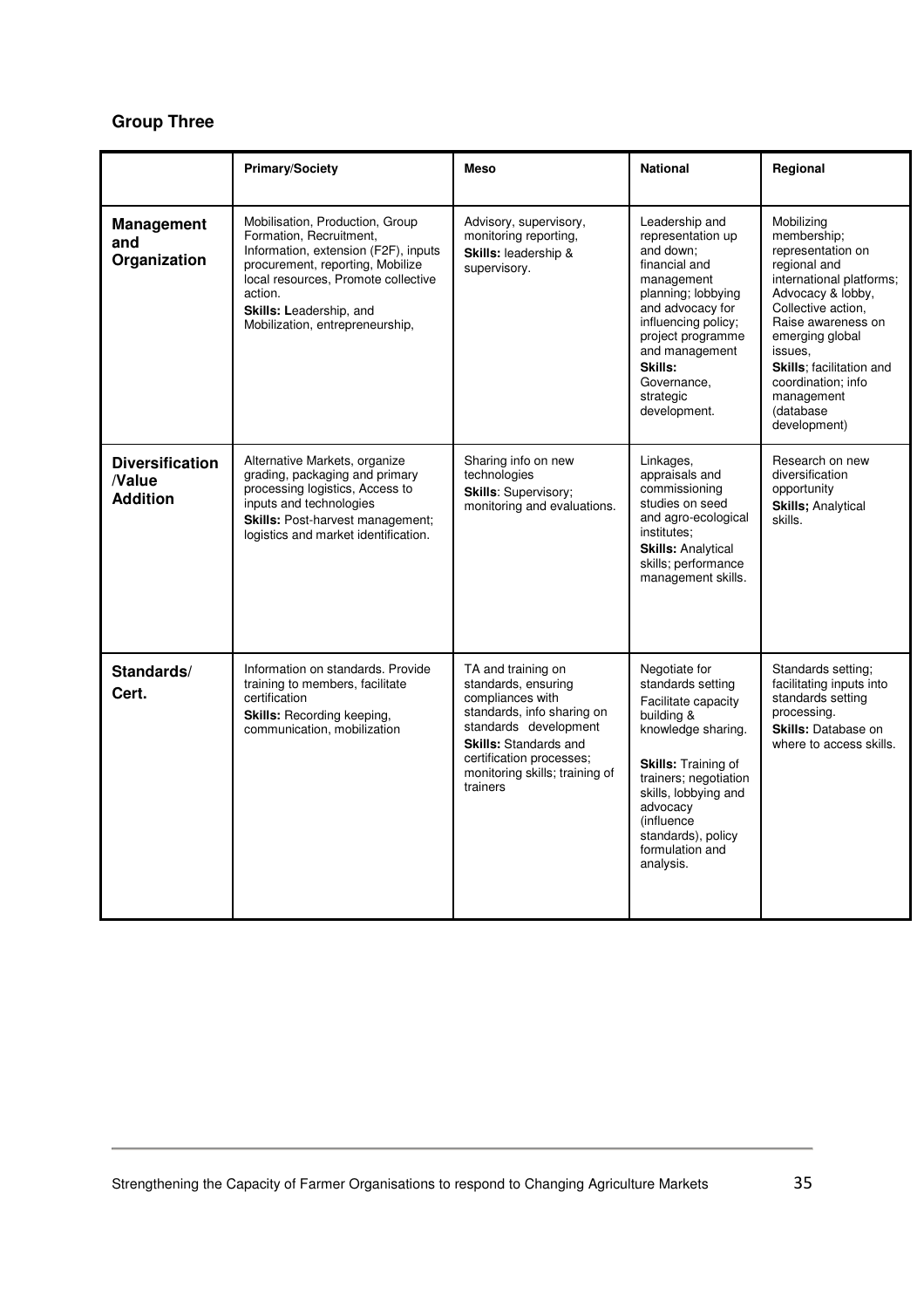**Group Three**

| | Primary/Society | Meso | National | Regional |
|---|---|---|---|---|
| **Management and Organization** | Mobilisation, Production, Group Formation, Recruitment, Information, extension (F2F), inputs procurement, reporting, Mobilize local resources, Promote collective action. **Skills: L**eadership, and Mobilization, entrepreneurship, | Advisory, supervisory, monitoring reporting, **Skills:** leadership & supervisory. | Leadership and representation up and down; financial and management planning; lobbying and advocacy for influencing policy; project programme and management **Skills:** Governance, strategic development. | Mobilizing membership; representation on regional and international platforms; Advocacy & lobby, Collective action, Raise awareness on emerging global issues, **Skills**; facilitation and coordination; info management (database development) |
| **Diversification /Value Addition** | Alternative Markets, organize grading, packaging and primary processing logistics, Access to inputs and technologies **Skills:** Post-harvest management; logistics and market identification. | Sharing info on new technologies **Skills**: Supervisory; monitoring and evaluations. | Linkages, appraisals and commissioning studies on seed and agro-ecological institutes; **Skills:** Analytical skills; performance management skills. | Research on new diversification opportunity **Skills;** Analytical skills. |
| **Standards/ Cert.** | Information on standards. Provide training to members, facilitate certification **Skills:** Recording keeping, communication, mobilization | TA and training on standards, ensuring compliances with standards, info sharing on standards development **Skills:** Standards and certification processes; monitoring skills; training of trainers | Negotiate for standards setting Facilitate capacity building & knowledge sharing. **Skills:** Training of trainers; negotiation skills, lobbying and advocacy (influence standards), policy formulation and analysis. | Standards setting; facilitating inputs into standards setting processing. **Skills:** Database on where to access skills. |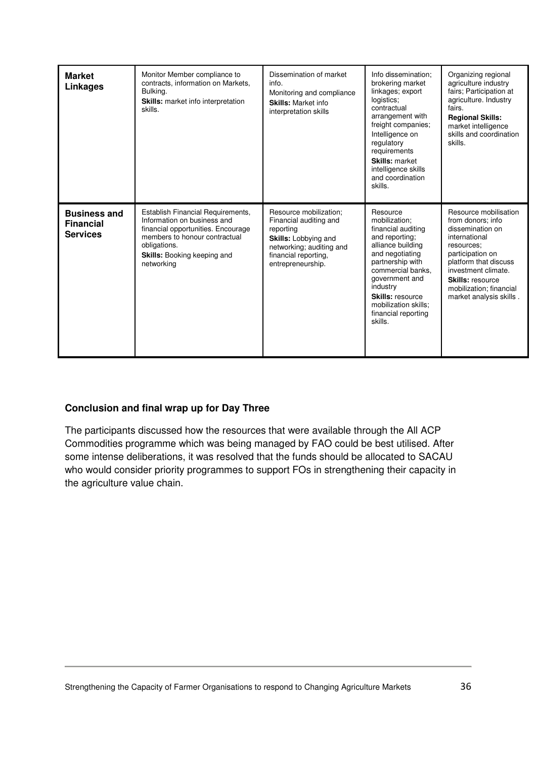| **Market Linkages** | Monitor Member compliance to contracts, information on Markets, Bulking. **Skills:** market info interpretation skills. | Dissemination of market info. Monitoring and compliance **Skills:** Market info interpretation skills | Info dissemination; brokering market linkages; export logistics; contractual arrangement with freight companies; Intelligence on regulatory requirements **Skills:** market intelligence skills and coordination skills. | Organizing regional agriculture industry fairs; Participation at agriculture. Industry fairs. **Regional Skills:** market intelligence skills and coordination skills. |
|---|---|---|---|---|
| **Business and Financial Services** | Establish Financial Requirements, Information on business and financial opportunities. Encourage members to honour contractual obligations. **Skills:** Booking keeping and networking | Resource mobilization; Financial auditing and reporting **Skills:** Lobbying and networking; auditing and financial reporting, entrepreneurship. | Resource mobilization; financial auditing and reporting; alliance building and negotiating partnership with commercial banks, government and industry **Skills:** resource mobilization skills; financial reporting skills. | Resource mobilisation from donors; info dissemination on international resources; participation on platform that discuss investment climate. **Skills:** resource mobilization; financial market analysis skills . |

**Conclusion and final wrap up for Day Three**

The participants discussed how the resources that were available through the All ACP Commodities programme which was being managed by FAO could be best utilised. After some intense deliberations, it was resolved that the funds should be allocated to SACAU who would consider priority programmes to support FOs in strengthening their capacity in the agriculture value chain.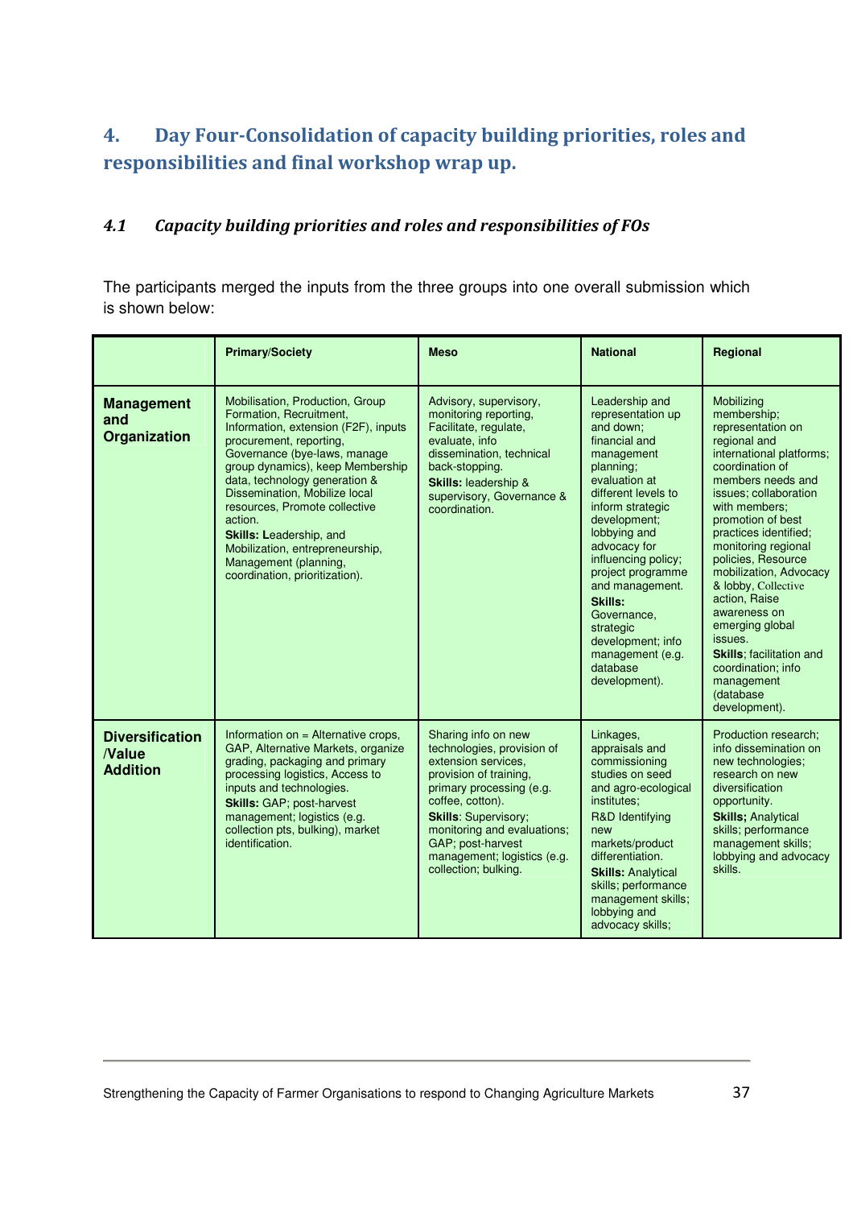## 4. Day Four-Consolidation of capacity building priorities, roles and responsibilities and final workshop wrap up.

### *4.1 Capacity building priorities and roles and responsibilities of FOs*

The participants merged the inputs from the three groups into one overall submission which is shown below:

| | Primary/Society | Meso | National | Regional |
|---|---|---|---|---|
| **Management and Organization** | Mobilisation, Production, Group Formation, Recruitment, Information, extension (F2F), inputs procurement, reporting, Governance (bye-laws, manage group dynamics), keep Membership data, technology generation & Dissemination, Mobilize local resources, Promote collective action. **Skills: L**eadership, and Mobilization, entrepreneurship, Management (planning, coordination, prioritization). | Advisory, supervisory, monitoring reporting, Facilitate, regulate, evaluate, info dissemination, technical back-stopping. **Skills:** leadership & supervisory, Governance & coordination. | Leadership and representation up and down; financial and management planning; evaluation at different levels to inform strategic development; lobbying and advocacy for influencing policy; project programme and management. **Skills:** Governance, strategic development; info management (e.g. database development). | Mobilizing membership; representation on regional and international platforms; coordination of members needs and issues; collaboration with members; promotion of best practices identified; monitoring regional policies, Resource mobilization, Advocacy & lobby, Collective action, Raise awareness on emerging global issues. **Skills**; facilitation and coordination; info management (database development). |
| **Diversification /Value Addition** | Information on = Alternative crops, GAP, Alternative Markets, organize grading, packaging and primary processing logistics, Access to inputs and technologies. **Skills:** GAP; post-harvest management; logistics (e.g. collection pts, bulking), market identification. | Sharing info on new technologies, provision of extension services, provision of training, primary processing (e.g. coffee, cotton). **Skills**: Supervisory; monitoring and evaluations; GAP; post-harvest management; logistics (e.g. collection; bulking. | Linkages, appraisals and commissioning studies on seed and agro-ecological institutes; R&D Identifying new markets/product differentiation. **Skills:** Analytical skills; performance management skills; lobbying and advocacy skills; | Production research; info dissemination on new technologies; research on new diversification opportunity. **Skills;** Analytical skills; performance management skills; lobbying and advocacy skills. |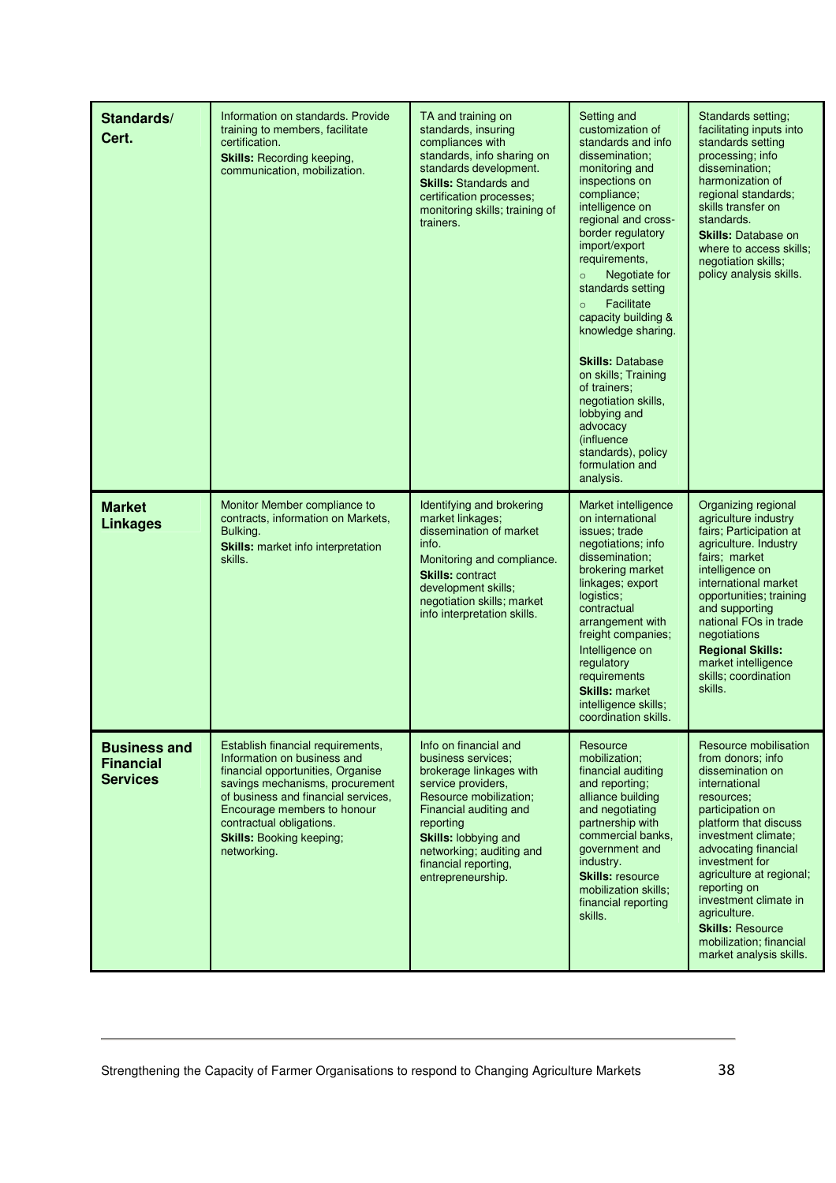| | | | | |
|---|---|---|---|---|
| **Standards/ Cert.** | Information on standards. Provide training to members, facilitate certification. **Skills:** Recording keeping, communication, mobilization. | TA and training on standards, insuring compliances with standards, info sharing on standards development. **Skills:** Standards and certification processes; monitoring skills; training of trainers. | Setting and customization of standards and info dissemination; monitoring and inspections on compliance; intelligence on regional and cross-border regulatory import/export requirements, ○ Negotiate for standards setting ○ Facilitate capacity building & knowledge sharing. **Skills:** Database on skills; Training of trainers; negotiation skills, lobbying and advocacy (influence standards), policy formulation and analysis. | Standards setting; facilitating inputs into standards setting processing; info dissemination; harmonization of regional standards; skills transfer on standards. **Skills:** Database on where to access skills; negotiation skills; policy analysis skills. |
| **Market Linkages** | Monitor Member compliance to contracts, information on Markets, Bulking. **Skills:** market info interpretation skills. | Identifying and brokering market linkages; dissemination of market info. Monitoring and compliance. **Skills:** contract development skills; negotiation skills; market info interpretation skills. | Market intelligence on international issues; trade negotiations; info dissemination; brokering market linkages; export logistics; contractual arrangement with freight companies; Intelligence on regulatory requirements **Skills:** market intelligence skills; coordination skills. | Organizing regional agriculture industry fairs; Participation at agriculture. Industry fairs; market intelligence on international market opportunities; training and supporting national FOs in trade negotiations **Regional Skills:** market intelligence skills; coordination skills. |
| **Business and Financial Services** | Establish financial requirements, Information on business and financial opportunities, Organise savings mechanisms, procurement of business and financial services, Encourage members to honour contractual obligations. **Skills:** Booking keeping; networking. | Info on financial and business services; brokerage linkages with service providers, Resource mobilization; Financial auditing and reporting **Skills:** lobbying and networking; auditing and financial reporting, entrepreneurship. | Resource mobilization; financial auditing and reporting; alliance building and negotiating partnership with commercial banks, government and industry. **Skills:** resource mobilization skills; financial reporting skills. | Resource mobilisation from donors; info dissemination on international resources; participation on platform that discuss investment climate; advocating financial investment for agriculture at regional; reporting on investment climate in agriculture. **Skills:** Resource mobilization; financial market analysis skills. |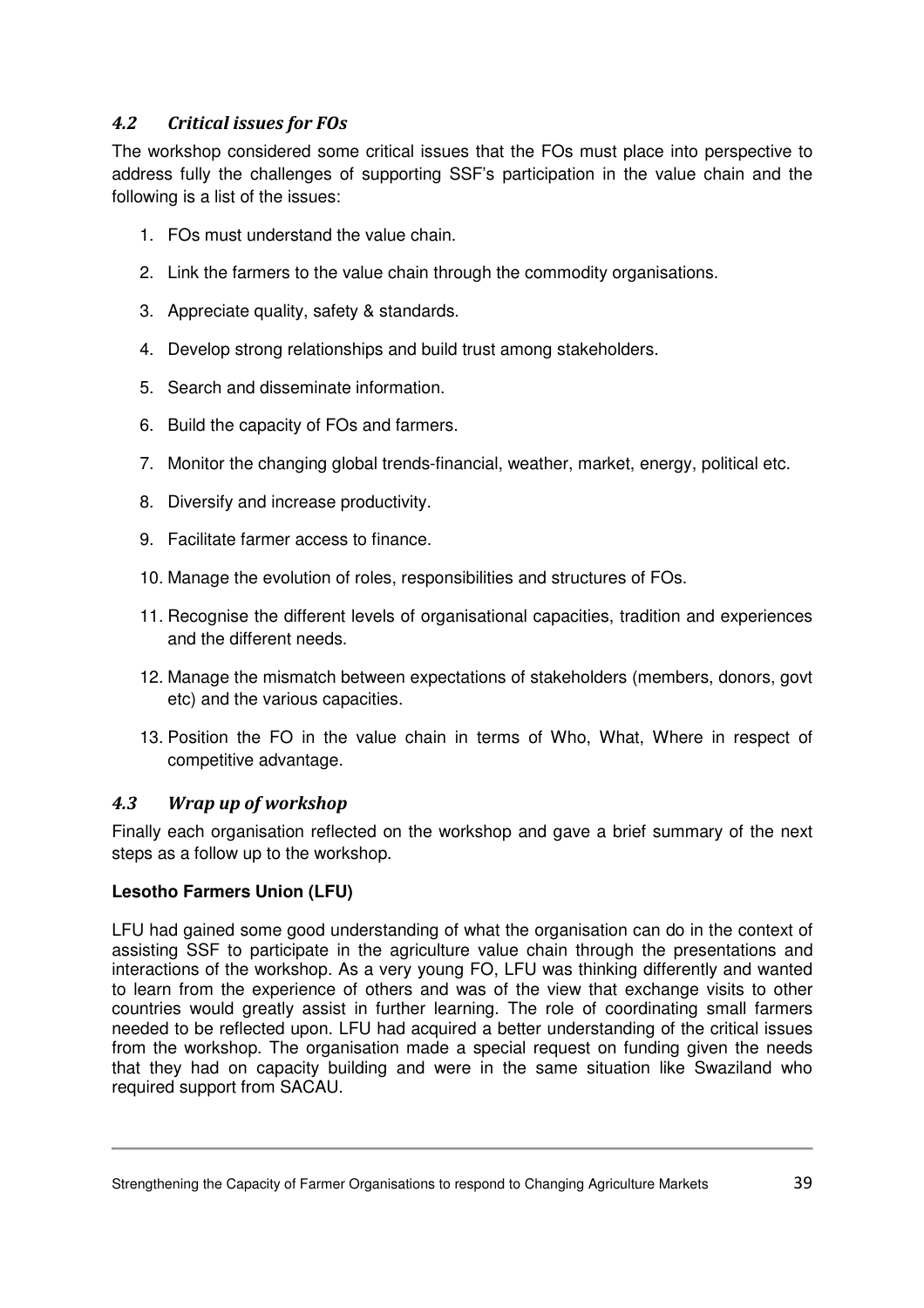### *4.2 Critical issues for FOs*

The workshop considered some critical issues that the FOs must place into perspective to address fully the challenges of supporting SSF's participation in the value chain and the following is a list of the issues:

1. FOs must understand the value chain.
2. Link the farmers to the value chain through the commodity organisations.
3. Appreciate quality, safety & standards.
4. Develop strong relationships and build trust among stakeholders.
5. Search and disseminate information.
6. Build the capacity of FOs and farmers.
7. Monitor the changing global trends-financial, weather, market, energy, political etc.
8. Diversify and increase productivity.
9. Facilitate farmer access to finance.
10. Manage the evolution of roles, responsibilities and structures of FOs.
11. Recognise the different levels of organisational capacities, tradition and experiences and the different needs.
12. Manage the mismatch between expectations of stakeholders (members, donors, govt etc) and the various capacities.
13. Position the FO in the value chain in terms of Who, What, Where in respect of competitive advantage.

### *4.3 Wrap up of workshop*

Finally each organisation reflected on the workshop and gave a brief summary of the next steps as a follow up to the workshop.

**Lesotho Farmers Union (LFU)**

LFU had gained some good understanding of what the organisation can do in the context of assisting SSF to participate in the agriculture value chain through the presentations and interactions of the workshop. As a very young FO, LFU was thinking differently and wanted to learn from the experience of others and was of the view that exchange visits to other countries would greatly assist in further learning. The role of coordinating small farmers needed to be reflected upon. LFU had acquired a better understanding of the critical issues from the workshop. The organisation made a special request on funding given the needs that they had on capacity building and were in the same situation like Swaziland who required support from SACAU.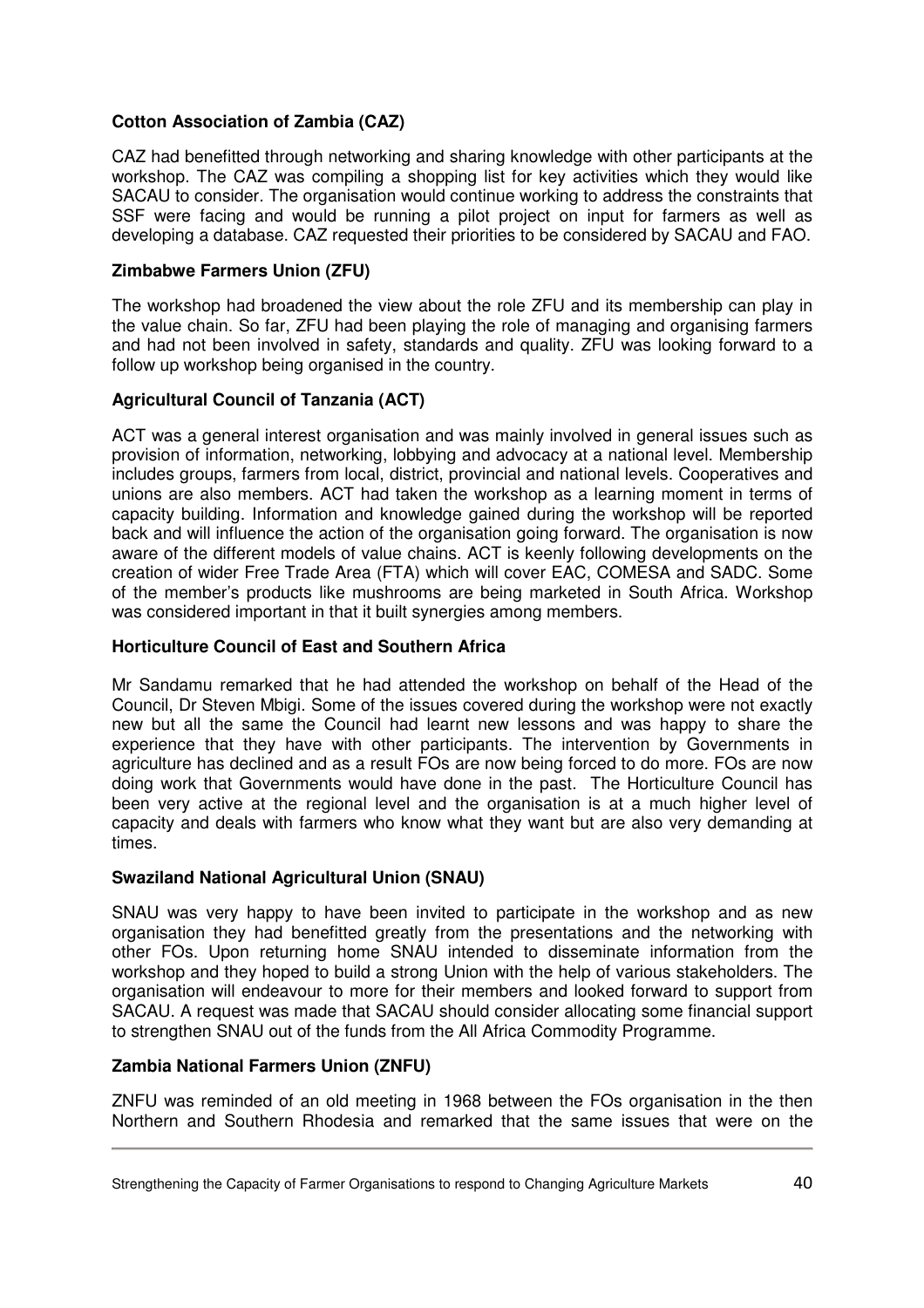**Cotton Association of Zambia (CAZ)**

CAZ had benefitted through networking and sharing knowledge with other participants at the workshop. The CAZ was compiling a shopping list for key activities which they would like SACAU to consider. The organisation would continue working to address the constraints that SSF were facing and would be running a pilot project on input for farmers as well as developing a database. CAZ requested their priorities to be considered by SACAU and FAO.

**Zimbabwe Farmers Union (ZFU)**

The workshop had broadened the view about the role ZFU and its membership can play in the value chain. So far, ZFU had been playing the role of managing and organising farmers and had not been involved in safety, standards and quality. ZFU was looking forward to a follow up workshop being organised in the country.

**Agricultural Council of Tanzania (ACT)**

ACT was a general interest organisation and was mainly involved in general issues such as provision of information, networking, lobbying and advocacy at a national level. Membership includes groups, farmers from local, district, provincial and national levels. Cooperatives and unions are also members. ACT had taken the workshop as a learning moment in terms of capacity building. Information and knowledge gained during the workshop will be reported back and will influence the action of the organisation going forward. The organisation is now aware of the different models of value chains. ACT is keenly following developments on the creation of wider Free Trade Area (FTA) which will cover EAC, COMESA and SADC. Some of the member's products like mushrooms are being marketed in South Africa. Workshop was considered important in that it built synergies among members.

**Horticulture Council of East and Southern Africa**

Mr Sandamu remarked that he had attended the workshop on behalf of the Head of the Council, Dr Steven Mbigi. Some of the issues covered during the workshop were not exactly new but all the same the Council had learnt new lessons and was happy to share the experience that they have with other participants. The intervention by Governments in agriculture has declined and as a result FOs are now being forced to do more. FOs are now doing work that Governments would have done in the past. The Horticulture Council has been very active at the regional level and the organisation is at a much higher level of capacity and deals with farmers who know what they want but are also very demanding at times.

**Swaziland National Agricultural Union (SNAU)**

SNAU was very happy to have been invited to participate in the workshop and as new organisation they had benefitted greatly from the presentations and the networking with other FOs. Upon returning home SNAU intended to disseminate information from the workshop and they hoped to build a strong Union with the help of various stakeholders. The organisation will endeavour to more for their members and looked forward to support from SACAU. A request was made that SACAU should consider allocating some financial support to strengthen SNAU out of the funds from the All Africa Commodity Programme.

**Zambia National Farmers Union (ZNFU)**

ZNFU was reminded of an old meeting in 1968 between the FOs organisation in the then Northern and Southern Rhodesia and remarked that the same issues that were on the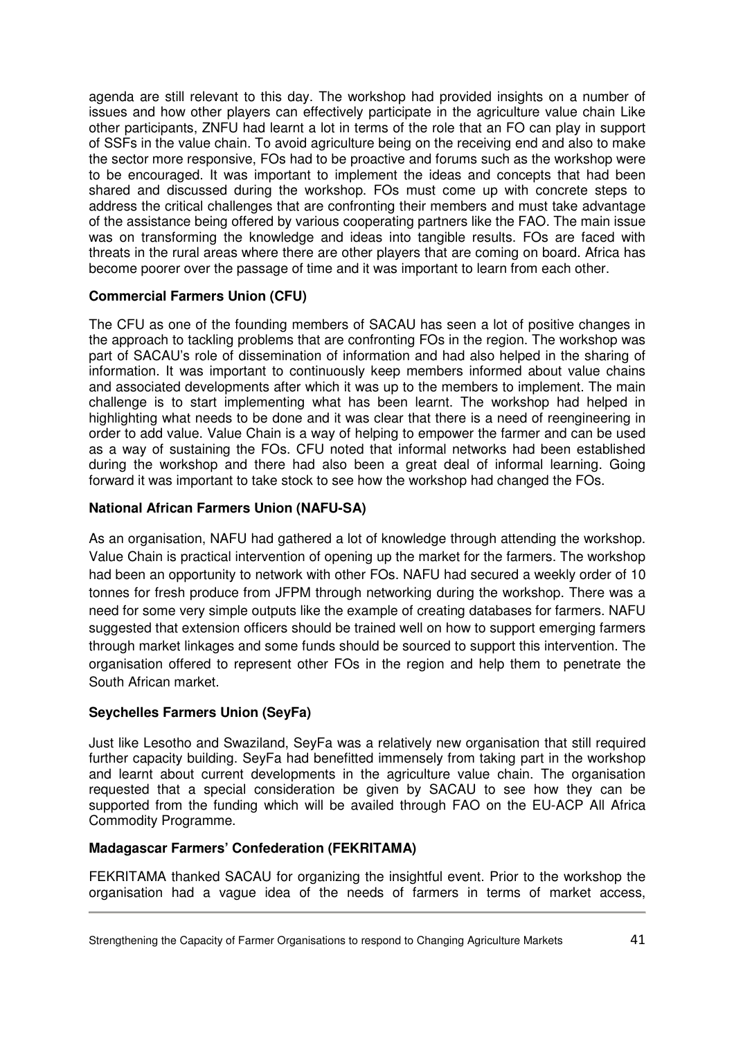agenda are still relevant to this day. The workshop had provided insights on a number of issues and how other players can effectively participate in the agriculture value chain Like other participants, ZNFU had learnt a lot in terms of the role that an FO can play in support of SSFs in the value chain. To avoid agriculture being on the receiving end and also to make the sector more responsive, FOs had to be proactive and forums such as the workshop were to be encouraged. It was important to implement the ideas and concepts that had been shared and discussed during the workshop. FOs must come up with concrete steps to address the critical challenges that are confronting their members and must take advantage of the assistance being offered by various cooperating partners like the FAO. The main issue was on transforming the knowledge and ideas into tangible results. FOs are faced with threats in the rural areas where there are other players that are coming on board. Africa has become poorer over the passage of time and it was important to learn from each other.

**Commercial Farmers Union (CFU)**

The CFU as one of the founding members of SACAU has seen a lot of positive changes in the approach to tackling problems that are confronting FOs in the region. The workshop was part of SACAU's role of dissemination of information and had also helped in the sharing of information. It was important to continuously keep members informed about value chains and associated developments after which it was up to the members to implement. The main challenge is to start implementing what has been learnt. The workshop had helped in highlighting what needs to be done and it was clear that there is a need of reengineering in order to add value. Value Chain is a way of helping to empower the farmer and can be used as a way of sustaining the FOs. CFU noted that informal networks had been established during the workshop and there had also been a great deal of informal learning. Going forward it was important to take stock to see how the workshop had changed the FOs.

**National African Farmers Union (NAFU-SA)**

As an organisation, NAFU had gathered a lot of knowledge through attending the workshop. Value Chain is practical intervention of opening up the market for the farmers. The workshop had been an opportunity to network with other FOs. NAFU had secured a weekly order of 10 tonnes for fresh produce from JFPM through networking during the workshop. There was a need for some very simple outputs like the example of creating databases for farmers. NAFU suggested that extension officers should be trained well on how to support emerging farmers through market linkages and some funds should be sourced to support this intervention. The organisation offered to represent other FOs in the region and help them to penetrate the South African market.

**Seychelles Farmers Union (SeyFa)**

Just like Lesotho and Swaziland, SeyFa was a relatively new organisation that still required further capacity building. SeyFa had benefitted immensely from taking part in the workshop and learnt about current developments in the agriculture value chain. The organisation requested that a special consideration be given by SACAU to see how they can be supported from the funding which will be availed through FAO on the EU-ACP All Africa Commodity Programme.

**Madagascar Farmers' Confederation (FEKRITAMA)**

FEKRITAMA thanked SACAU for organizing the insightful event. Prior to the workshop the organisation had a vague idea of the needs of farmers in terms of market access,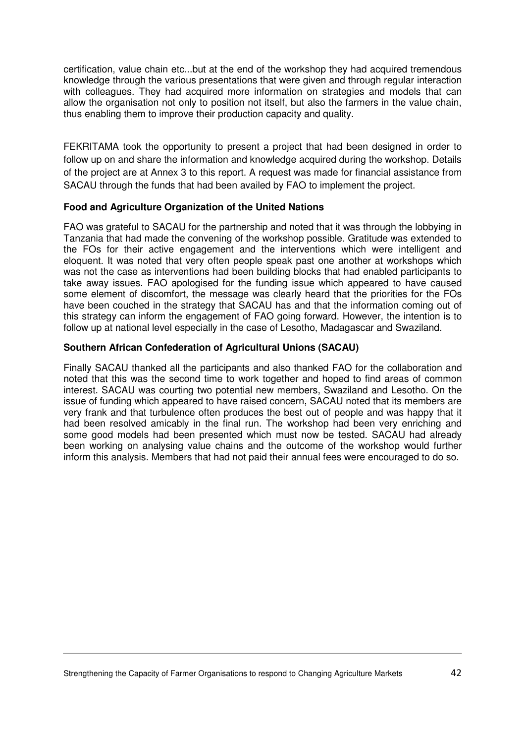certification, value chain etc...but at the end of the workshop they had acquired tremendous knowledge through the various presentations that were given and through regular interaction with colleagues. They had acquired more information on strategies and models that can allow the organisation not only to position not itself, but also the farmers in the value chain, thus enabling them to improve their production capacity and quality.

FEKRITAMA took the opportunity to present a project that had been designed in order to follow up on and share the information and knowledge acquired during the workshop. Details of the project are at Annex 3 to this report. A request was made for financial assistance from SACAU through the funds that had been availed by FAO to implement the project.

**Food and Agriculture Organization of the United Nations**

FAO was grateful to SACAU for the partnership and noted that it was through the lobbying in Tanzania that had made the convening of the workshop possible. Gratitude was extended to the FOs for their active engagement and the interventions which were intelligent and eloquent. It was noted that very often people speak past one another at workshops which was not the case as interventions had been building blocks that had enabled participants to take away issues. FAO apologised for the funding issue which appeared to have caused some element of discomfort, the message was clearly heard that the priorities for the FOs have been couched in the strategy that SACAU has and that the information coming out of this strategy can inform the engagement of FAO going forward. However, the intention is to follow up at national level especially in the case of Lesotho, Madagascar and Swaziland.

**Southern African Confederation of Agricultural Unions (SACAU)**

Finally SACAU thanked all the participants and also thanked FAO for the collaboration and noted that this was the second time to work together and hoped to find areas of common interest. SACAU was courting two potential new members, Swaziland and Lesotho. On the issue of funding which appeared to have raised concern, SACAU noted that its members are very frank and that turbulence often produces the best out of people and was happy that it had been resolved amicably in the final run. The workshop had been very enriching and some good models had been presented which must now be tested. SACAU had already been working on analysing value chains and the outcome of the workshop would further inform this analysis. Members that had not paid their annual fees were encouraged to do so.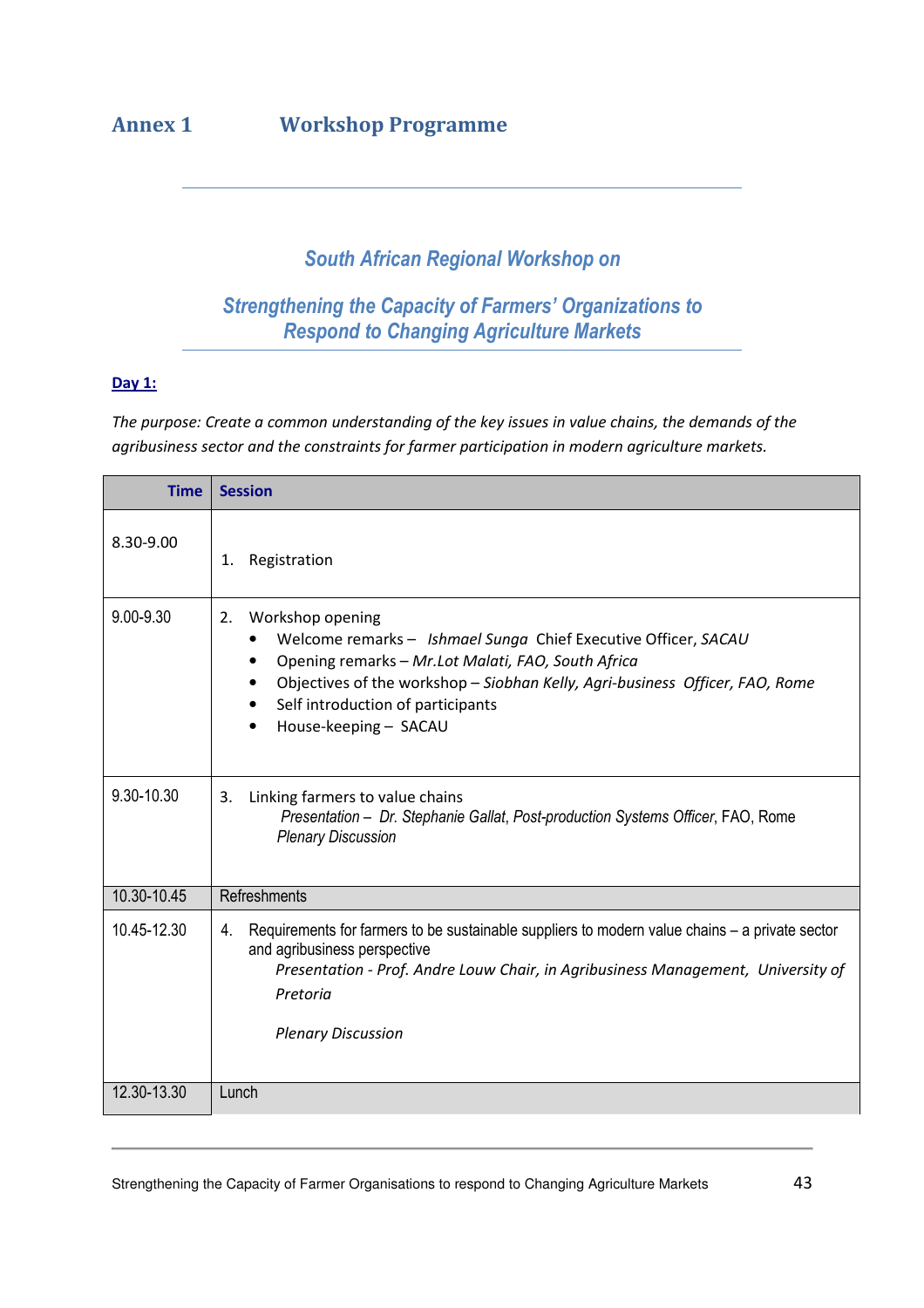## Annex 1 Workshop Programme

### *South African Regional Workshop on*

### *Strengthening the Capacity of Farmers' Organizations to Respond to Changing Agriculture Markets*

**Day 1:**

*The purpose: Create a common understanding of the key issues in value chains, the demands of the agribusiness sector and the constraints for farmer participation in modern agriculture markets.*

| Time | Session |
|---|---|
| 8.30-9.00 | 1. Registration |
| 9.00-9.30 | 2. Workshop opening<br>• Welcome remarks – *Ishmael Sunga* Chief Executive Officer, *SACAU*<br>• Opening remarks – *Mr.Lot Malati, FAO, South Africa*<br>• Objectives of the workshop – *Siobhan Kelly, Agri-business Officer, FAO, Rome*<br>• Self introduction of participants<br>• House-keeping – SACAU |
| 9.30-10.30 | 3. Linking farmers to value chains<br>*Presentation – Dr. Stephanie Gallat, Post-production Systems Officer*, FAO, Rome<br>*Plenary Discussion* |
| 10.30-10.45 | Refreshments |
| 10.45-12.30 | 4. Requirements for farmers to be sustainable suppliers to modern value chains – a private sector and agribusiness perspective<br>*Presentation - Prof. Andre Louw Chair, in Agribusiness Management, University of Pretoria*<br>*Plenary Discussion* |
| 12.30-13.30 | Lunch |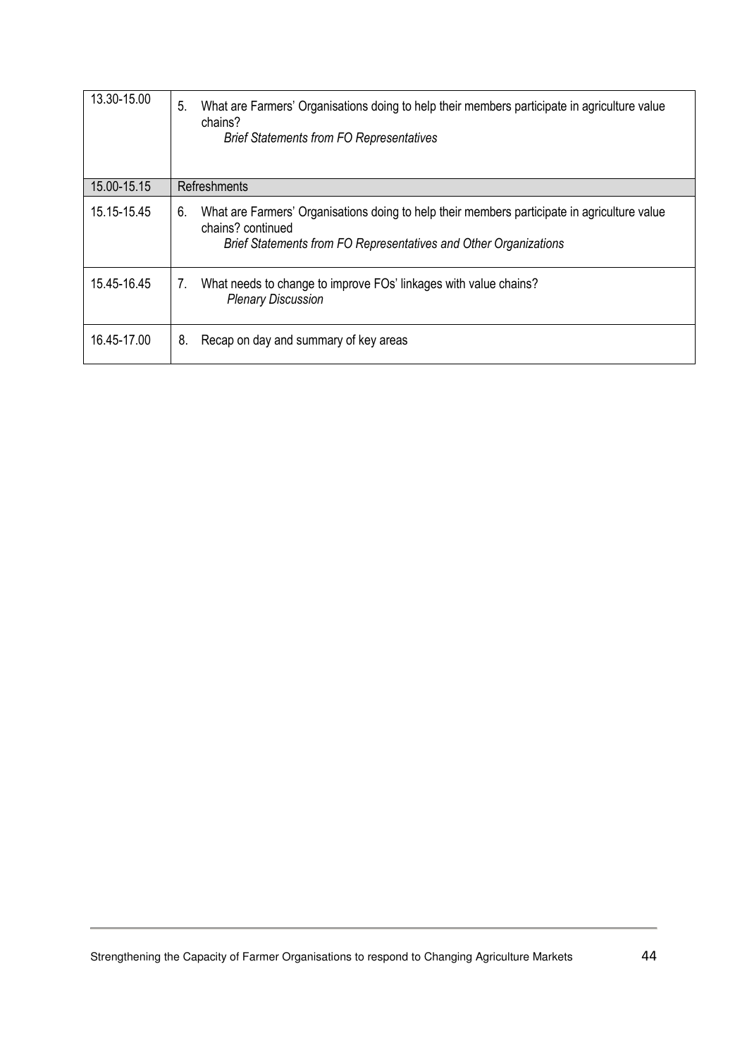| | |
|---|---|
| 13.30-15.00 | 5. What are Farmers' Organisations doing to help their members participate in agriculture value chains? *Brief Statements from FO Representatives* |
| 15.00-15.15 | Refreshments |
| 15.15-15.45 | 6. What are Farmers' Organisations doing to help their members participate in agriculture value chains? continued *Brief Statements from FO Representatives and Other Organizations* |
| 15.45-16.45 | 7. What needs to change to improve FOs' linkages with value chains? *Plenary Discussion* |
| 16.45-17.00 | 8. Recap on day and summary of key areas |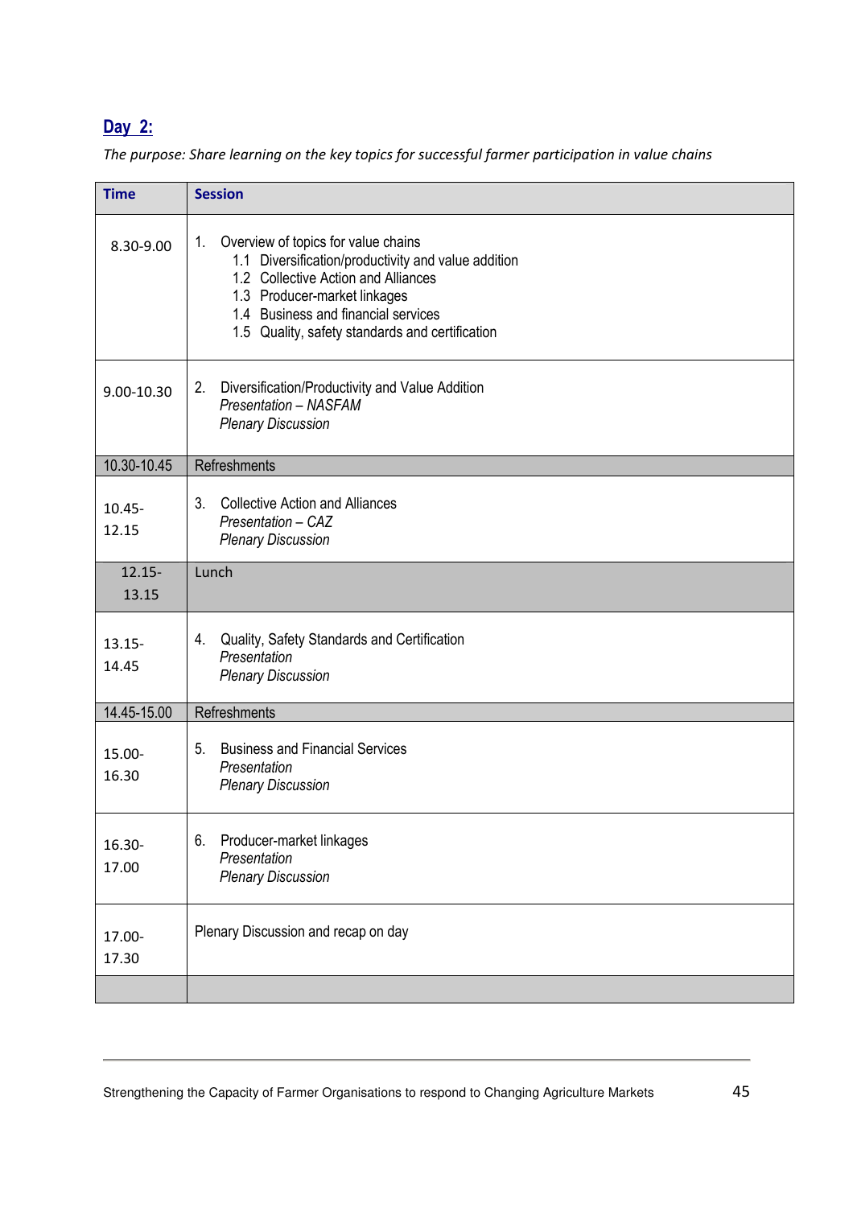## Day 2:

*The purpose: Share learning on the key topics for successful farmer participation in value chains*

| Time | Session |
|---|---|
| 8.30-9.00 | 1. Overview of topics for value chains<br>1.1 Diversification/productivity and value addition<br>1.2 Collective Action and Alliances<br>1.3 Producer-market linkages<br>1.4 Business and financial services<br>1.5 Quality, safety standards and certification |
| 9.00-10.30 | 2. Diversification/Productivity and Value Addition<br>*Presentation – NASFAM*<br>*Plenary Discussion* |
| 10.30-10.45 | Refreshments |
| 10.45-12.15 | 3. Collective Action and Alliances<br>*Presentation – CAZ*<br>*Plenary Discussion* |
| 12.15-13.15 | Lunch |
| 13.15-14.45 | 4. Quality, Safety Standards and Certification<br>*Presentation*<br>*Plenary Discussion* |
| 14.45-15.00 | Refreshments |
| 15.00-16.30 | 5. Business and Financial Services<br>*Presentation*<br>*Plenary Discussion* |
| 16.30-17.00 | 6. Producer-market linkages<br>*Presentation*<br>*Plenary Discussion* |
| 17.00-17.30 | Plenary Discussion and recap on day |
| | |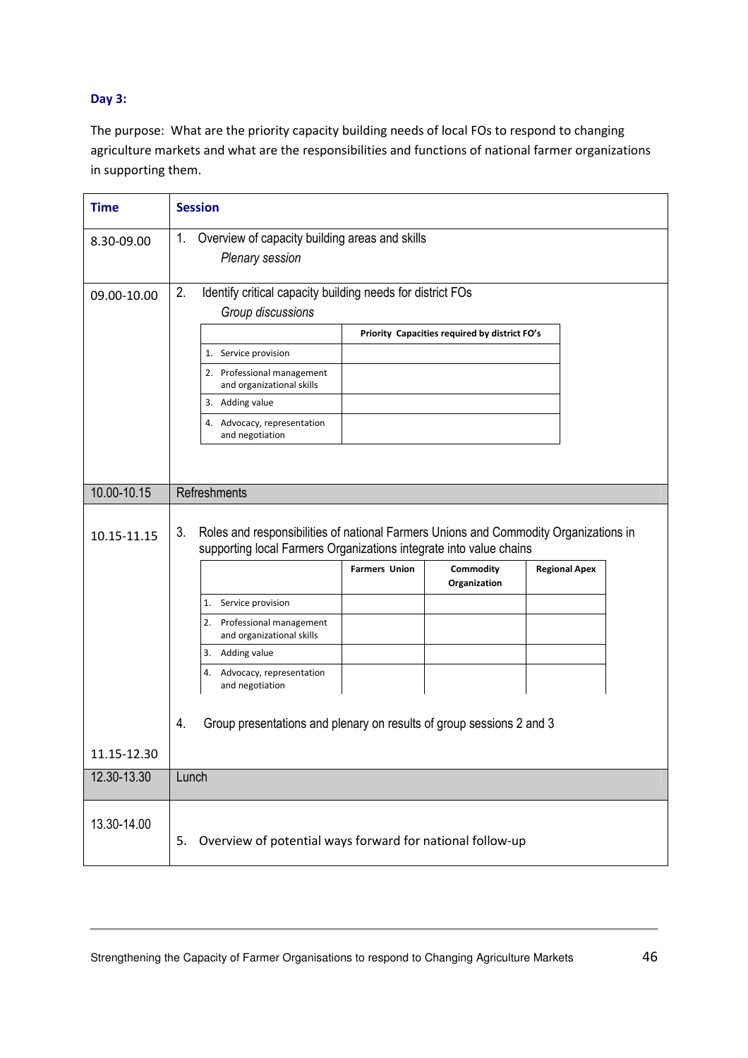**Day 3:**

The purpose: What are the priority capacity building needs of local FOs to respond to changing agriculture markets and what are the responsibilities and functions of national farmer organizations in supporting them.

| Time | Session |
|---|---|
| 8.30-09.00 | 1. Overview of capacity building areas and skills<br>*Plenary session* |
| 09.00-10.00 | 2. Identify critical capacity building needs for district FOs<br>*Group discussions* |
| 10.00-10.15 | Refreshments |
| 10.15-11.15 | 3. Roles and responsibilities of national Farmers Unions and Commodity Organizations in supporting local Farmers Organizations integrate into value chains |
| 11.15-12.30 | 4. Group presentations and plenary on results of group sessions 2 and 3 |
| 12.30-13.30 | Lunch |
| 13.30-14.00 | 5. Overview of potential ways forward for national follow-up |

Session 2 table:

| | Priority Capacities required by district FO's |
|---|---|
| 1. Service provision | |
| 2. Professional management and organizational skills | |
| 3. Adding value | |
| 4. Advocacy, representation and negotiation | |

Session 3 table:

| | Farmers Union | Commodity Organization | Regional Apex |
|---|---|---|---|
| 1. Service provision | | | |
| 2. Professional management and organizational skills | | | |
| 3. Adding value | | | |
| 4. Advocacy, representation and negotiation | | | |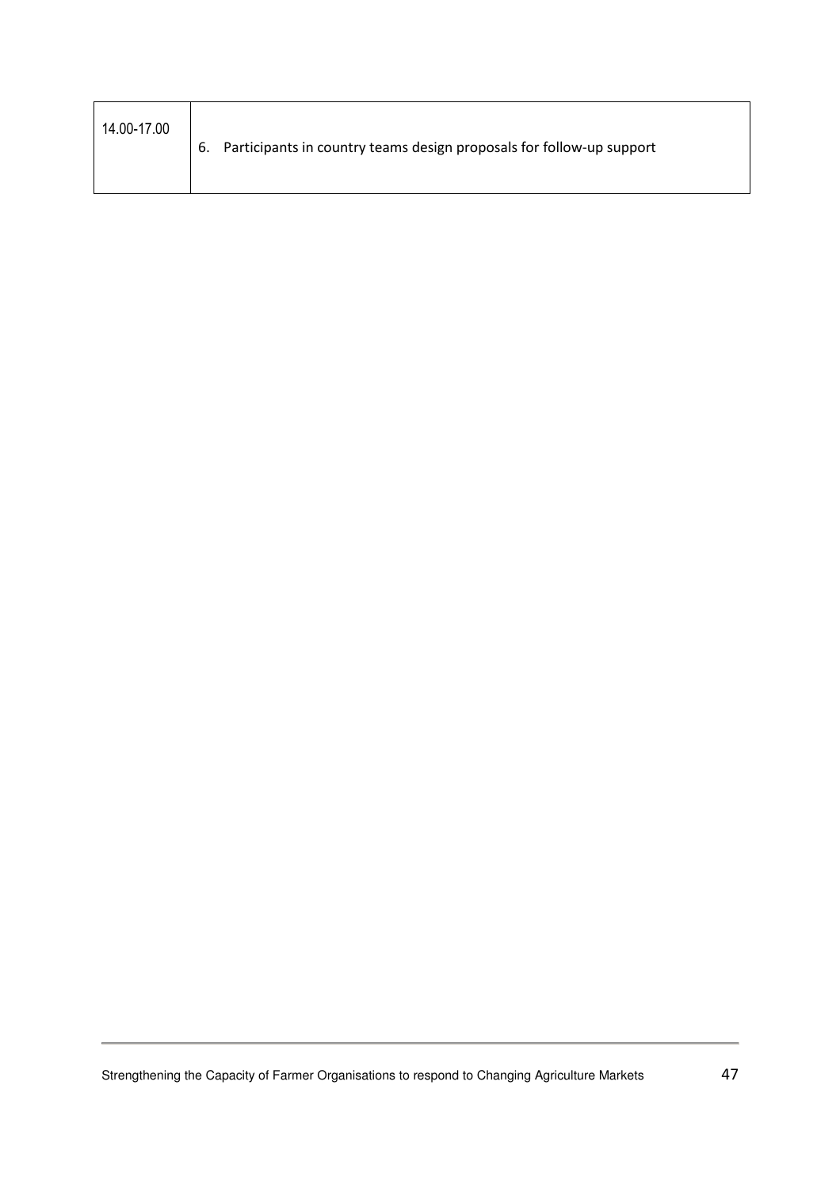| 14.00-17.00 | 6. Participants in country teams design proposals for follow-up support |
|---|---|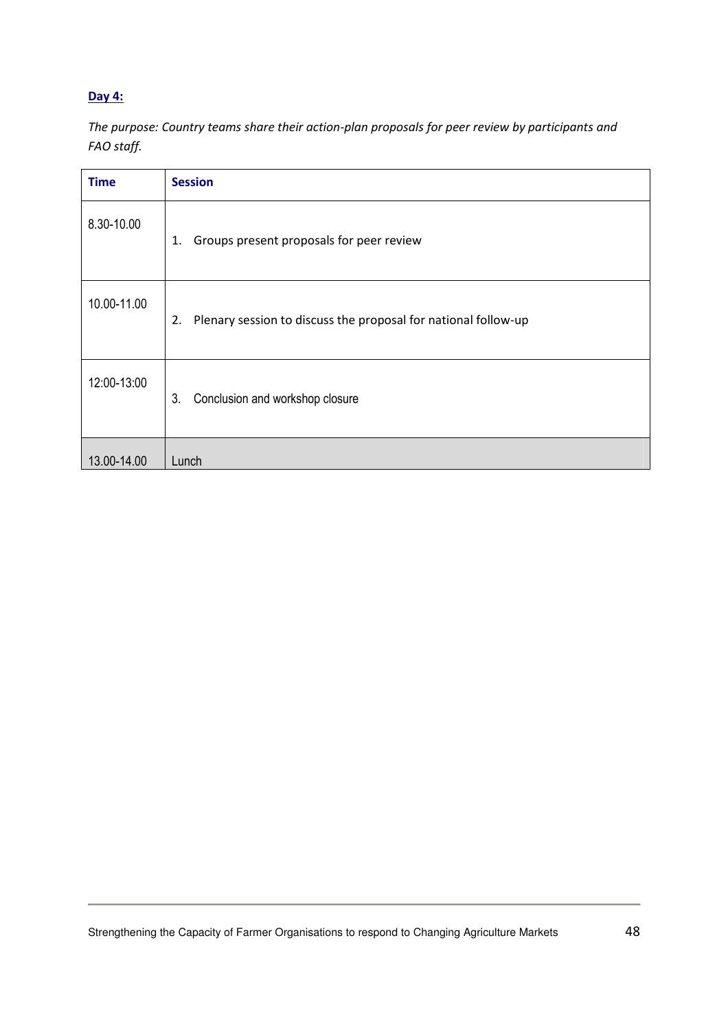**Day 4:**

*The purpose: Country teams share their action-plan proposals for peer review by participants and FAO staff.*

| Time | Session |
|---|---|
| 8.30-10.00 | 1. Groups present proposals for peer review |
| 10.00-11.00 | 2. Plenary session to discuss the proposal for national follow-up |
| 12:00-13:00 | 3. Conclusion and workshop closure |
| 13.00-14.00 | Lunch |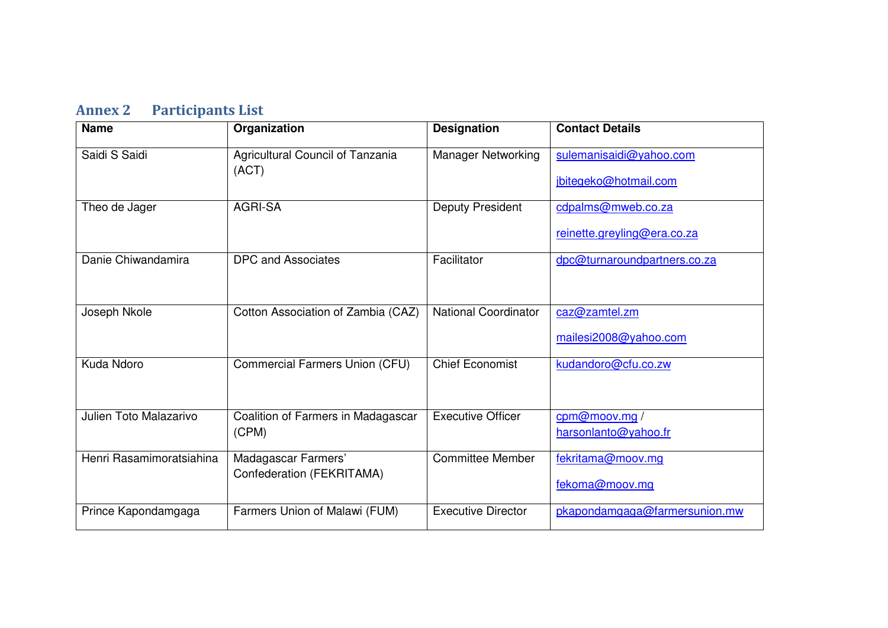## Annex 2 Participants List

| Name | Organization | Designation | Contact Details |
|---|---|---|---|
| Saidi S Saidi | Agricultural Council of Tanzania (ACT) | Manager Networking | sulemanisaidi@yahoo.com<br><br>jbitegeko@hotmail.com |
| Theo de Jager | AGRI-SA | Deputy President | cdpalms@mweb.co.za<br><br>reinette.greyling@era.co.za |
| Danie Chiwandamira | DPC and Associates | Facilitator | dpc@turnaroundpartners.co.za |
| Joseph Nkole | Cotton Association of Zambia (CAZ) | National Coordinator | caz@zamtel.zm<br><br>mailesi2008@yahoo.com |
| Kuda Ndoro | Commercial Farmers Union (CFU) | Chief Economist | kudandoro@cfu.co.zw |
| Julien Toto Malazarivo | Coalition of Farmers in Madagascar (CPM) | Executive Officer | cpm@moov.mg / harsonlanto@yahoo.fr |
| Henri Rasamimoratsiahina | Madagascar Farmers' Confederation (FEKRITAMA) | Committee Member | fekritama@moov.mg<br><br>fekoma@moov.mg |
| Prince Kapondamgaga | Farmers Union of Malawi (FUM) | Executive Director | pkapondamgaga@farmersunion.mw |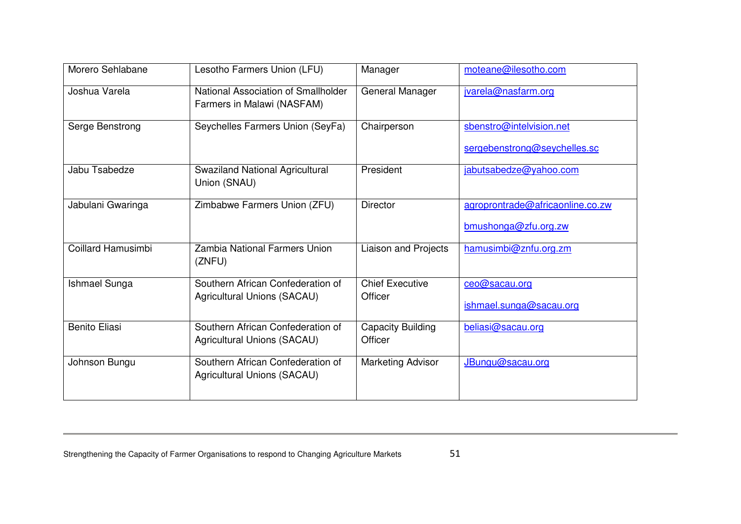| | | | |
|---|---|---|---|
| Morero Sehlabane | Lesotho Farmers Union (LFU) | Manager | moteane@ilesotho.com |
| Joshua Varela | National Association of Smallholder Farmers in Malawi (NASFAM) | General Manager | jvarela@nasfarm.org |
| Serge Benstrong | Seychelles Farmers Union (SeyFa) | Chairperson | sbenstro@intelvision.net<br><br>sergebenstrong@seychelles.sc |
| Jabu Tsabedze | Swaziland National Agricultural Union (SNAU) | President | jabutsabedze@yahoo.com |
| Jabulani Gwaringa | Zimbabwe Farmers Union (ZFU) | Director | agroprontrade@africaonline.co.zw<br><br>bmushonga@zfu.org.zw |
| Coillard Hamusimbi | Zambia National Farmers Union (ZNFU) | Liaison and Projects | hamusimbi@znfu.org.zm |
| Ishmael Sunga | Southern African Confederation of Agricultural Unions (SACAU) | Chief Executive Officer | ceo@sacau.org<br><br>ishmael.sunga@sacau.org |
| Benito Eliasi | Southern African Confederation of Agricultural Unions (SACAU) | Capacity Building Officer | beliasi@sacau.org |
| Johnson Bungu | Southern African Confederation of Agricultural Unions (SACAU) | Marketing Advisor | JBungu@sacau.org |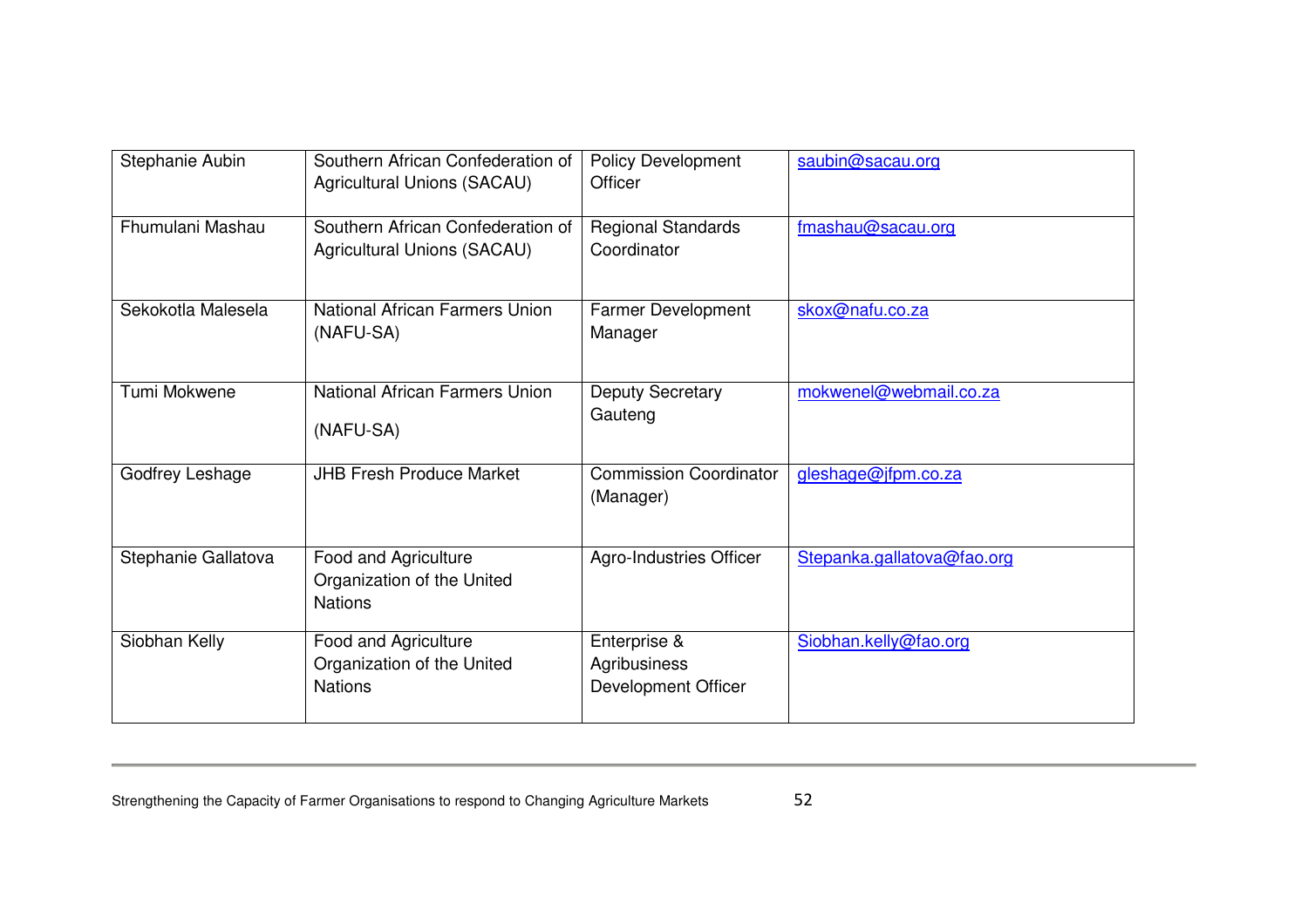| Stephanie Aubin | Southern African Confederation of Agricultural Unions (SACAU) | Policy Development Officer | saubin@sacau.org |
|---|---|---|---|
| Fhumulani Mashau | Southern African Confederation of Agricultural Unions (SACAU) | Regional Standards Coordinator | fmashau@sacau.org |
| Sekokotla Malesela | National African Farmers Union (NAFU-SA) | Farmer Development Manager | skox@nafu.co.za |
| Tumi Mokwene | National African Farmers Union (NAFU-SA) | Deputy Secretary Gauteng | mokwenel@webmail.co.za |
| Godfrey Leshage | JHB Fresh Produce Market | Commission Coordinator (Manager) | gleshage@jfpm.co.za |
| Stephanie Gallatova | Food and Agriculture Organization of the United Nations | Agro-Industries Officer | Stepanka.gallatova@fao.org |
| Siobhan Kelly | Food and Agriculture Organization of the United Nations | Enterprise & Agribusiness Development Officer | Siobhan.kelly@fao.org |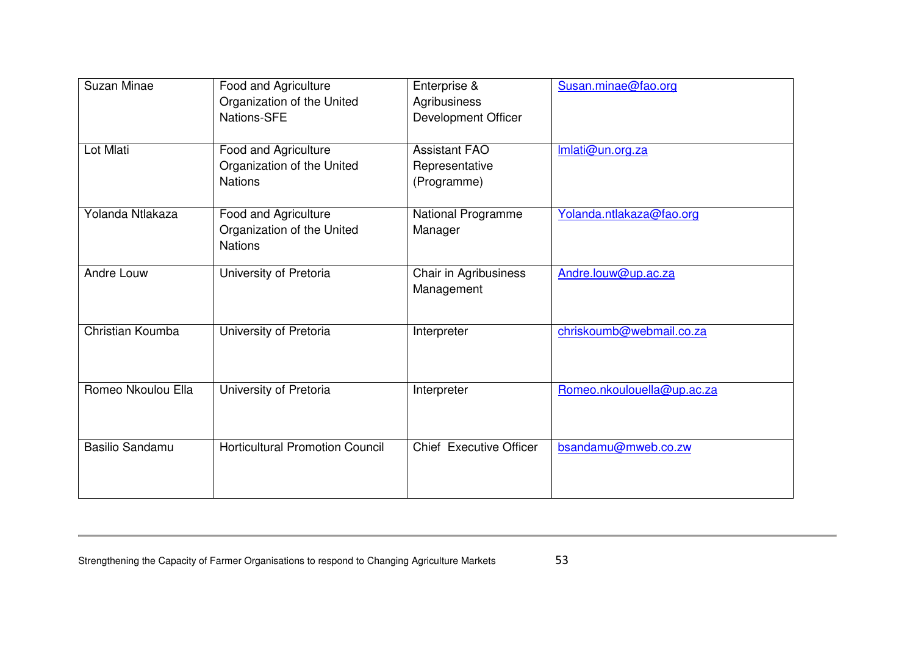| | | | |
|---|---|---|---|
| Suzan Minae | Food and Agriculture Organization of the United Nations-SFE | Enterprise & Agribusiness Development Officer | Susan.minae@fao.org |
| Lot Mlati | Food and Agriculture Organization of the United Nations | Assistant FAO Representative (Programme) | lmlati@un.org.za |
| Yolanda Ntlakaza | Food and Agriculture Organization of the United Nations | National Programme Manager | Yolanda.ntlakaza@fao.org |
| Andre Louw | University of Pretoria | Chair in Agribusiness Management | Andre.louw@up.ac.za |
| Christian Koumba | University of Pretoria | Interpreter | chriskoumb@webmail.co.za |
| Romeo Nkoulou Ella | University of Pretoria | Interpreter | Romeo.nkoulouella@up.ac.za |
| Basilio Sandamu | Horticultural Promotion Council | Chief Executive Officer | bsandamu@mweb.co.zw |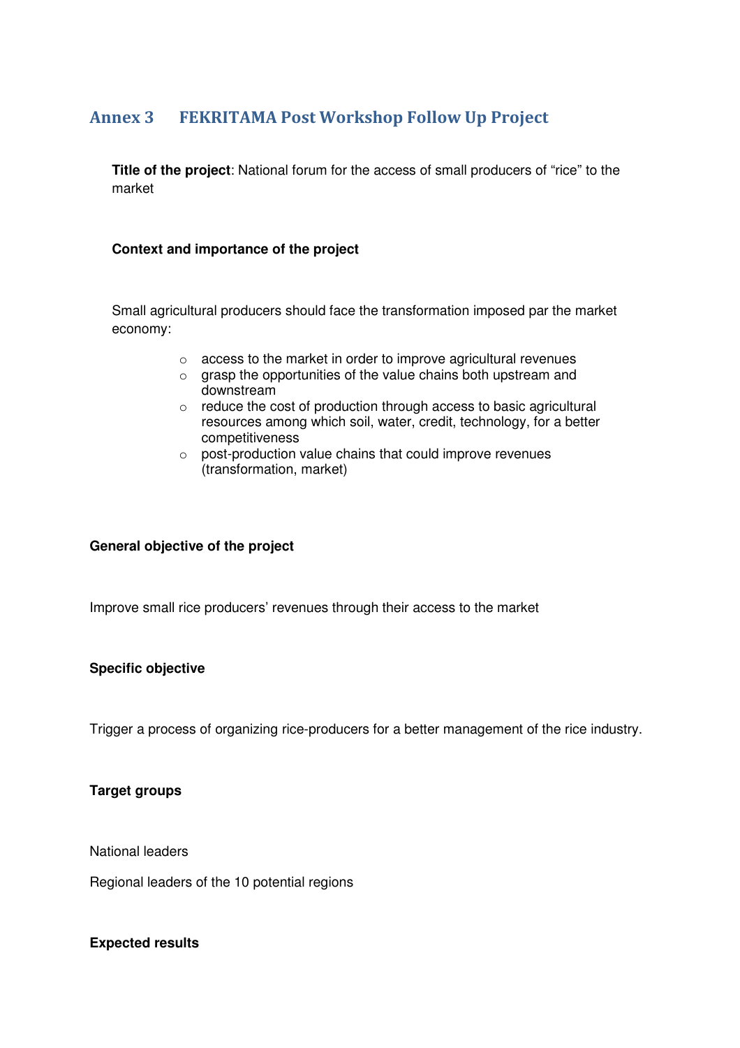## Annex 3 FEKRITAMA Post Workshop Follow Up Project

**Title of the project**: National forum for the access of small producers of “rice” to the market

**Context and importance of the project**

Small agricultural producers should face the transformation imposed par the market economy:

- access to the market in order to improve agricultural revenues
- grasp the opportunities of the value chains both upstream and downstream
- reduce the cost of production through access to basic agricultural resources among which soil, water, credit, technology, for a better competitiveness
- post-production value chains that could improve revenues (transformation, market)

**General objective of the project**

Improve small rice producers’ revenues through their access to the market

**Specific objective**

Trigger a process of organizing rice-producers for a better management of the rice industry.

**Target groups**

National leaders

Regional leaders of the 10 potential regions

**Expected results**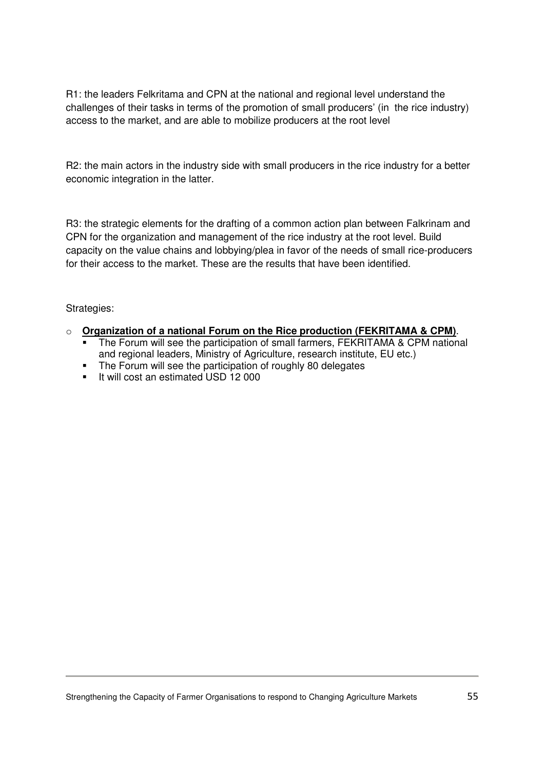R1: the leaders Felkritama and CPN at the national and regional level understand the challenges of their tasks in terms of the promotion of small producers' (in the rice industry) access to the market, and are able to mobilize producers at the root level

R2: the main actors in the industry side with small producers in the rice industry for a better economic integration in the latter.

R3: the strategic elements for the drafting of a common action plan between Falkrinam and CPN for the organization and management of the rice industry at the root level. Build capacity on the value chains and lobbying/plea in favor of the needs of small rice-producers for their access to the market. These are the results that have been identified.

Strategies:

- **<u>Organization of a national Forum on the Rice production (FEKRITAMA & CPM)</u>**.
  - The Forum will see the participation of small farmers, FEKRITAMA & CPM national and regional leaders, Ministry of Agriculture, research institute, EU etc.)
  - The Forum will see the participation of roughly 80 delegates
  - It will cost an estimated USD 12 000